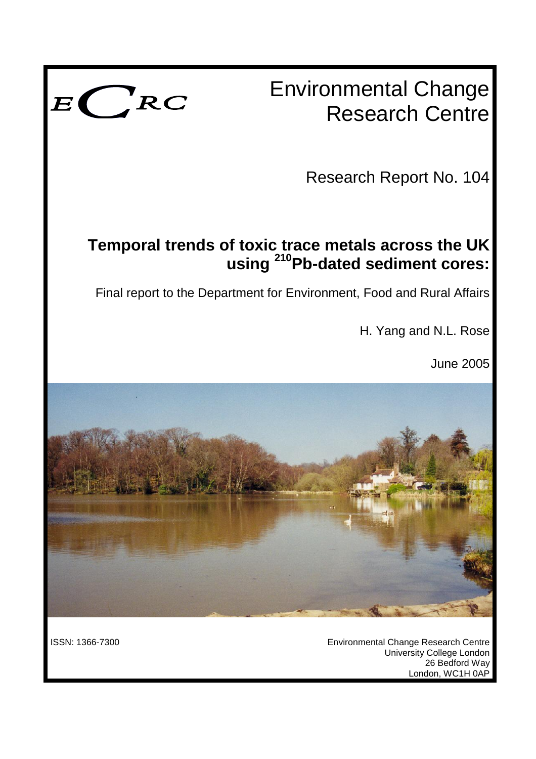ECRC

# Environmental Change Research Centre

Research Report No. 104

## Temporal trends of toxic trace metals across the UK using $^{210}$Pb-dated sediment cores:

Final report to the Department for Environment, Food and Rural Affairs

H. Yang and N.L. Rose

June 2005

ISSN: 1366-7300

Environmental Change Research Centre
University College London
26 Bedford Way
London, WC1H 0AP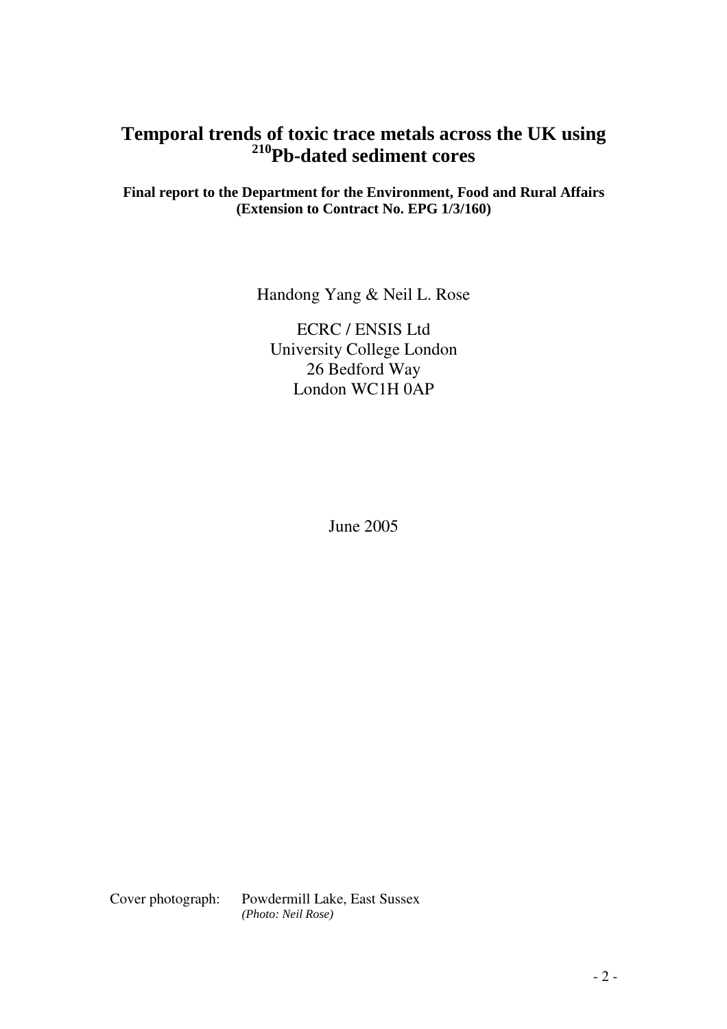# Temporal trends of toxic trace metals across the UK using $^{210}$Pb-dated sediment cores

**Final report to the Department for the Environment, Food and Rural Affairs (Extension to Contract No. EPG 1/3/160)**

Handong Yang & Neil L. Rose

ECRC / ENSIS Ltd
University College London
26 Bedford Way
London WC1H 0AP

June 2005

Cover photograph: Powdermill Lake, East Sussex
*(Photo: Neil Rose)*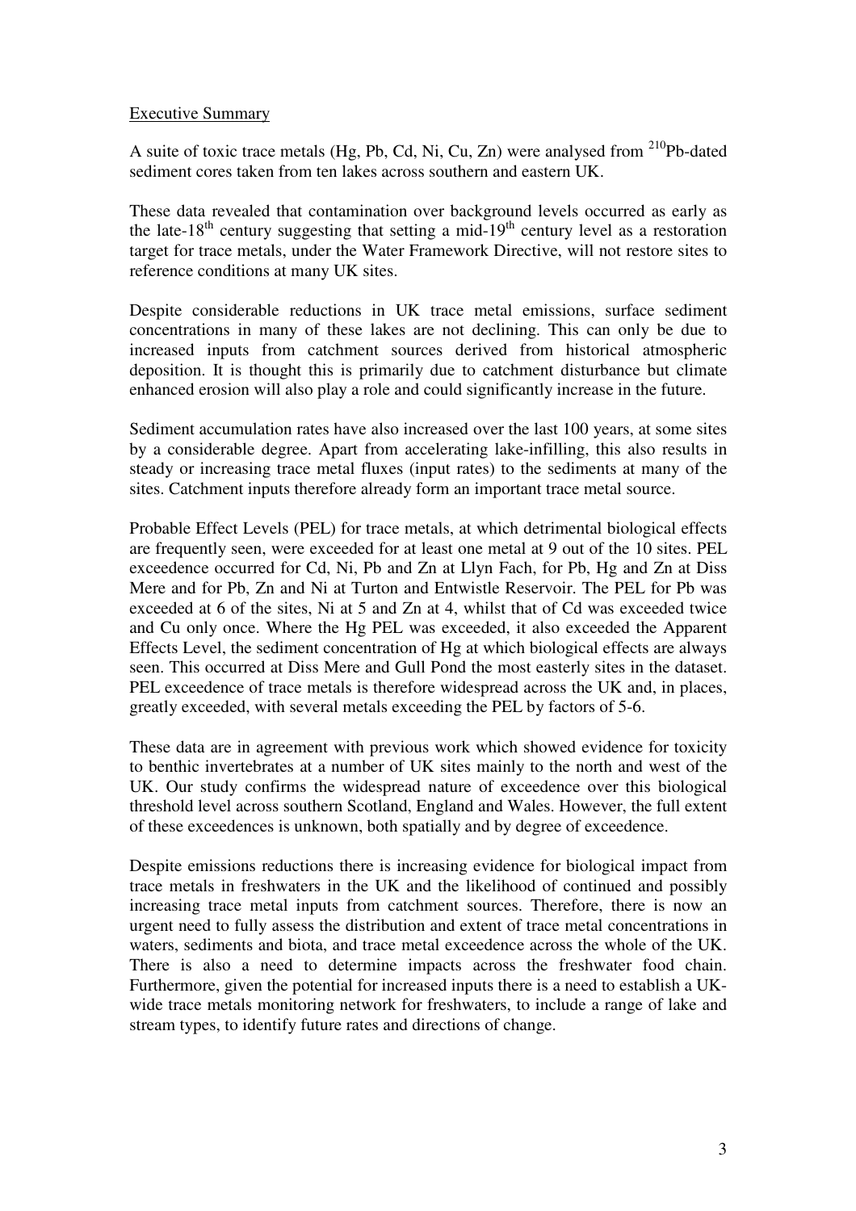## Executive Summary

A suite of toxic trace metals (Hg, Pb, Cd, Ni, Cu, Zn) were analysed from $^{210}$Pb-dated sediment cores taken from ten lakes across southern and eastern UK.

These data revealed that contamination over background levels occurred as early as the late-18$^{th}$ century suggesting that setting a mid-19$^{th}$ century level as a restoration target for trace metals, under the Water Framework Directive, will not restore sites to reference conditions at many UK sites.

Despite considerable reductions in UK trace metal emissions, surface sediment concentrations in many of these lakes are not declining. This can only be due to increased inputs from catchment sources derived from historical atmospheric deposition. It is thought this is primarily due to catchment disturbance but climate enhanced erosion will also play a role and could significantly increase in the future.

Sediment accumulation rates have also increased over the last 100 years, at some sites by a considerable degree. Apart from accelerating lake-infilling, this also results in steady or increasing trace metal fluxes (input rates) to the sediments at many of the sites. Catchment inputs therefore already form an important trace metal source.

Probable Effect Levels (PEL) for trace metals, at which detrimental biological effects are frequently seen, were exceeded for at least one metal at 9 out of the 10 sites. PEL exceedence occurred for Cd, Ni, Pb and Zn at Llyn Fach, for Pb, Hg and Zn at Diss Mere and for Pb, Zn and Ni at Turton and Entwistle Reservoir. The PEL for Pb was exceeded at 6 of the sites, Ni at 5 and Zn at 4, whilst that of Cd was exceeded twice and Cu only once. Where the Hg PEL was exceeded, it also exceeded the Apparent Effects Level, the sediment concentration of Hg at which biological effects are always seen. This occurred at Diss Mere and Gull Pond the most easterly sites in the dataset. PEL exceedence of trace metals is therefore widespread across the UK and, in places, greatly exceeded, with several metals exceeding the PEL by factors of 5-6.

These data are in agreement with previous work which showed evidence for toxicity to benthic invertebrates at a number of UK sites mainly to the north and west of the UK. Our study confirms the widespread nature of exceedence over this biological threshold level across southern Scotland, England and Wales. However, the full extent of these exceedences is unknown, both spatially and by degree of exceedence.

Despite emissions reductions there is increasing evidence for biological impact from trace metals in freshwaters in the UK and the likelihood of continued and possibly increasing trace metal inputs from catchment sources. Therefore, there is now an urgent need to fully assess the distribution and extent of trace metal concentrations in waters, sediments and biota, and trace metal exceedence across the whole of the UK. There is also a need to determine impacts across the freshwater food chain. Furthermore, given the potential for increased inputs there is a need to establish a UK-wide trace metals monitoring network for freshwaters, to include a range of lake and stream types, to identify future rates and directions of change.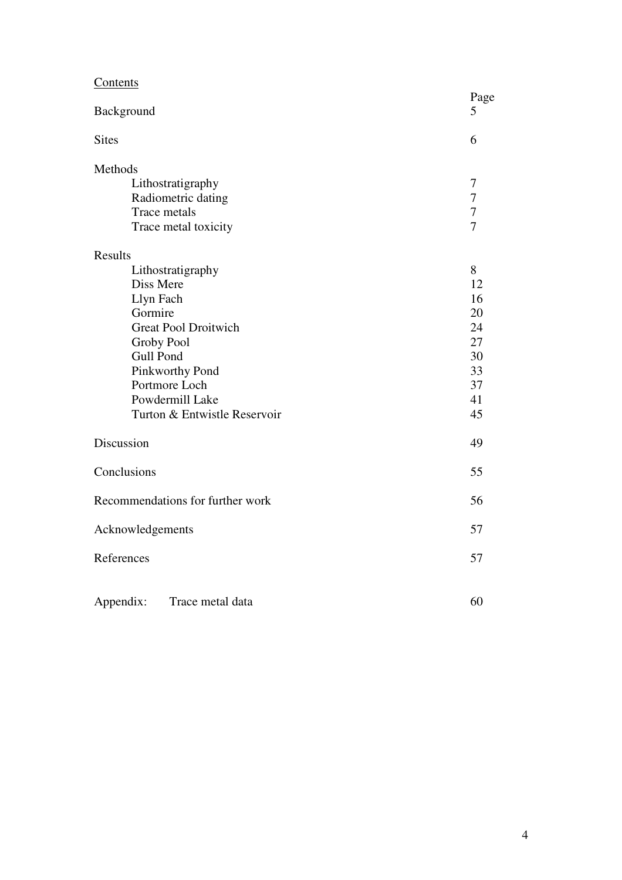<u>Contents</u>

| | Page |
|---|---|
| Background | 5 |
| Sites | 6 |
| Methods | |
| Lithostratigraphy | 7 |
| Radiometric dating | 7 |
| Trace metals | 7 |
| Trace metal toxicity | 7 |
| Results | |
| Lithostratigraphy | 8 |
| Diss Mere | 12 |
| Llyn Fach | 16 |
| Gormire | 20 |
| Great Pool Droitwich | 24 |
| Groby Pool | 27 |
| Gull Pond | 30 |
| Pinkworthy Pond | 33 |
| Portmore Loch | 37 |
| Powdermill Lake | 41 |
| Turton & Entwistle Reservoir | 45 |
| Discussion | 49 |
| Conclusions | 55 |
| Recommendations for further work | 56 |
| Acknowledgements | 57 |
| References | 57 |
| Appendix: Trace metal data | 60 |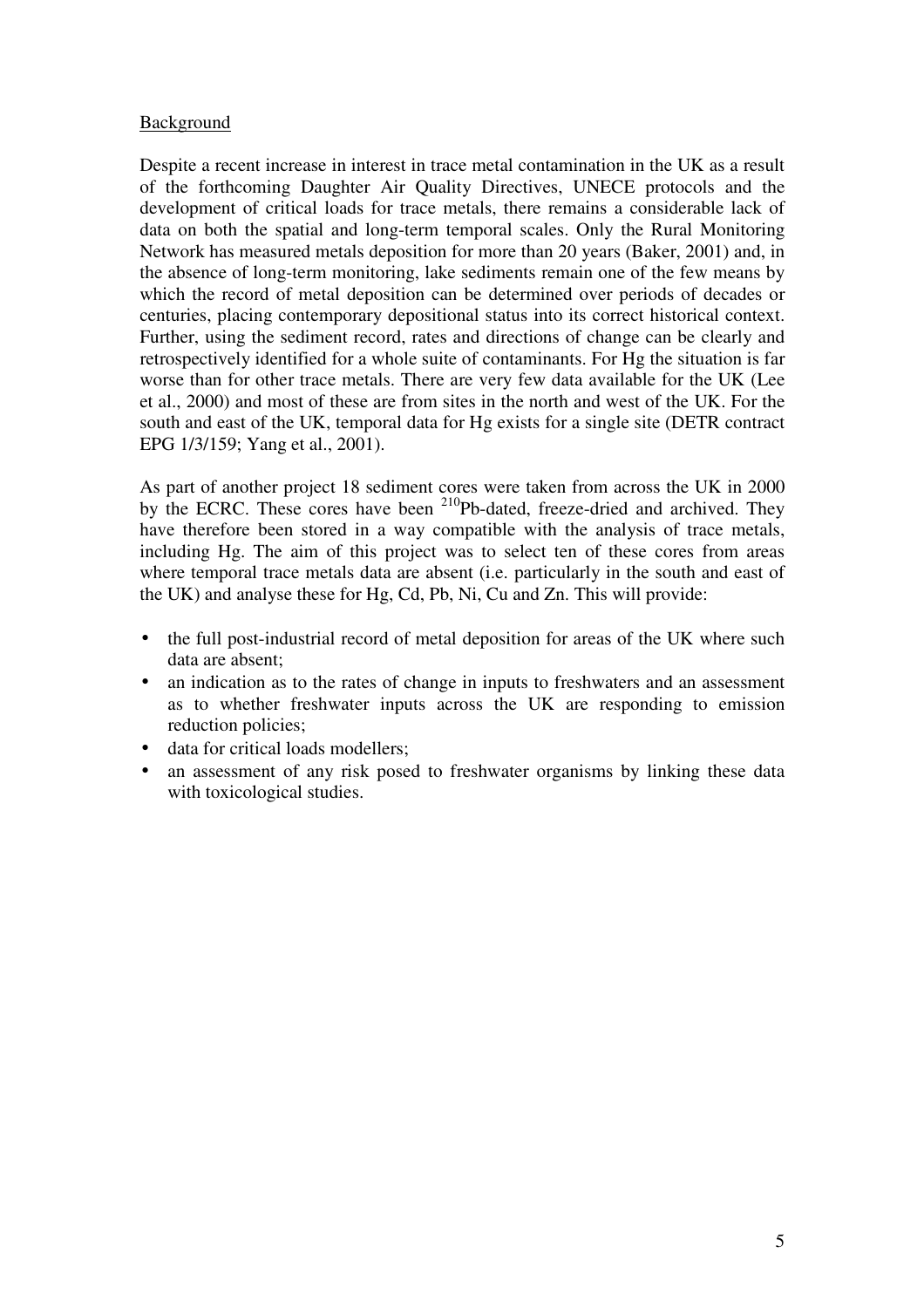## Background

Despite a recent increase in interest in trace metal contamination in the UK as a result of the forthcoming Daughter Air Quality Directives, UNECE protocols and the development of critical loads for trace metals, there remains a considerable lack of data on both the spatial and long-term temporal scales. Only the Rural Monitoring Network has measured metals deposition for more than 20 years (Baker, 2001) and, in the absence of long-term monitoring, lake sediments remain one of the few means by which the record of metal deposition can be determined over periods of decades or centuries, placing contemporary depositional status into its correct historical context. Further, using the sediment record, rates and directions of change can be clearly and retrospectively identified for a whole suite of contaminants. For Hg the situation is far worse than for other trace metals. There are very few data available for the UK (Lee et al., 2000) and most of these are from sites in the north and west of the UK. For the south and east of the UK, temporal data for Hg exists for a single site (DETR contract EPG 1/3/159; Yang et al., 2001).

As part of another project 18 sediment cores were taken from across the UK in 2000 by the ECRC. These cores have been $^{210}$Pb-dated, freeze-dried and archived. They have therefore been stored in a way compatible with the analysis of trace metals, including Hg. The aim of this project was to select ten of these cores from areas where temporal trace metals data are absent (i.e. particularly in the south and east of the UK) and analyse these for Hg, Cd, Pb, Ni, Cu and Zn. This will provide:

- the full post-industrial record of metal deposition for areas of the UK where such data are absent;
- an indication as to the rates of change in inputs to freshwaters and an assessment as to whether freshwater inputs across the UK are responding to emission reduction policies;
- data for critical loads modellers;
- an assessment of any risk posed to freshwater organisms by linking these data with toxicological studies.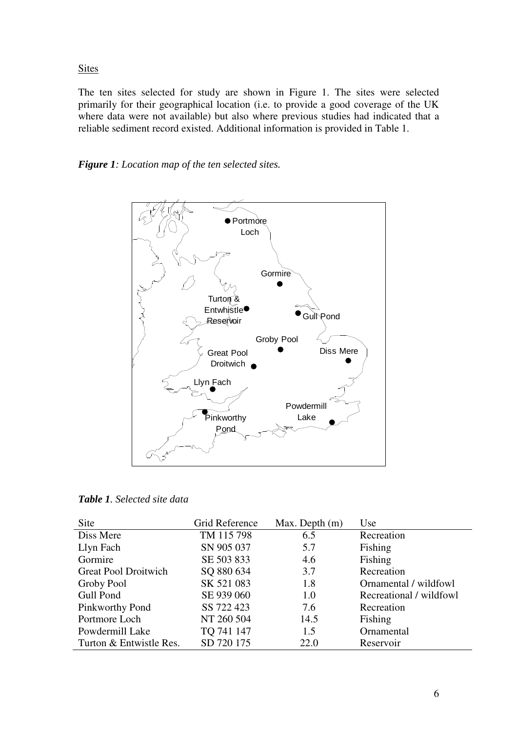Sites

The ten sites selected for study are shown in Figure 1. The sites were selected primarily for their geographical location (i.e. to provide a good coverage of the UK where data were not available) but also where previous studies had indicated that a reliable sediment record existed. Additional information is provided in Table 1.

***Figure 1**: Location map of the ten selected sites.*

***Table 1**. Selected site data*

| Site | Grid Reference | Max. Depth (m) | Use |
|---|---|---|---|
| Diss Mere | TM 115 798 | 6.5 | Recreation |
| Llyn Fach | SN 905 037 | 5.7 | Fishing |
| Gormire | SE 503 833 | 4.6 | Fishing |
| Great Pool Droitwich | SQ 880 634 | 3.7 | Recreation |
| Groby Pool | SK 521 083 | 1.8 | Ornamental / wildfowl |
| Gull Pond | SE 939 060 | 1.0 | Recreational / wildfowl |
| Pinkworthy Pond | SS 722 423 | 7.6 | Recreation |
| Portmore Loch | NT 260 504 | 14.5 | Fishing |
| Powdermill Lake | TQ 741 147 | 1.5 | Ornamental |
| Turton & Entwistle Res. | SD 720 175 | 22.0 | Reservoir |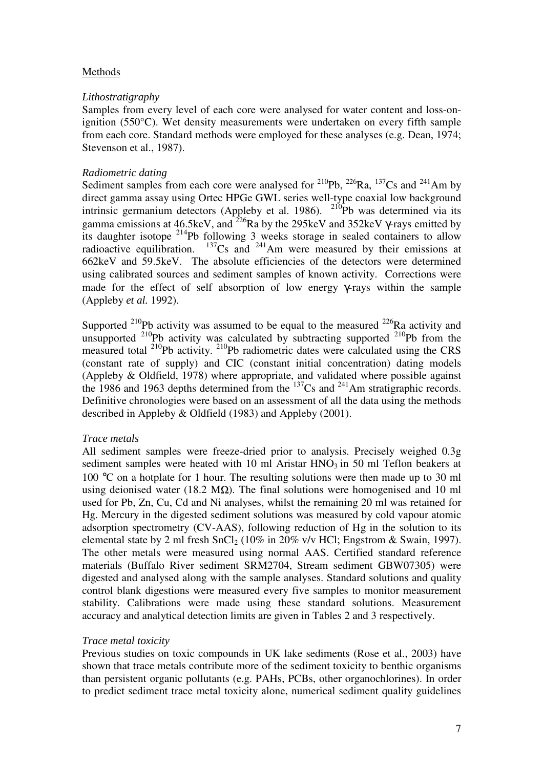## Methods

### *Lithostratigraphy*

Samples from every level of each core were analysed for water content and loss-on-ignition (550°C). Wet density measurements were undertaken on every fifth sample from each core. Standard methods were employed for these analyses (e.g. Dean, 1974; Stevenson et al., 1987).

### *Radiometric dating*

Sediment samples from each core were analysed for $^{210}Pb$, $^{226}Ra$, $^{137}Cs$ and $^{241}Am$ by direct gamma assay using Ortec HPGe GWL series well-type coaxial low background intrinsic germanium detectors (Appleby et al. 1986). $^{210}Pb$ was determined via its gamma emissions at 46.5keV, and $^{226}Ra$ by the 295keV and 352keV γ-rays emitted by its daughter isotope $^{214}Pb$ following 3 weeks storage in sealed containers to allow radioactive equilibration. $^{137}Cs$ and $^{241}Am$ were measured by their emissions at 662keV and 59.5keV. The absolute efficiencies of the detectors were determined using calibrated sources and sediment samples of known activity. Corrections were made for the effect of self absorption of low energy γ-rays within the sample (Appleby *et al.* 1992).

Supported $^{210}Pb$ activity was assumed to be equal to the measured $^{226}Ra$ activity and unsupported $^{210}Pb$ activity was calculated by subtracting supported $^{210}Pb$ from the measured total $^{210}Pb$ activity. $^{210}Pb$ radiometric dates were calculated using the CRS (constant rate of supply) and CIC (constant initial concentration) dating models (Appleby & Oldfield, 1978) where appropriate, and validated where possible against the 1986 and 1963 depths determined from the $^{137}Cs$ and $^{241}Am$ stratigraphic records. Definitive chronologies were based on an assessment of all the data using the methods described in Appleby & Oldfield (1983) and Appleby (2001).

### *Trace metals*

All sediment samples were freeze-dried prior to analysis. Precisely weighed 0.3g sediment samples were heated with 10 ml Aristar $HNO_3$ in 50 ml Teflon beakers at 100 °C on a hotplate for 1 hour. The resulting solutions were then made up to 30 ml using deionised water (18.2 MΩ). The final solutions were homogenised and 10 ml used for Pb, Zn, Cu, Cd and Ni analyses, whilst the remaining 20 ml was retained for Hg. Mercury in the digested sediment solutions was measured by cold vapour atomic adsorption spectrometry (CV-AAS), following reduction of Hg in the solution to its elemental state by 2 ml fresh $SnCl_2$ (10% in 20% v/v HCl; Engstrom & Swain, 1997). The other metals were measured using normal AAS. Certified standard reference materials (Buffalo River sediment SRM2704, Stream sediment GBW07305) were digested and analysed along with the sample analyses. Standard solutions and quality control blank digestions were measured every five samples to monitor measurement stability. Calibrations were made using these standard solutions. Measurement accuracy and analytical detection limits are given in Tables 2 and 3 respectively.

### *Trace metal toxicity*

Previous studies on toxic compounds in UK lake sediments (Rose et al., 2003) have shown that trace metals contribute more of the sediment toxicity to benthic organisms than persistent organic pollutants (e.g. PAHs, PCBs, other organochlorines). In order to predict sediment trace metal toxicity alone, numerical sediment quality guidelines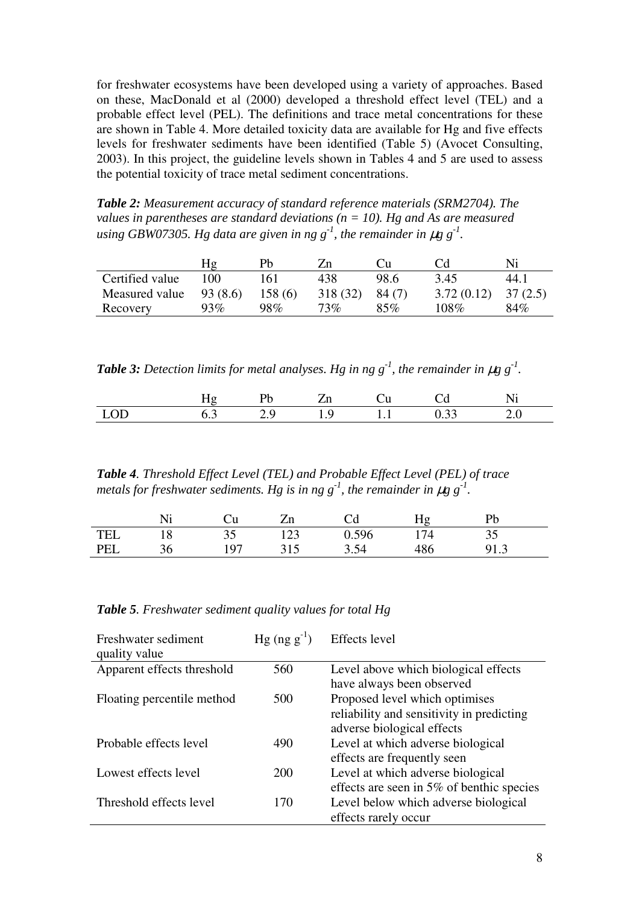for freshwater ecosystems have been developed using a variety of approaches. Based on these, MacDonald et al (2000) developed a threshold effect level (TEL) and a probable effect level (PEL). The definitions and trace metal concentrations for these are shown in Table 4. More detailed toxicity data are available for Hg and five effects levels for freshwater sediments have been identified (Table 5) (Avocet Consulting, 2003). In this project, the guideline levels shown in Tables 4 and 5 are used to assess the potential toxicity of trace metal sediment concentrations.

***Table 2:*** *Measurement accuracy of standard reference materials (SRM2704). The values in parentheses are standard deviations ($n = 10$). Hg and As are measured using GBW07305. Hg data are given in ng $g^{-1}$, the remainder in $\mu g\ g^{-1}$.*

| | Hg | Pb | Zn | Cu | Cd | Ni |
|---|---|---|---|---|---|---|
| Certified value | 100 | 161 | 438 | 98.6 | 3.45 | 44.1 |
| Measured value | 93 (8.6) | 158 (6) | 318 (32) | 84 (7) | 3.72 (0.12) | 37 (2.5) |
| Recovery | 93% | 98% | 73% | 85% | 108% | 84% |

***Table 3:*** *Detection limits for metal analyses. Hg in ng $g^{-1}$, the remainder in $\mu g\ g^{-1}$.*

| | Hg | Pb | Zn | Cu | Cd | Ni |
|---|---|---|---|---|---|---|
| LOD | 6.3 | 2.9 | 1.9 | 1.1 | 0.33 | 2.0 |

***Table 4****. Threshold Effect Level (TEL) and Probable Effect Level (PEL) of trace metals for freshwater sediments. Hg is in ng $g^{-1}$, the remainder in $\mu g\ g^{-1}$.*

| | Ni | Cu | Zn | Cd | Hg | Pb |
|---|---|---|---|---|---|---|
| TEL | 18 | 35 | 123 | 0.596 | 174 | 35 |
| PEL | 36 | 197 | 315 | 3.54 | 486 | 91.3 |

***Table 5****. Freshwater sediment quality values for total Hg*

| Freshwater sediment quality value | Hg (ng $g^{-1}$) | Effects level |
|---|---|---|
| Apparent effects threshold | 560 | Level above which biological effects have always been observed |
| Floating percentile method | 500 | Proposed level which optimises reliability and sensitivity in predicting adverse biological effects |
| Probable effects level | 490 | Level at which adverse biological effects are frequently seen |
| Lowest effects level | 200 | Level at which adverse biological effects are seen in 5% of benthic species |
| Threshold effects level | 170 | Level below which adverse biological effects rarely occur |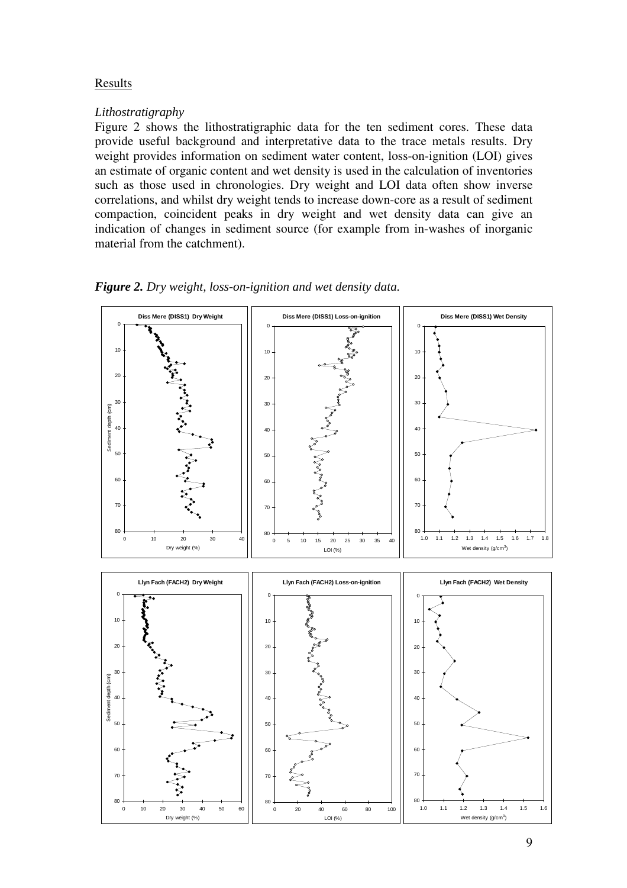## Results

### *Lithostratigraphy*

Figure 2 shows the lithostratigraphic data for the ten sediment cores. These data provide useful background and interpretative data to the trace metals results. Dry weight provides information on sediment water content, loss-on-ignition (LOI) gives an estimate of organic content and wet density is used in the calculation of inventories such as those used in chronologies. Dry weight and LOI data often show inverse correlations, and whilst dry weight tends to increase down-core as a result of sediment compaction, coincident peaks in dry weight and wet density data can give an indication of changes in sediment source (for example from in-washes of inorganic material from the catchment).

***Figure 2.*** *Dry weight, loss-on-ignition and wet density data.*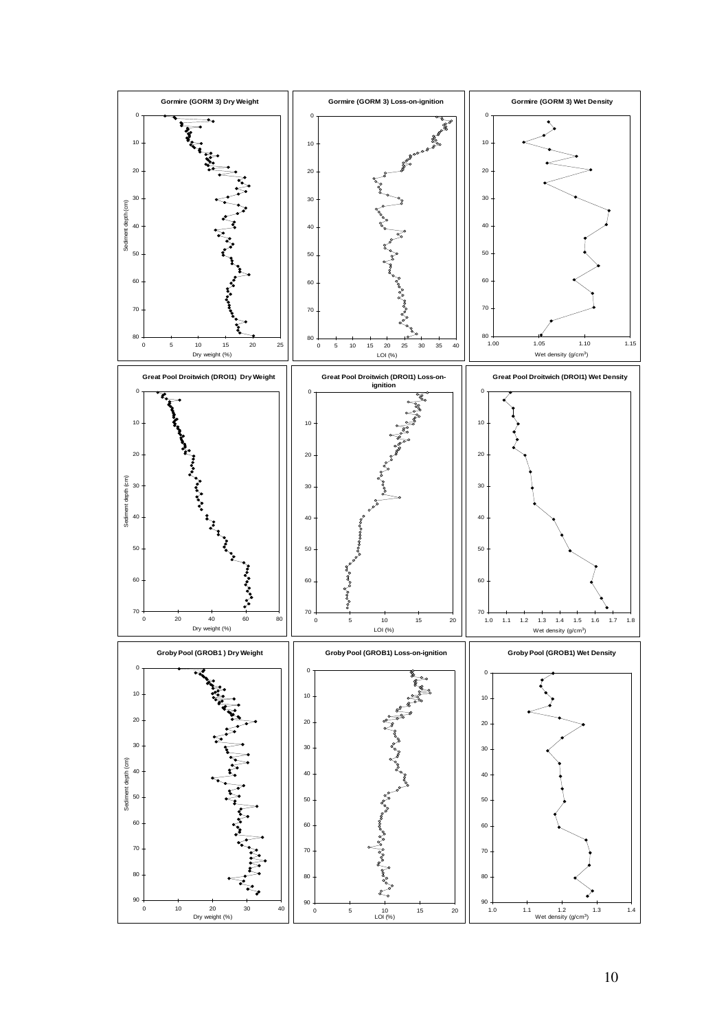Gormire (GORM 3) Dry Weight

Sediment depth (cm)

Dry weight (%)

Gormire (GORM 3) Loss-on-ignition

LOI (%)

Gormire (GORM 3) Wet Density

Wet density (g/cm$^3$)

Great Pool Droitwich (DROI1) Dry Weight

Sediment depth (cm)

Dry weight (%)

Great Pool Droitwich (DROI1) Loss-on-ignition

LOI (%)

Great Pool Droitwich (DROI1) Wet Density

Wet density (g/cm$^3$)

Groby Pool (GROB1) Dry Weight

Sediment depth (cm)

Dry weight (%)

Groby Pool (GROB1) Loss-on-ignition

LOI (%)

Groby Pool (GROB1) Wet Density

Wet density (g/cm$^3$)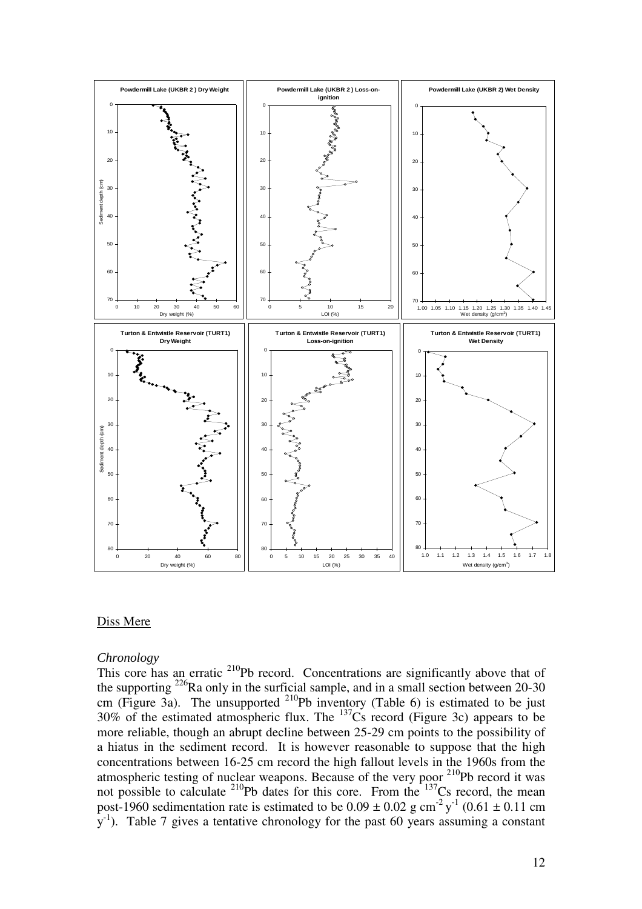## Diss Mere

### *Chronology*

This core has an erratic $^{210}$Pb record. Concentrations are significantly above that of the supporting $^{226}$Ra only in the surficial sample, and in a small section between 20-30 cm (Figure 3a). The unsupported $^{210}$Pb inventory (Table 6) is estimated to be just 30% of the estimated atmospheric flux. The $^{137}$Cs record (Figure 3c) appears to be more reliable, though an abrupt decline between 25-29 cm points to the possibility of a hiatus in the sediment record. It is however reasonable to suppose that the high concentrations between 16-25 cm record the high fallout levels in the 1960s from the atmospheric testing of nuclear weapons. Because of the very poor $^{210}$Pb record it was not possible to calculate $^{210}$Pb dates for this core. From the $^{137}$Cs record, the mean post-1960 sedimentation rate is estimated to be $0.09 \pm 0.02$ g cm$^{-2}$ y$^{-1}$ ($0.61 \pm 0.11$ cm y$^{-1}$). Table 7 gives a tentative chronology for the past 60 years assuming a constant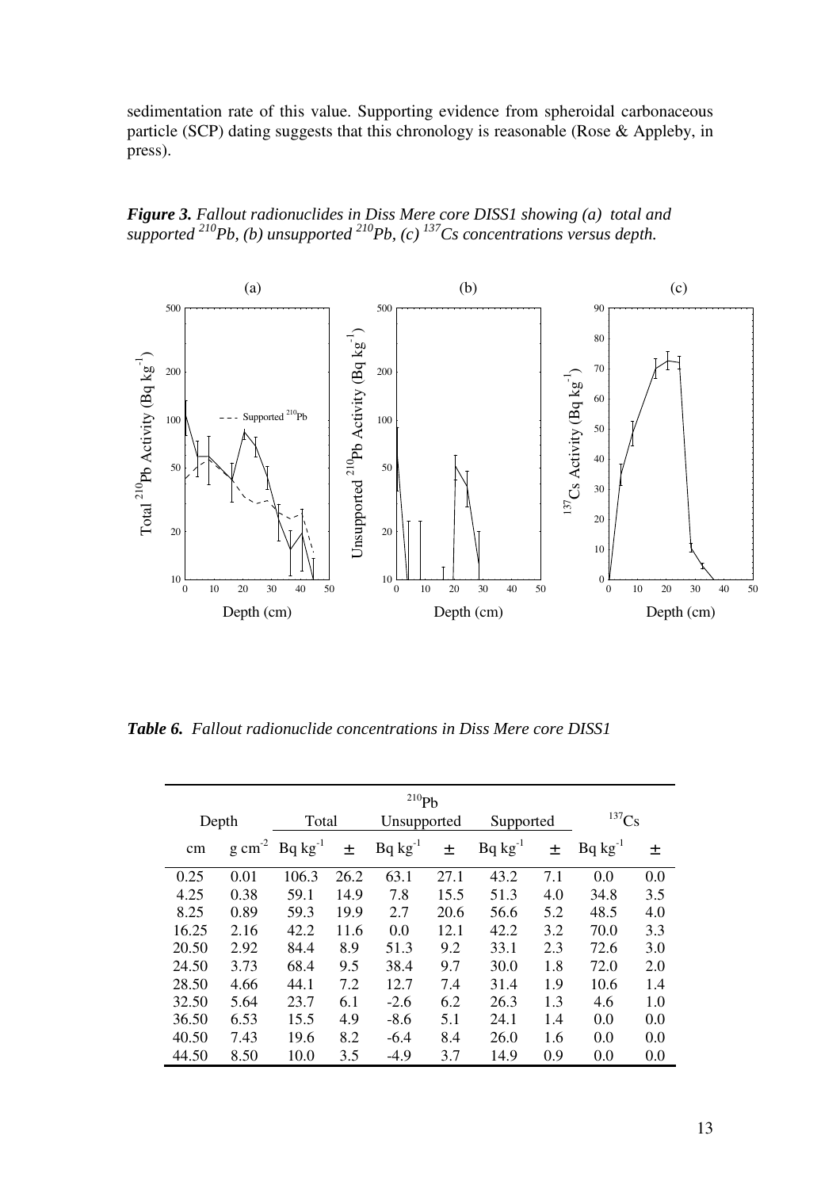sedimentation rate of this value. Supporting evidence from spheroidal carbonaceous particle (SCP) dating suggests that this chronology is reasonable (Rose & Appleby, in press).

***Figure 3.*** *Fallout radionuclides in Diss Mere core DISS1 showing (a) total and supported $^{210}Pb$, (b) unsupported $^{210}Pb$, (c) $^{137}Cs$ concentrations versus depth.*

***Table 6.*** *Fallout radionuclide concentrations in Diss Mere core DISS1*

| Depth | | $^{210}Pb$ Total | | $^{210}Pb$ Unsupported | | $^{210}Pb$ Supported | | $^{137}Cs$ | |
|---|---|---|---|---|---|---|---|---|---|
| cm | g cm$^{-2}$ | Bq kg$^{-1}$ | ± | Bq kg$^{-1}$ | ± | Bq kg$^{-1}$ | ± | Bq kg$^{-1}$ | ± |
| 0.25 | 0.01 | 106.3 | 26.2 | 63.1 | 27.1 | 43.2 | 7.1 | 0.0 | 0.0 |
| 4.25 | 0.38 | 59.1 | 14.9 | 7.8 | 15.5 | 51.3 | 4.0 | 34.8 | 3.5 |
| 8.25 | 0.89 | 59.3 | 19.9 | 2.7 | 20.6 | 56.6 | 5.2 | 48.5 | 4.0 |
| 16.25 | 2.16 | 42.2 | 11.6 | 0.0 | 12.1 | 42.2 | 3.2 | 70.0 | 3.3 |
| 20.50 | 2.92 | 84.4 | 8.9 | 51.3 | 9.2 | 33.1 | 2.3 | 72.6 | 3.0 |
| 24.50 | 3.73 | 68.4 | 9.5 | 38.4 | 9.7 | 30.0 | 1.8 | 72.0 | 2.0 |
| 28.50 | 4.66 | 44.1 | 7.2 | 12.7 | 7.4 | 31.4 | 1.9 | 10.6 | 1.4 |
| 32.50 | 5.64 | 23.7 | 6.1 | -2.6 | 6.2 | 26.3 | 1.3 | 4.6 | 1.0 |
| 36.50 | 6.53 | 15.5 | 4.9 | -8.6 | 5.1 | 24.1 | 1.4 | 0.0 | 0.0 |
| 40.50 | 7.43 | 19.6 | 8.2 | -6.4 | 8.4 | 26.0 | 1.6 | 0.0 | 0.0 |
| 44.50 | 8.50 | 10.0 | 3.5 | -4.9 | 3.7 | 14.9 | 0.9 | 0.0 | 0.0 |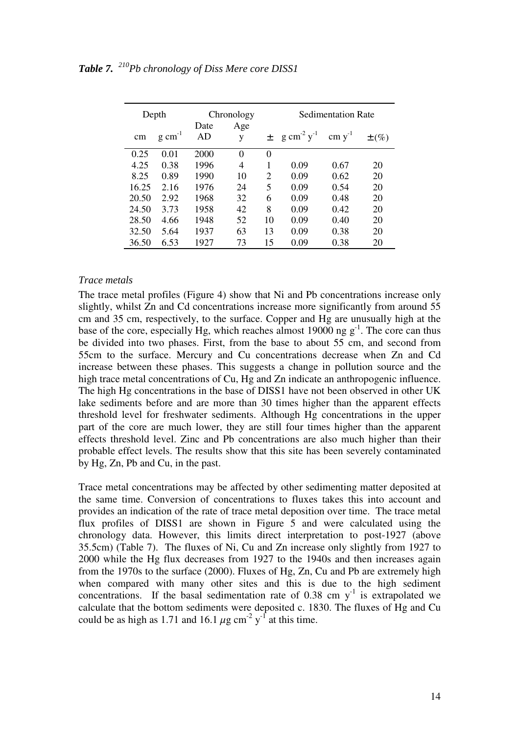***Table 7.*** *$^{210}$Pb chronology of Diss Mere core DISS1*

| Depth | | Chronology | | | Sedimentation Rate | | |
|---|---|---|---|---|---|---|---|
| cm | $g\ cm^{-1}$ | Date AD | Age y | ± | $g\ cm^{-2}\ y^{-1}$ | $cm\ y^{-1}$ | ±(%) |
| 0.25 | 0.01 | 2000 | 0 | 0 | | | |
| 4.25 | 0.38 | 1996 | 4 | 1 | 0.09 | 0.67 | 20 |
| 8.25 | 0.89 | 1990 | 10 | 2 | 0.09 | 0.62 | 20 |
| 16.25 | 2.16 | 1976 | 24 | 5 | 0.09 | 0.54 | 20 |
| 20.50 | 2.92 | 1968 | 32 | 6 | 0.09 | 0.48 | 20 |
| 24.50 | 3.73 | 1958 | 42 | 8 | 0.09 | 0.42 | 20 |
| 28.50 | 4.66 | 1948 | 52 | 10 | 0.09 | 0.40 | 20 |
| 32.50 | 5.64 | 1937 | 63 | 13 | 0.09 | 0.38 | 20 |
| 36.50 | 6.53 | 1927 | 73 | 15 | 0.09 | 0.38 | 20 |

*Trace metals*

The trace metal profiles (Figure 4) show that Ni and Pb concentrations increase only slightly, whilst Zn and Cd concentrations increase more significantly from around 55 cm and 35 cm, respectively, to the surface. Copper and Hg are unusually high at the base of the core, especially Hg, which reaches almost 19000 ng $g^{-1}$. The core can thus be divided into two phases. First, from the base to about 55 cm, and second from 55cm to the surface. Mercury and Cu concentrations decrease when Zn and Cd increase between these phases. This suggests a change in pollution source and the high trace metal concentrations of Cu, Hg and Zn indicate an anthropogenic influence. The high Hg concentrations in the base of DISS1 have not been observed in other UK lake sediments before and are more than 30 times higher than the apparent effects threshold level for freshwater sediments. Although Hg concentrations in the upper part of the core are much lower, they are still four times higher than the apparent effects threshold level. Zinc and Pb concentrations are also much higher than their probable effect levels. The results show that this site has been severely contaminated by Hg, Zn, Pb and Cu, in the past.

Trace metal concentrations may be affected by other sedimenting matter deposited at the same time. Conversion of concentrations to fluxes takes this into account and provides an indication of the rate of trace metal deposition over time. The trace metal flux profiles of DISS1 are shown in Figure 5 and were calculated using the chronology data. However, this limits direct interpretation to post-1927 (above 35.5cm) (Table 7). The fluxes of Ni, Cu and Zn increase only slightly from 1927 to 2000 while the Hg flux decreases from 1927 to the 1940s and then increases again from the 1970s to the surface (2000). Fluxes of Hg, Zn, Cu and Pb are extremely high when compared with many other sites and this is due to the high sediment concentrations. If the basal sedimentation rate of 0.38 cm $y^{-1}$ is extrapolated we calculate that the bottom sediments were deposited c. 1830. The fluxes of Hg and Cu could be as high as 1.71 and 16.1 $\mu g\ cm^{-2}\ y^{-1}$ at this time.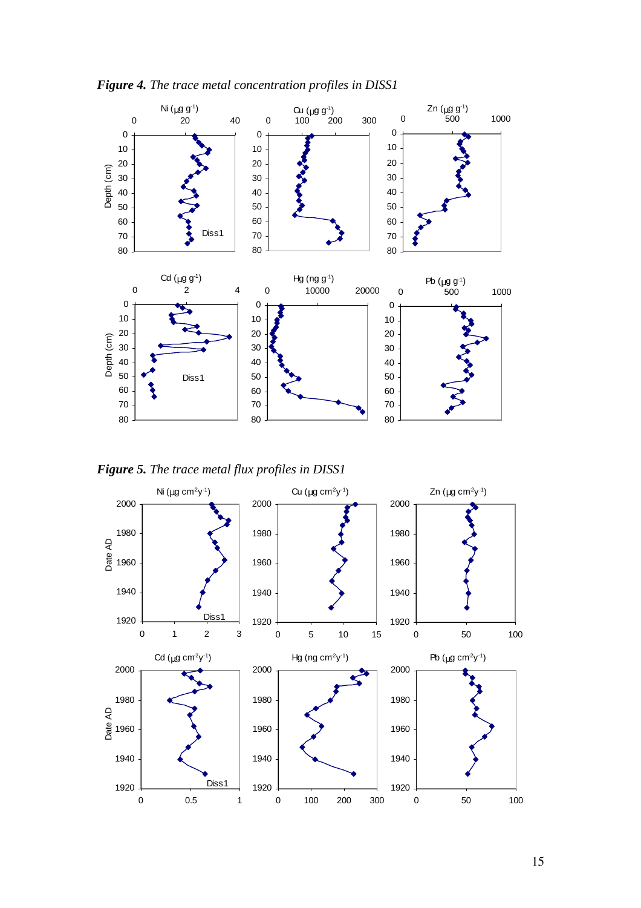***Figure 4.*** *The trace metal concentration profiles in DISS1*

***Figure 5.*** *The trace metal flux profiles in DISS1*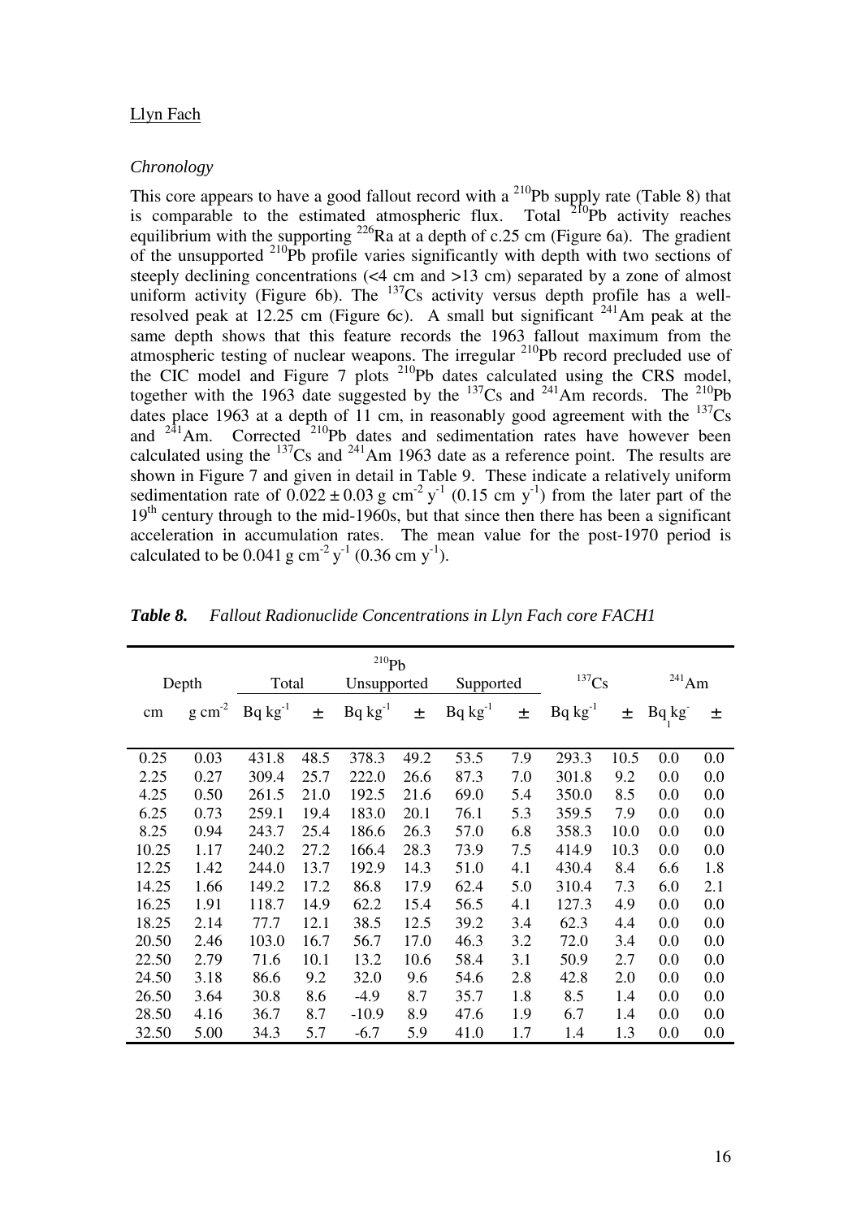Llyn Fach

*Chronology*

This core appears to have a good fallout record with a $^{210}Pb$ supply rate (Table 8) that is comparable to the estimated atmospheric flux. Total $^{210}Pb$ activity reaches equilibrium with the supporting $^{226}Ra$ at a depth of c.25 cm (Figure 6a). The gradient of the unsupported $^{210}Pb$ profile varies significantly with depth with two sections of steeply declining concentrations (<4 cm and >13 cm) separated by a zone of almost uniform activity (Figure 6b). The $^{137}Cs$ activity versus depth profile has a well-resolved peak at 12.25 cm (Figure 6c). A small but significant $^{241}Am$ peak at the same depth shows that this feature records the 1963 fallout maximum from the atmospheric testing of nuclear weapons. The irregular $^{210}Pb$ record precluded use of the CIC model and Figure 7 plots $^{210}Pb$ dates calculated using the CRS model, together with the 1963 date suggested by the $^{137}Cs$ and $^{241}Am$ records. The $^{210}Pb$ dates place 1963 at a depth of 11 cm, in reasonably good agreement with the $^{137}Cs$ and $^{241}Am$. Corrected $^{210}Pb$ dates and sedimentation rates have however been calculated using the $^{137}Cs$ and $^{241}Am$ 1963 date as a reference point. The results are shown in Figure 7 and given in detail in Table 9. These indicate a relatively uniform sedimentation rate of $0.022 \pm 0.03$ g cm$^{-2}$ y$^{-1}$ (0.15 cm y$^{-1}$) from the later part of the 19$^{th}$ century through to the mid-1960s, but that since then there has been a significant acceleration in accumulation rates. The mean value for the post-1970 period is calculated to be 0.041 g cm$^{-2}$ y$^{-1}$ (0.36 cm y$^{-1}$).

***Table 8.*** *Fallout Radionuclide Concentrations in Llyn Fach core FACH1*

| Depth | | $^{210}Pb$ Total | | $^{210}Pb$ Unsupported | | $^{210}Pb$ Supported | | $^{137}Cs$ | | $^{241}Am$ | |
|---|---|---|---|---|---|---|---|---|---|---|---|
| cm | g cm$^{-2}$ | Bq kg$^{-1}$ | ± | Bq kg$^{-1}$ | ± | Bq kg$^{-1}$ | ± | Bq kg$^{-1}$ | ± | Bq kg$^{-1}$ | ± |
| 0.25 | 0.03 | 431.8 | 48.5 | 378.3 | 49.2 | 53.5 | 7.9 | 293.3 | 10.5 | 0.0 | 0.0 |
| 2.25 | 0.27 | 309.4 | 25.7 | 222.0 | 26.6 | 87.3 | 7.0 | 301.8 | 9.2 | 0.0 | 0.0 |
| 4.25 | 0.50 | 261.5 | 21.0 | 192.5 | 21.6 | 69.0 | 5.4 | 350.0 | 8.5 | 0.0 | 0.0 |
| 6.25 | 0.73 | 259.1 | 19.4 | 183.0 | 20.1 | 76.1 | 5.3 | 359.5 | 7.9 | 0.0 | 0.0 |
| 8.25 | 0.94 | 243.7 | 25.4 | 186.6 | 26.3 | 57.0 | 6.8 | 358.3 | 10.0 | 0.0 | 0.0 |
| 10.25 | 1.17 | 240.2 | 27.2 | 166.4 | 28.3 | 73.9 | 7.5 | 414.9 | 10.3 | 0.0 | 0.0 |
| 12.25 | 1.42 | 244.0 | 13.7 | 192.9 | 14.3 | 51.0 | 4.1 | 430.4 | 8.4 | 6.6 | 1.8 |
| 14.25 | 1.66 | 149.2 | 17.2 | 86.8 | 17.9 | 62.4 | 5.0 | 310.4 | 7.3 | 6.0 | 2.1 |
| 16.25 | 1.91 | 118.7 | 14.9 | 62.2 | 15.4 | 56.5 | 4.1 | 127.3 | 4.9 | 0.0 | 0.0 |
| 18.25 | 2.14 | 77.7 | 12.1 | 38.5 | 12.5 | 39.2 | 3.4 | 62.3 | 4.4 | 0.0 | 0.0 |
| 20.50 | 2.46 | 103.0 | 16.7 | 56.7 | 17.0 | 46.3 | 3.2 | 72.0 | 3.4 | 0.0 | 0.0 |
| 22.50 | 2.79 | 71.6 | 10.1 | 13.2 | 10.6 | 58.4 | 3.1 | 50.9 | 2.7 | 0.0 | 0.0 |
| 24.50 | 3.18 | 86.6 | 9.2 | 32.0 | 9.6 | 54.6 | 2.8 | 42.8 | 2.0 | 0.0 | 0.0 |
| 26.50 | 3.64 | 30.8 | 8.6 | -4.9 | 8.7 | 35.7 | 1.8 | 8.5 | 1.4 | 0.0 | 0.0 |
| 28.50 | 4.16 | 36.7 | 8.7 | -10.9 | 8.9 | 47.6 | 1.9 | 6.7 | 1.4 | 0.0 | 0.0 |
| 32.50 | 5.00 | 34.3 | 5.7 | -6.7 | 5.9 | 41.0 | 1.7 | 1.4 | 1.3 | 0.0 | 0.0 |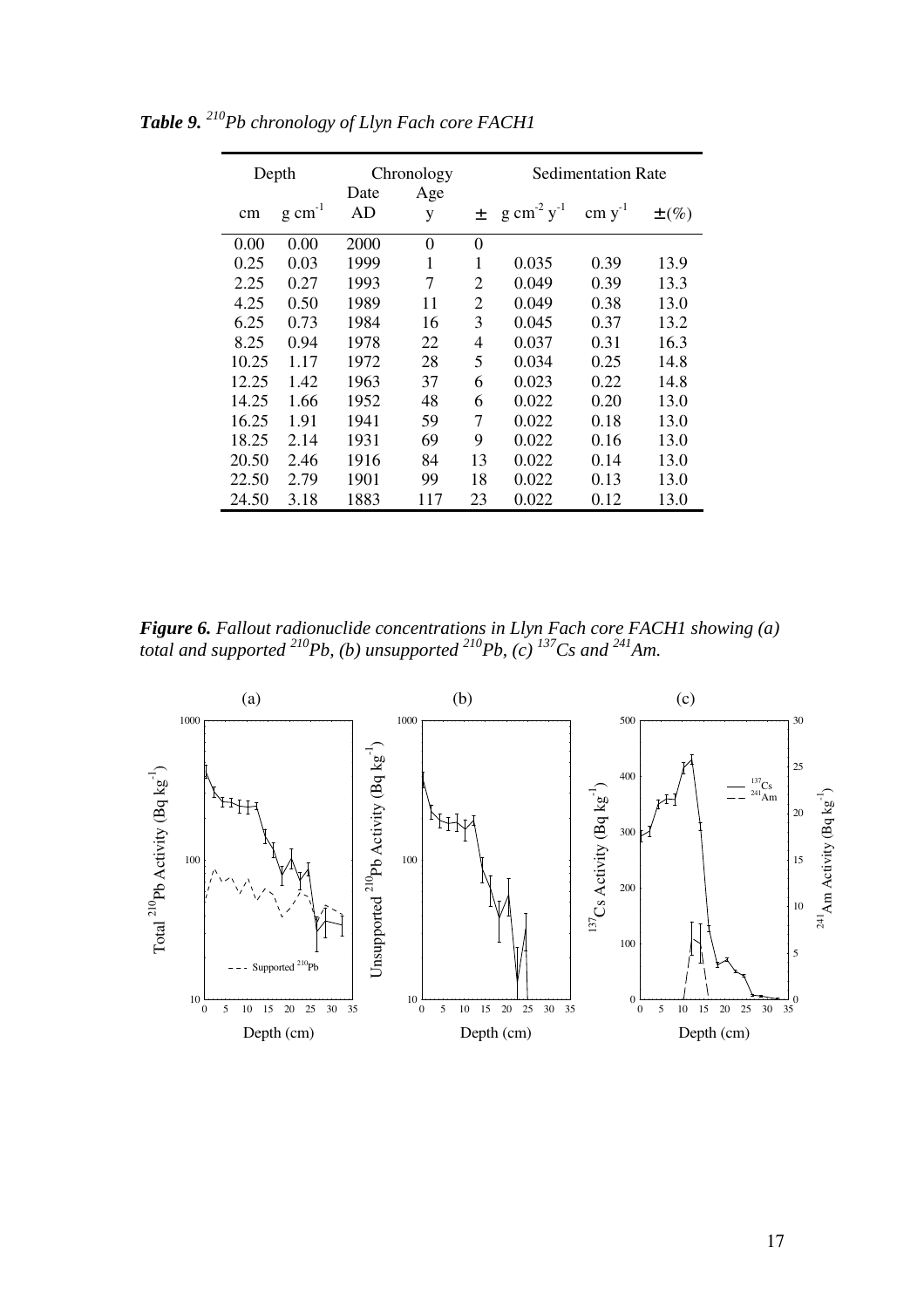***Table 9.*** *$^{210}$Pb chronology of Llyn Fach core FACH1*

| Depth | | Chronology | | | Sedimentation Rate | | |
|---|---|---|---|---|---|---|---|
| cm | g cm$^{-1}$ | Date AD | Age y | ± | g cm$^{-2}$ y$^{-1}$ | cm y$^{-1}$ | ±(%) |
| 0.00 | 0.00 | 2000 | 0 | 0 | | | |
| 0.25 | 0.03 | 1999 | 1 | 1 | 0.035 | 0.39 | 13.9 |
| 2.25 | 0.27 | 1993 | 7 | 2 | 0.049 | 0.39 | 13.3 |
| 4.25 | 0.50 | 1989 | 11 | 2 | 0.049 | 0.38 | 13.0 |
| 6.25 | 0.73 | 1984 | 16 | 3 | 0.045 | 0.37 | 13.2 |
| 8.25 | 0.94 | 1978 | 22 | 4 | 0.037 | 0.31 | 16.3 |
| 10.25 | 1.17 | 1972 | 28 | 5 | 0.034 | 0.25 | 14.8 |
| 12.25 | 1.42 | 1963 | 37 | 6 | 0.023 | 0.22 | 14.8 |
| 14.25 | 1.66 | 1952 | 48 | 6 | 0.022 | 0.20 | 13.0 |
| 16.25 | 1.91 | 1941 | 59 | 7 | 0.022 | 0.18 | 13.0 |
| 18.25 | 2.14 | 1931 | 69 | 9 | 0.022 | 0.16 | 13.0 |
| 20.50 | 2.46 | 1916 | 84 | 13 | 0.022 | 0.14 | 13.0 |
| 22.50 | 2.79 | 1901 | 99 | 18 | 0.022 | 0.13 | 13.0 |
| 24.50 | 3.18 | 1883 | 117 | 23 | 0.022 | 0.12 | 13.0 |

***Figure 6.*** ***Fallout radionuclide concentrations in Llyn Fach core FACH1 showing (a) total and supported $^{210}$Pb, (b) unsupported $^{210}$Pb, (c) $^{137}$Cs and $^{241}$Am.***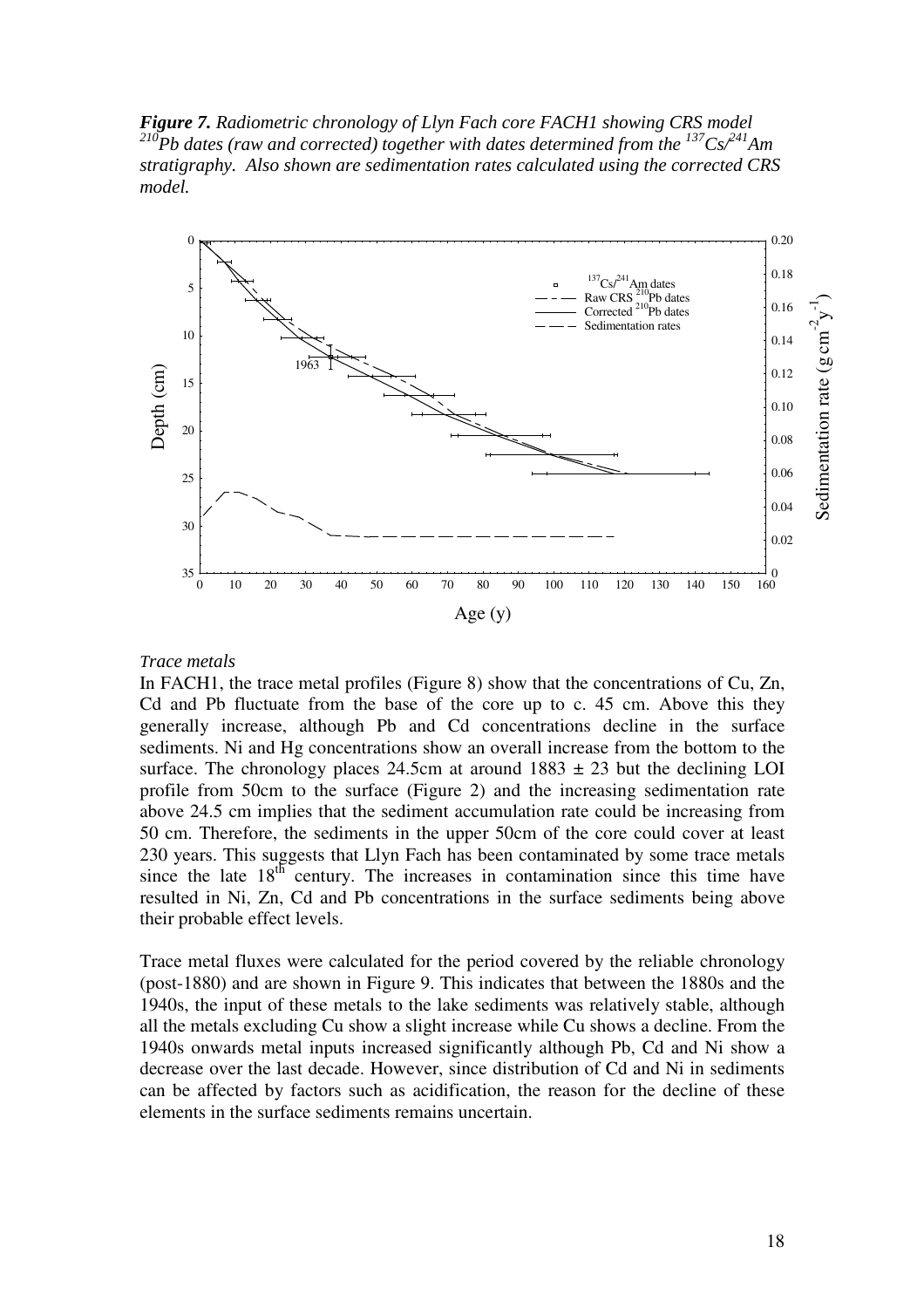***Figure 7.*** *Radiometric chronology of Llyn Fach core FACH1 showing CRS model $^{210}Pb$ dates (raw and corrected) together with dates determined from the $^{137}Cs/^{241}Am$ stratigraphy. Also shown are sedimentation rates calculated using the corrected CRS model.*

*Trace metals*

In FACH1, the trace metal profiles (Figure 8) show that the concentrations of Cu, Zn, Cd and Pb fluctuate from the base of the core up to c. 45 cm. Above this they generally increase, although Pb and Cd concentrations decline in the surface sediments. Ni and Hg concentrations show an overall increase from the bottom to the surface. The chronology places 24.5cm at around 1883 ± 23 but the declining LOI profile from 50cm to the surface (Figure 2) and the increasing sedimentation rate above 24.5 cm implies that the sediment accumulation rate could be increasing from 50 cm. Therefore, the sediments in the upper 50cm of the core could cover at least 230 years. This suggests that Llyn Fach has been contaminated by some trace metals since the late 18th century. The increases in contamination since this time have resulted in Ni, Zn, Cd and Pb concentrations in the surface sediments being above their probable effect levels.

Trace metal fluxes were calculated for the period covered by the reliable chronology (post-1880) and are shown in Figure 9. This indicates that between the 1880s and the 1940s, the input of these metals to the lake sediments was relatively stable, although all the metals excluding Cu show a slight increase while Cu shows a decline. From the 1940s onwards metal inputs increased significantly although Pb, Cd and Ni show a decrease over the last decade. However, since distribution of Cd and Ni in sediments can be affected by factors such as acidification, the reason for the decline of these elements in the surface sediments remains uncertain.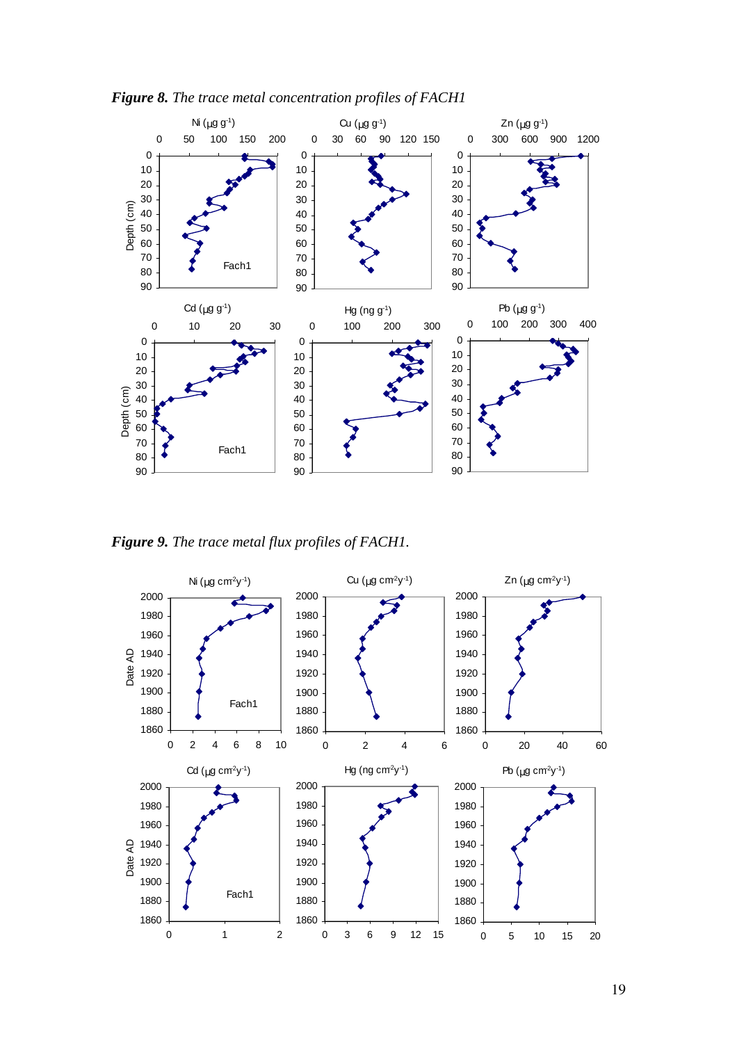***Figure 8.*** *The trace metal concentration profiles of FACH1*

***Figure 9.*** *The trace metal flux profiles of FACH1.*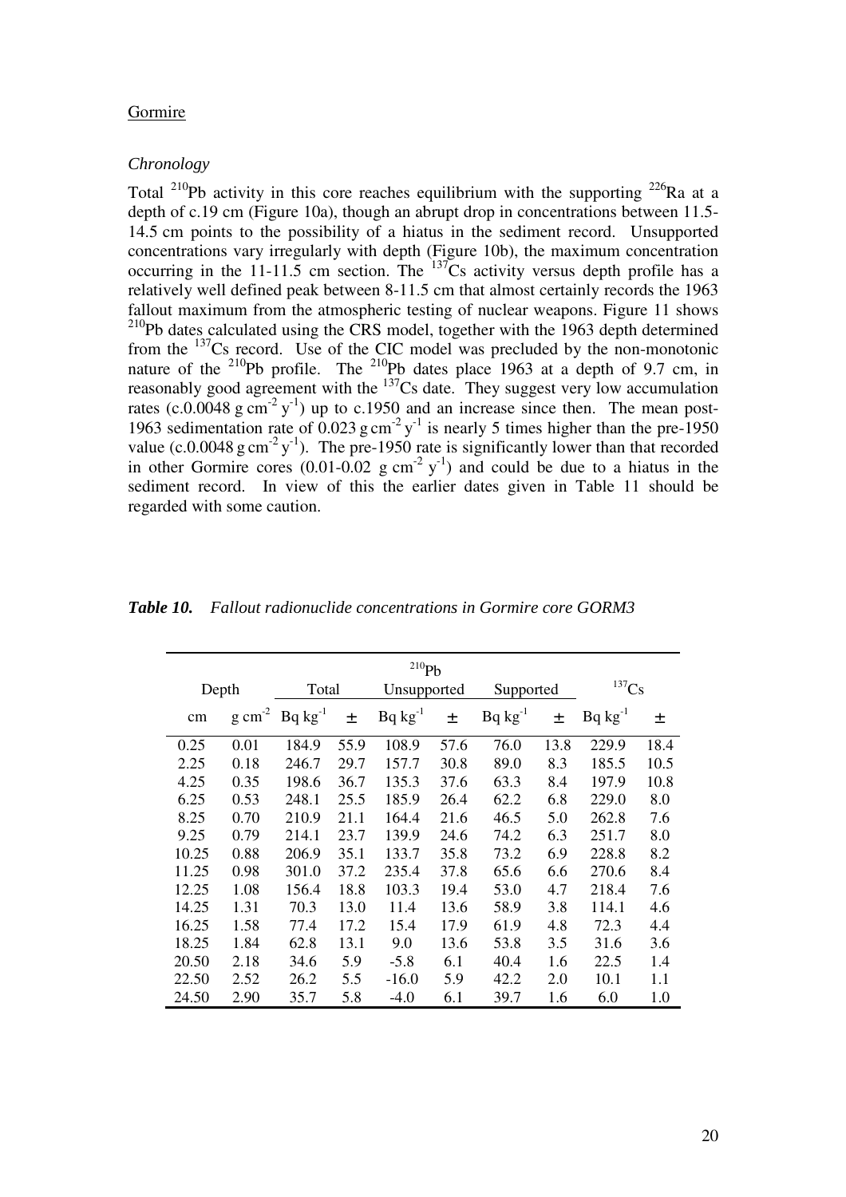Gormire

*Chronology*

Total $^{210}Pb$ activity in this core reaches equilibrium with the supporting $^{226}Ra$ at a depth of c.19 cm (Figure 10a), though an abrupt drop in concentrations between 11.5-14.5 cm points to the possibility of a hiatus in the sediment record. Unsupported concentrations vary irregularly with depth (Figure 10b), the maximum concentration occurring in the 11-11.5 cm section. The $^{137}Cs$ activity versus depth profile has a relatively well defined peak between 8-11.5 cm that almost certainly records the 1963 fallout maximum from the atmospheric testing of nuclear weapons. Figure 11 shows $^{210}Pb$ dates calculated using the CRS model, together with the 1963 depth determined from the $^{137}Cs$ record. Use of the CIC model was precluded by the non-monotonic nature of the $^{210}Pb$ profile. The $^{210}Pb$ dates place 1963 at a depth of 9.7 cm, in reasonably good agreement with the $^{137}Cs$ date. They suggest very low accumulation rates (c.0.0048 g cm$^{-2}$ y$^{-1}$) up to c.1950 and an increase since then. The mean post-1963 sedimentation rate of 0.023 g cm$^{-2}$ y$^{-1}$ is nearly 5 times higher than the pre-1950 value (c.0.0048 g cm$^{-2}$ y$^{-1}$). The pre-1950 rate is significantly lower than that recorded in other Gormire cores (0.01-0.02 g cm$^{-2}$ y$^{-1}$) and could be due to a hiatus in the sediment record. In view of this the earlier dates given in Table 11 should be regarded with some caution.

***Table 10.*** *Fallout radionuclide concentrations in Gormire core GORM3*

| Depth | | $^{210}Pb$ Total | | $^{210}Pb$ Unsupported | | $^{210}Pb$ Supported | | $^{137}Cs$ | |
|---|---|---|---|---|---|---|---|---|---|
| cm | g cm$^{-2}$ | Bq kg$^{-1}$ | ± | Bq kg$^{-1}$ | ± | Bq kg$^{-1}$ | ± | Bq kg$^{-1}$ | ± |
| 0.25 | 0.01 | 184.9 | 55.9 | 108.9 | 57.6 | 76.0 | 13.8 | 229.9 | 18.4 |
| 2.25 | 0.18 | 246.7 | 29.7 | 157.7 | 30.8 | 89.0 | 8.3 | 185.5 | 10.5 |
| 4.25 | 0.35 | 198.6 | 36.7 | 135.3 | 37.6 | 63.3 | 8.4 | 197.9 | 10.8 |
| 6.25 | 0.53 | 248.1 | 25.5 | 185.9 | 26.4 | 62.2 | 6.8 | 229.0 | 8.0 |
| 8.25 | 0.70 | 210.9 | 21.1 | 164.4 | 21.6 | 46.5 | 5.0 | 262.8 | 7.6 |
| 9.25 | 0.79 | 214.1 | 23.7 | 139.9 | 24.6 | 74.2 | 6.3 | 251.7 | 8.0 |
| 10.25 | 0.88 | 206.9 | 35.1 | 133.7 | 35.8 | 73.2 | 6.9 | 228.8 | 8.2 |
| 11.25 | 0.98 | 301.0 | 37.2 | 235.4 | 37.8 | 65.6 | 6.6 | 270.6 | 8.4 |
| 12.25 | 1.08 | 156.4 | 18.8 | 103.3 | 19.4 | 53.0 | 4.7 | 218.4 | 7.6 |
| 14.25 | 1.31 | 70.3 | 13.0 | 11.4 | 13.6 | 58.9 | 3.8 | 114.1 | 4.6 |
| 16.25 | 1.58 | 77.4 | 17.2 | 15.4 | 17.9 | 61.9 | 4.8 | 72.3 | 4.4 |
| 18.25 | 1.84 | 62.8 | 13.1 | 9.0 | 13.6 | 53.8 | 3.5 | 31.6 | 3.6 |
| 20.50 | 2.18 | 34.6 | 5.9 | -5.8 | 6.1 | 40.4 | 1.6 | 22.5 | 1.4 |
| 22.50 | 2.52 | 26.2 | 5.5 | -16.0 | 5.9 | 42.2 | 2.0 | 10.1 | 1.1 |
| 24.50 | 2.90 | 35.7 | 5.8 | -4.0 | 6.1 | 39.7 | 1.6 | 6.0 | 1.0 |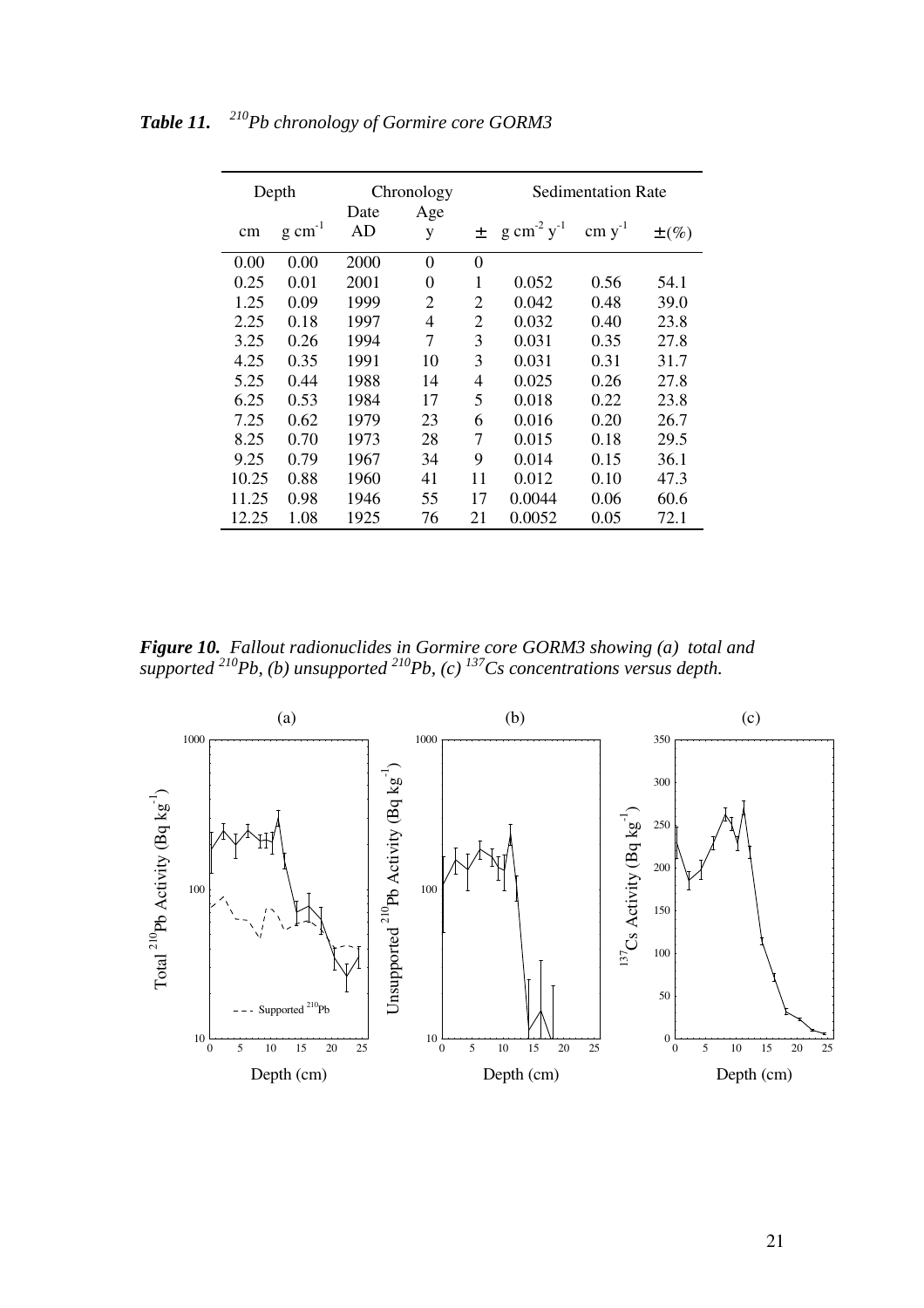***Table 11.*** *$^{210}$Pb chronology of Gormire core GORM3*

| Depth | | Chronology | | | Sedimentation Rate | | |
|---|---|---|---|---|---|---|---|
| cm | g $cm^{-1}$ | Date AD | Age y | ± | g $cm^{-2}$ $y^{-1}$ | cm $y^{-1}$ | ±(%) |
| 0.00 | 0.00 | 2000 | 0 | 0 | | | |
| 0.25 | 0.01 | 2001 | 0 | 1 | 0.052 | 0.56 | 54.1 |
| 1.25 | 0.09 | 1999 | 2 | 2 | 0.042 | 0.48 | 39.0 |
| 2.25 | 0.18 | 1997 | 4 | 2 | 0.032 | 0.40 | 23.8 |
| 3.25 | 0.26 | 1994 | 7 | 3 | 0.031 | 0.35 | 27.8 |
| 4.25 | 0.35 | 1991 | 10 | 3 | 0.031 | 0.31 | 31.7 |
| 5.25 | 0.44 | 1988 | 14 | 4 | 0.025 | 0.26 | 27.8 |
| 6.25 | 0.53 | 1984 | 17 | 5 | 0.018 | 0.22 | 23.8 |
| 7.25 | 0.62 | 1979 | 23 | 6 | 0.016 | 0.20 | 26.7 |
| 8.25 | 0.70 | 1973 | 28 | 7 | 0.015 | 0.18 | 29.5 |
| 9.25 | 0.79 | 1967 | 34 | 9 | 0.014 | 0.15 | 36.1 |
| 10.25 | 0.88 | 1960 | 41 | 11 | 0.012 | 0.10 | 47.3 |
| 11.25 | 0.98 | 1946 | 55 | 17 | 0.0044 | 0.06 | 60.6 |
| 12.25 | 1.08 | 1925 | 76 | 21 | 0.0052 | 0.05 | 72.1 |

***Figure 10.*** *Fallout radionuclides in Gormire core GORM3 showing (a) total and supported $^{210}$Pb, (b) unsupported $^{210}$Pb, (c) $^{137}$Cs concentrations versus depth.*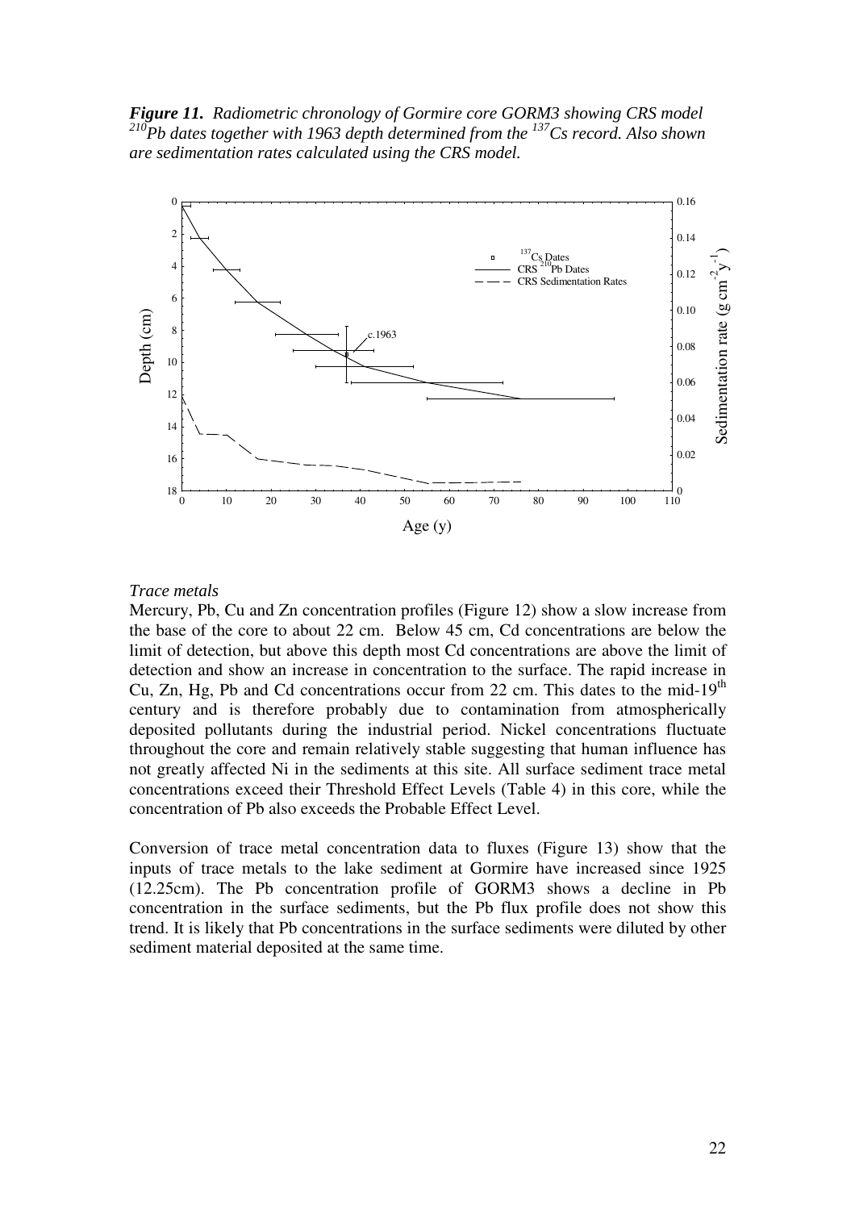***Figure 11.** Radiometric chronology of Gormire core GORM3 showing CRS model $^{210}$Pb dates together with 1963 depth determined from the $^{137}$Cs record. Also shown are sedimentation rates calculated using the CRS model.*

*Trace metals*

Mercury, Pb, Cu and Zn concentration profiles (Figure 12) show a slow increase from the base of the core to about 22 cm. Below 45 cm, Cd concentrations are below the limit of detection, but above this depth most Cd concentrations are above the limit of detection and show an increase in concentration to the surface. The rapid increase in Cu, Zn, Hg, Pb and Cd concentrations occur from 22 cm. This dates to the mid-19$^{th}$ century and is therefore probably due to contamination from atmospherically deposited pollutants during the industrial period. Nickel concentrations fluctuate throughout the core and remain relatively stable suggesting that human influence has not greatly affected Ni in the sediments at this site. All surface sediment trace metal concentrations exceed their Threshold Effect Levels (Table 4) in this core, while the concentration of Pb also exceeds the Probable Effect Level.

Conversion of trace metal concentration data to fluxes (Figure 13) show that the inputs of trace metals to the lake sediment at Gormire have increased since 1925 (12.25cm). The Pb concentration profile of GORM3 shows a decline in Pb concentration in the surface sediments, but the Pb flux profile does not show this trend. It is likely that Pb concentrations in the surface sediments were diluted by other sediment material deposited at the same time.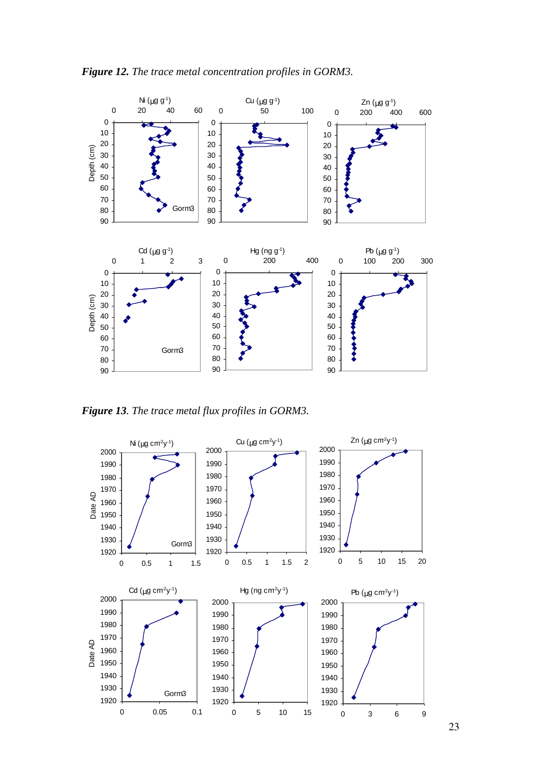***Figure 12.*** *The trace metal concentration profiles in GORM3.*

***Figure 13****. The trace metal flux profiles in GORM3.*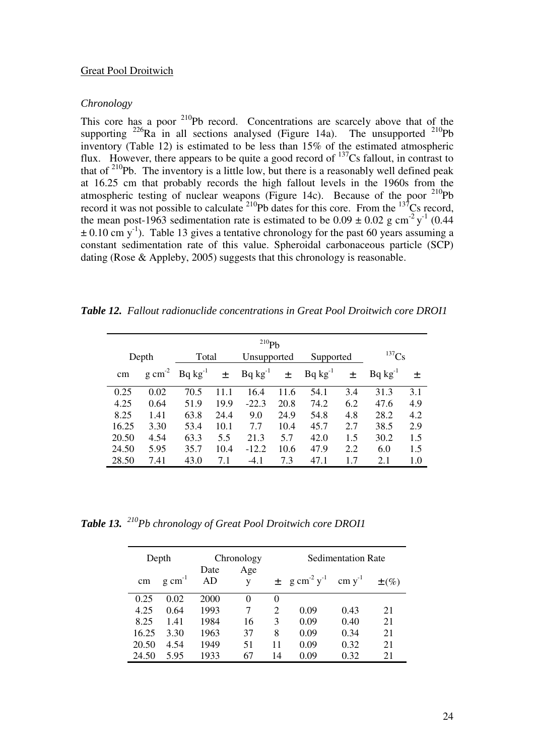Great Pool Droitwich

*Chronology*

This core has a poor $^{210}Pb$ record. Concentrations are scarcely above that of the supporting $^{226}Ra$ in all sections analysed (Figure 14a). The unsupported $^{210}Pb$ inventory (Table 12) is estimated to be less than 15% of the estimated atmospheric flux. However, there appears to be quite a good record of $^{137}Cs$ fallout, in contrast to that of $^{210}Pb$. The inventory is a little low, but there is a reasonably well defined peak at 16.25 cm that probably records the high fallout levels in the 1960s from the atmospheric testing of nuclear weapons (Figure 14c). Because of the poor $^{210}Pb$ record it was not possible to calculate $^{210}Pb$ dates for this core. From the $^{137}Cs$ record, the mean post-1963 sedimentation rate is estimated to be $0.09 \pm 0.02$ g cm$^{-2}$ y$^{-1}$ ($0.44 \pm 0.10$ cm y$^{-1}$). Table 13 gives a tentative chronology for the past 60 years assuming a constant sedimentation rate of this value. Spheroidal carbonaceous particle (SCP) dating (Rose & Appleby, 2005) suggests that this chronology is reasonable.

***Table 12.*** *Fallout radionuclide concentrations in Great Pool Droitwich core DROI1*

| Depth | | $^{210}Pb$ | | | | | | $^{137}Cs$ | |
|---|---|---|---|---|---|---|---|---|---|
| | | Total | | Unsupported | | Supported | | | |
| cm | g cm$^{-2}$ | Bq kg$^{-1}$ | ± | Bq kg$^{-1}$ | ± | Bq kg$^{-1}$ | ± | Bq kg$^{-1}$ | ± |
| 0.25 | 0.02 | 70.5 | 11.1 | 16.4 | 11.6 | 54.1 | 3.4 | 31.3 | 3.1 |
| 4.25 | 0.64 | 51.9 | 19.9 | -22.3 | 20.8 | 74.2 | 6.2 | 47.6 | 4.9 |
| 8.25 | 1.41 | 63.8 | 24.4 | 9.0 | 24.9 | 54.8 | 4.8 | 28.2 | 4.2 |
| 16.25 | 3.30 | 53.4 | 10.1 | 7.7 | 10.4 | 45.7 | 2.7 | 38.5 | 2.9 |
| 20.50 | 4.54 | 63.3 | 5.5 | 21.3 | 5.7 | 42.0 | 1.5 | 30.2 | 1.5 |
| 24.50 | 5.95 | 35.7 | 10.4 | -12.2 | 10.6 | 47.9 | 2.2 | 6.0 | 1.5 |
| 28.50 | 7.41 | 43.0 | 7.1 | -4.1 | 7.3 | 47.1 | 1.7 | 2.1 | 1.0 |

***Table 13.*** ***$^{210}Pb$ chronology of Great Pool Droitwich core DROI1***

| Depth | | Chronology | | | Sedimentation Rate | | |
|---|---|---|---|---|---|---|---|
| cm | g cm$^{-1}$ | Date AD | Age y | ± | g cm$^{-2}$ y$^{-1}$ | cm y$^{-1}$ | ±(%) |
| 0.25 | 0.02 | 2000 | 0 | 0 | | | |
| 4.25 | 0.64 | 1993 | 7 | 2 | 0.09 | 0.43 | 21 |
| 8.25 | 1.41 | 1984 | 16 | 3 | 0.09 | 0.40 | 21 |
| 16.25 | 3.30 | 1963 | 37 | 8 | 0.09 | 0.34 | 21 |
| 20.50 | 4.54 | 1949 | 51 | 11 | 0.09 | 0.32 | 21 |
| 24.50 | 5.95 | 1933 | 67 | 14 | 0.09 | 0.32 | 21 |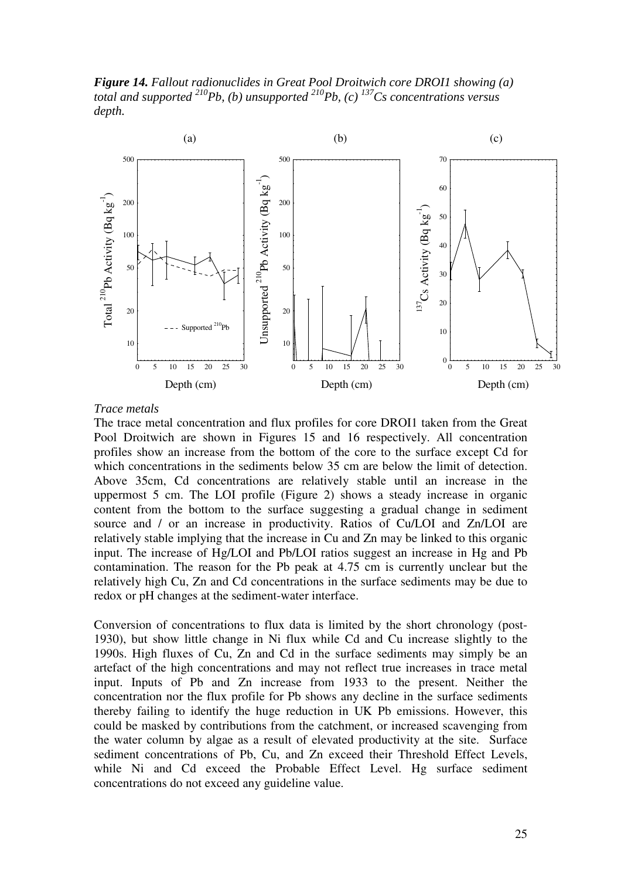***Figure 14.*** *Fallout radionuclides in Great Pool Droitwich core DROI1 showing (a) total and supported $^{210}Pb$, (b) unsupported $^{210}Pb$, (c) $^{137}Cs$ concentrations versus depth.*

*Trace metals*

The trace metal concentration and flux profiles for core DROI1 taken from the Great Pool Droitwich are shown in Figures 15 and 16 respectively. All concentration profiles show an increase from the bottom of the core to the surface except Cd for which concentrations in the sediments below 35 cm are below the limit of detection. Above 35cm, Cd concentrations are relatively stable until an increase in the uppermost 5 cm. The LOI profile (Figure 2) shows a steady increase in organic content from the bottom to the surface suggesting a gradual change in sediment source and / or an increase in productivity. Ratios of Cu/LOI and Zn/LOI are relatively stable implying that the increase in Cu and Zn may be linked to this organic input. The increase of Hg/LOI and Pb/LOI ratios suggest an increase in Hg and Pb contamination. The reason for the Pb peak at 4.75 cm is currently unclear but the relatively high Cu, Zn and Cd concentrations in the surface sediments may be due to redox or pH changes at the sediment-water interface.

Conversion of concentrations to flux data is limited by the short chronology (post-1930), but show little change in Ni flux while Cd and Cu increase slightly to the 1990s. High fluxes of Cu, Zn and Cd in the surface sediments may simply be an artefact of the high concentrations and may not reflect true increases in trace metal input. Inputs of Pb and Zn increase from 1933 to the present. Neither the concentration nor the flux profile for Pb shows any decline in the surface sediments thereby failing to identify the huge reduction in UK Pb emissions. However, this could be masked by contributions from the catchment, or increased scavenging from the water column by algae as a result of elevated productivity at the site. Surface sediment concentrations of Pb, Cu, and Zn exceed their Threshold Effect Levels, while Ni and Cd exceed the Probable Effect Level. Hg surface sediment concentrations do not exceed any guideline value.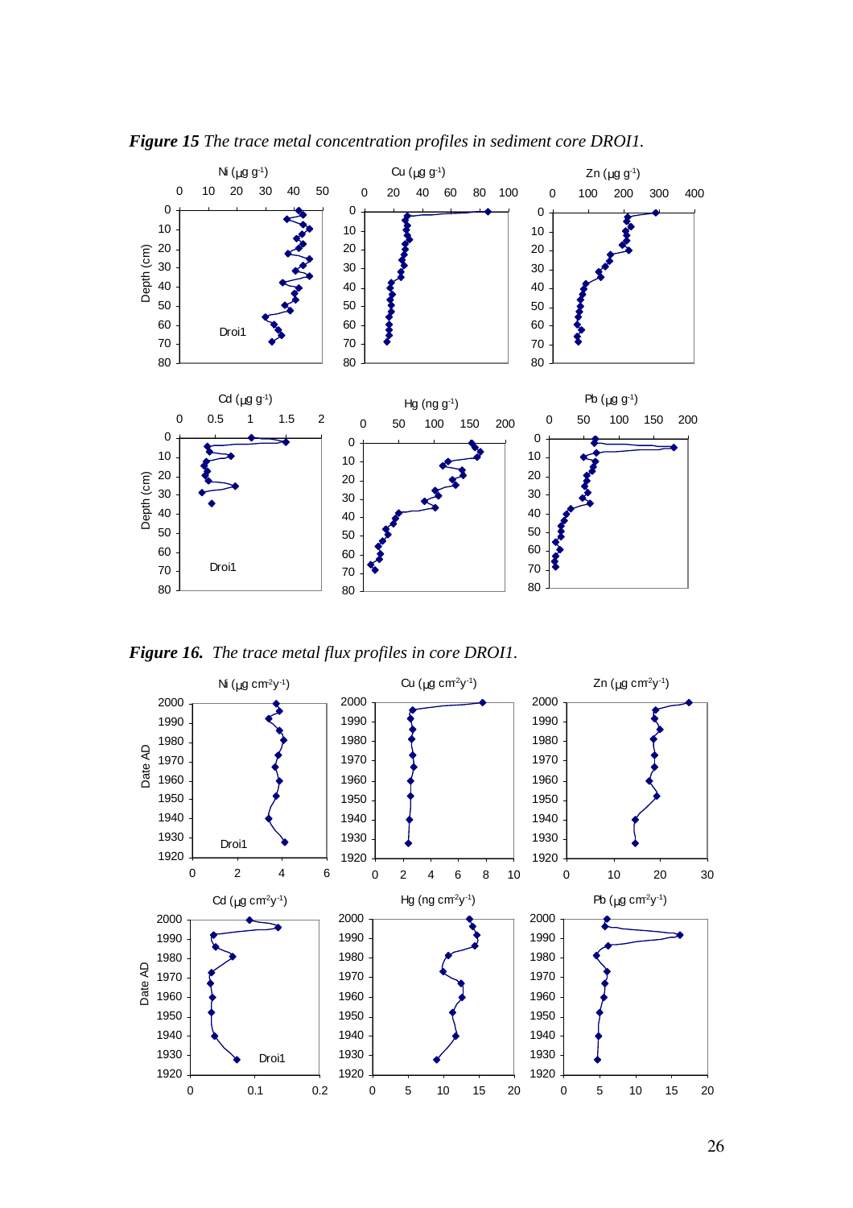***Figure 15** The trace metal concentration profiles in sediment core DROI1.*

***Figure 16.** The trace metal flux profiles in core DROI1.*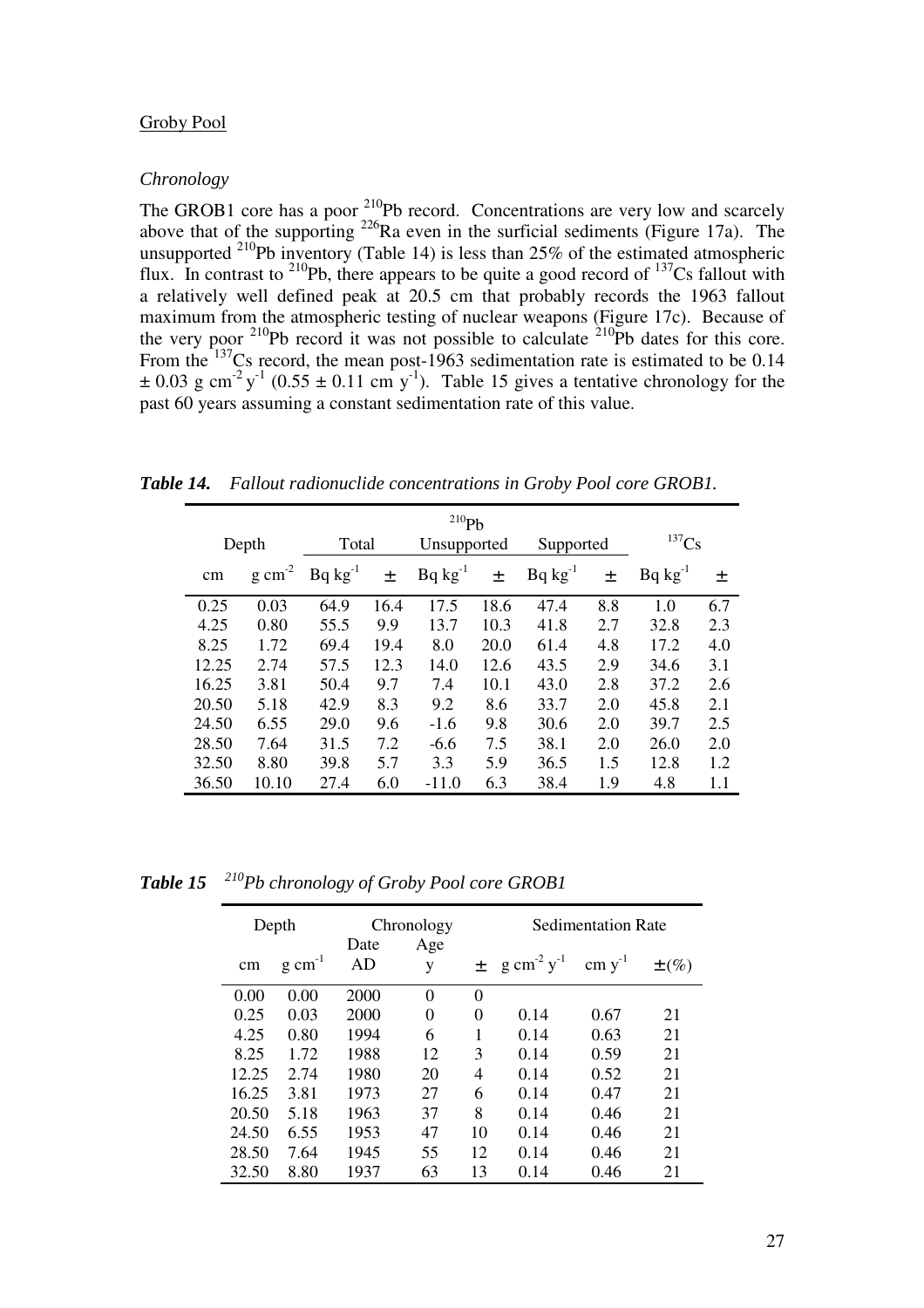Groby Pool

*Chronology*

The GROB1 core has a poor $^{210}Pb$ record. Concentrations are very low and scarcely above that of the supporting $^{226}Ra$ even in the surficial sediments (Figure 17a). The unsupported $^{210}Pb$ inventory (Table 14) is less than 25% of the estimated atmospheric flux. In contrast to $^{210}Pb$, there appears to be quite a good record of $^{137}Cs$ fallout with a relatively well defined peak at 20.5 cm that probably records the 1963 fallout maximum from the atmospheric testing of nuclear weapons (Figure 17c). Because of the very poor $^{210}Pb$ record it was not possible to calculate $^{210}Pb$ dates for this core. From the $^{137}Cs$ record, the mean post-1963 sedimentation rate is estimated to be 0.14 ± 0.03 g cm$^{-2}$ y$^{-1}$ (0.55 ± 0.11 cm y$^{-1}$). Table 15 gives a tentative chronology for the past 60 years assuming a constant sedimentation rate of this value.

***Table 14.*** *Fallout radionuclide concentrations in Groby Pool core GROB1.*

| Depth | | $^{210}Pb$ Total | | $^{210}Pb$ Unsupported | | $^{210}Pb$ Supported | | $^{137}Cs$ | |
|---|---|---|---|---|---|---|---|---|---|
| cm | g cm$^{-2}$ | Bq kg$^{-1}$ | ± | Bq kg$^{-1}$ | ± | Bq kg$^{-1}$ | ± | Bq kg$^{-1}$ | ± |
| 0.25 | 0.03 | 64.9 | 16.4 | 17.5 | 18.6 | 47.4 | 8.8 | 1.0 | 6.7 |
| 4.25 | 0.80 | 55.5 | 9.9 | 13.7 | 10.3 | 41.8 | 2.7 | 32.8 | 2.3 |
| 8.25 | 1.72 | 69.4 | 19.4 | 8.0 | 20.0 | 61.4 | 4.8 | 17.2 | 4.0 |
| 12.25 | 2.74 | 57.5 | 12.3 | 14.0 | 12.6 | 43.5 | 2.9 | 34.6 | 3.1 |
| 16.25 | 3.81 | 50.4 | 9.7 | 7.4 | 10.1 | 43.0 | 2.8 | 37.2 | 2.6 |
| 20.50 | 5.18 | 42.9 | 8.3 | 9.2 | 8.6 | 33.7 | 2.0 | 45.8 | 2.1 |
| 24.50 | 6.55 | 29.0 | 9.6 | -1.6 | 9.8 | 30.6 | 2.0 | 39.7 | 2.5 |
| 28.50 | 7.64 | 31.5 | 7.2 | -6.6 | 7.5 | 38.1 | 2.0 | 26.0 | 2.0 |
| 32.50 | 8.80 | 39.8 | 5.7 | 3.3 | 5.9 | 36.5 | 1.5 | 12.8 | 1.2 |
| 36.50 | 10.10 | 27.4 | 6.0 | -11.0 | 6.3 | 38.4 | 1.9 | 4.8 | 1.1 |

***Table 15*** ***$^{210}Pb$ chronology of Groby Pool core GROB1***

| Depth | | Chronology | | | Sedimentation Rate | | |
|---|---|---|---|---|---|---|---|
| cm | g cm$^{-1}$ | Date AD | Age y | ± | g cm$^{-2}$ y$^{-1}$ | cm y$^{-1}$ | ±(%) |
| 0.00 | 0.00 | 2000 | 0 | 0 | | | |
| 0.25 | 0.03 | 2000 | 0 | 0 | 0.14 | 0.67 | 21 |
| 4.25 | 0.80 | 1994 | 6 | 1 | 0.14 | 0.63 | 21 |
| 8.25 | 1.72 | 1988 | 12 | 3 | 0.14 | 0.59 | 21 |
| 12.25 | 2.74 | 1980 | 20 | 4 | 0.14 | 0.52 | 21 |
| 16.25 | 3.81 | 1973 | 27 | 6 | 0.14 | 0.47 | 21 |
| 20.50 | 5.18 | 1963 | 37 | 8 | 0.14 | 0.46 | 21 |
| 24.50 | 6.55 | 1953 | 47 | 10 | 0.14 | 0.46 | 21 |
| 28.50 | 7.64 | 1945 | 55 | 12 | 0.14 | 0.46 | 21 |
| 32.50 | 8.80 | 1937 | 63 | 13 | 0.14 | 0.46 | 21 |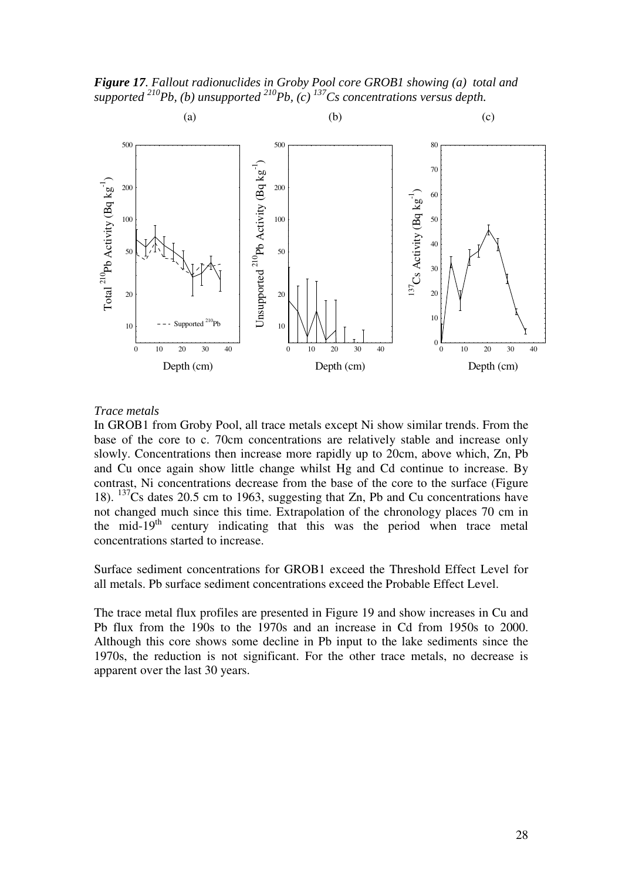***Figure 17**. Fallout radionuclides in Groby Pool core GROB1 showing (a) total and supported $^{210}Pb$, (b) unsupported $^{210}Pb$, (c) $^{137}Cs$ concentrations versus depth.*

*Trace metals*

In GROB1 from Groby Pool, all trace metals except Ni show similar trends. From the base of the core to c. 70cm concentrations are relatively stable and increase only slowly. Concentrations then increase more rapidly up to 20cm, above which, Zn, Pb and Cu once again show little change whilst Hg and Cd continue to increase. By contrast, Ni concentrations decrease from the base of the core to the surface (Figure 18). $^{137}Cs$ dates 20.5 cm to 1963, suggesting that Zn, Pb and Cu concentrations have not changed much since this time. Extrapolation of the chronology places 70 cm in the mid-19$^{th}$ century indicating that this was the period when trace metal concentrations started to increase.

Surface sediment concentrations for GROB1 exceed the Threshold Effect Level for all metals. Pb surface sediment concentrations exceed the Probable Effect Level.

The trace metal flux profiles are presented in Figure 19 and show increases in Cu and Pb flux from the 190s to the 1970s and an increase in Cd from 1950s to 2000. Although this core shows some decline in Pb input to the lake sediments since the 1970s, the reduction is not significant. For the other trace metals, no decrease is apparent over the last 30 years.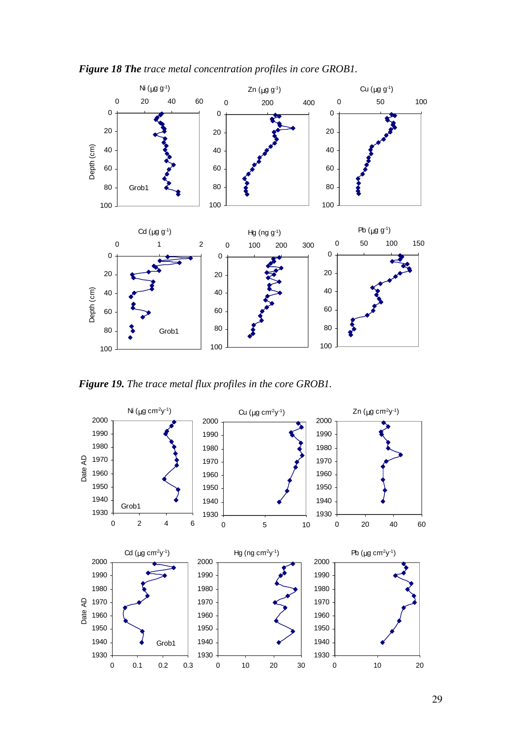***Figure 18 The*** *trace metal concentration profiles in core GROB1.*

***Figure 19.*** *The trace metal flux profiles in the core GROB1.*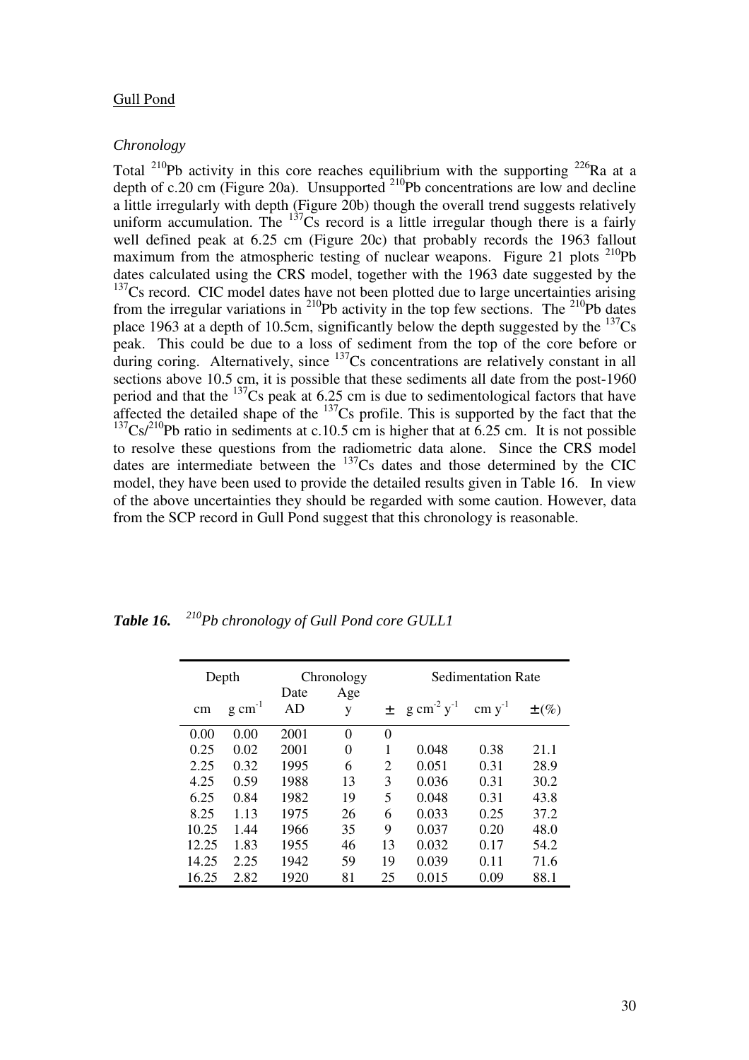Gull Pond

*Chronology*

Total $^{210}Pb$ activity in this core reaches equilibrium with the supporting $^{226}Ra$ at a depth of c.20 cm (Figure 20a). Unsupported $^{210}Pb$ concentrations are low and decline a little irregularly with depth (Figure 20b) though the overall trend suggests relatively uniform accumulation. The $^{137}Cs$ record is a little irregular though there is a fairly well defined peak at 6.25 cm (Figure 20c) that probably records the 1963 fallout maximum from the atmospheric testing of nuclear weapons. Figure 21 plots $^{210}Pb$ dates calculated using the CRS model, together with the 1963 date suggested by the $^{137}Cs$ record. CIC model dates have not been plotted due to large uncertainties arising from the irregular variations in $^{210}Pb$ activity in the top few sections. The $^{210}Pb$ dates place 1963 at a depth of 10.5cm, significantly below the depth suggested by the $^{137}Cs$ peak. This could be due to a loss of sediment from the top of the core before or during coring. Alternatively, since $^{137}Cs$ concentrations are relatively constant in all sections above 10.5 cm, it is possible that these sediments all date from the post-1960 period and that the $^{137}Cs$ peak at 6.25 cm is due to sedimentological factors that have affected the detailed shape of the $^{137}Cs$ profile. This is supported by the fact that the $^{137}Cs/^{210}Pb$ ratio in sediments at c.10.5 cm is higher that at 6.25 cm. It is not possible to resolve these questions from the radiometric data alone. Since the CRS model dates are intermediate between the $^{137}Cs$ dates and those determined by the CIC model, they have been used to provide the detailed results given in Table 16. In view of the above uncertainties they should be regarded with some caution. However, data from the SCP record in Gull Pond suggest that this chronology is reasonable.

***Table 16.*** *$^{210}Pb$ chronology of Gull Pond core GULL1*

| Depth | | Chronology | | | Sedimentation Rate | | |
|---|---|---|---|---|---|---|---|
| cm | $g\ cm^{-1}$ | Date AD | Age y | ± | $g\ cm^{-2}\ y^{-1}$ | $cm\ y^{-1}$ | ±(%) |
| 0.00 | 0.00 | 2001 | 0 | 0 | | | |
| 0.25 | 0.02 | 2001 | 0 | 1 | 0.048 | 0.38 | 21.1 |
| 2.25 | 0.32 | 1995 | 6 | 2 | 0.051 | 0.31 | 28.9 |
| 4.25 | 0.59 | 1988 | 13 | 3 | 0.036 | 0.31 | 30.2 |
| 6.25 | 0.84 | 1982 | 19 | 5 | 0.048 | 0.31 | 43.8 |
| 8.25 | 1.13 | 1975 | 26 | 6 | 0.033 | 0.25 | 37.2 |
| 10.25 | 1.44 | 1966 | 35 | 9 | 0.037 | 0.20 | 48.0 |
| 12.25 | 1.83 | 1955 | 46 | 13 | 0.032 | 0.17 | 54.2 |
| 14.25 | 2.25 | 1942 | 59 | 19 | 0.039 | 0.11 | 71.6 |
| 16.25 | 2.82 | 1920 | 81 | 25 | 0.015 | 0.09 | 88.1 |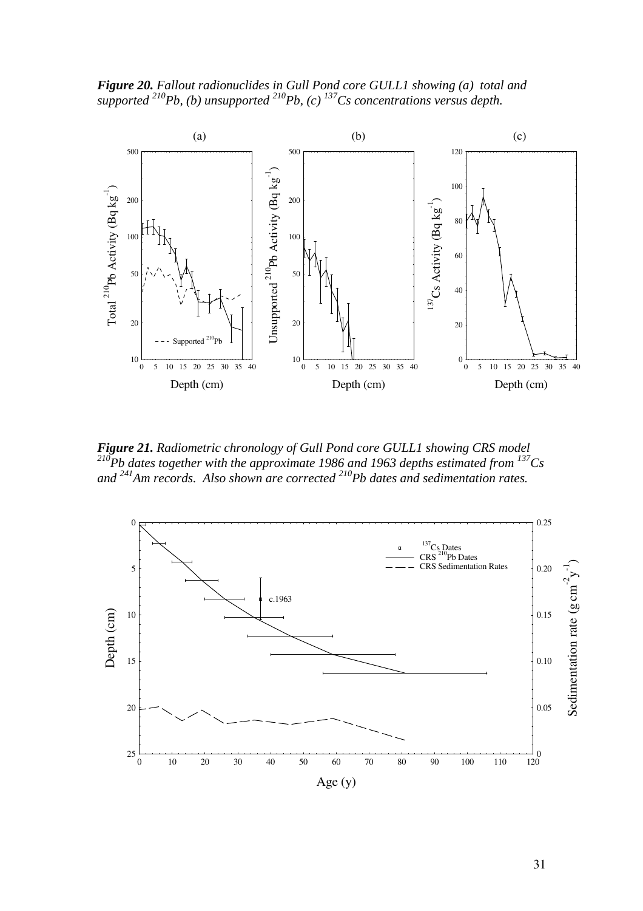***Figure 20.*** *Fallout radionuclides in Gull Pond core GULL1 showing (a) total and supported $^{210}Pb$, (b) unsupported $^{210}Pb$, (c) $^{137}Cs$ concentrations versus depth.*

***Figure 21.*** *Radiometric chronology of Gull Pond core GULL1 showing CRS model $^{210}Pb$ dates together with the approximate 1986 and 1963 depths estimated from $^{137}Cs$ and $^{241}Am$ records. Also shown are corrected $^{210}Pb$ dates and sedimentation rates.*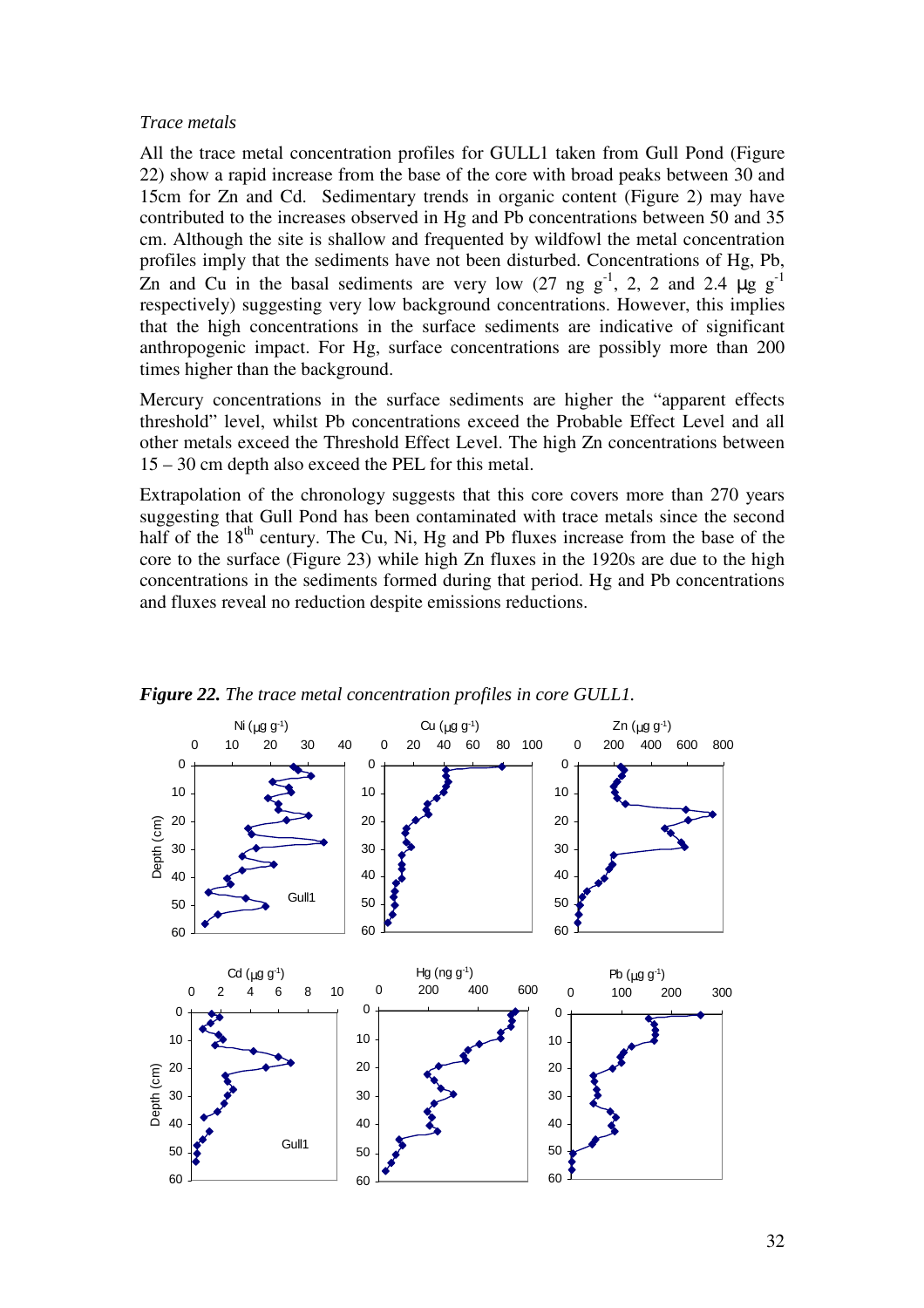*Trace metals*

All the trace metal concentration profiles for GULL1 taken from Gull Pond (Figure 22) show a rapid increase from the base of the core with broad peaks between 30 and 15cm for Zn and Cd. Sedimentary trends in organic content (Figure 2) may have contributed to the increases observed in Hg and Pb concentrations between 50 and 35 cm. Although the site is shallow and frequented by wildfowl the metal concentration profiles imply that the sediments have not been disturbed. Concentrations of Hg, Pb, Zn and Cu in the basal sediments are very low (27 ng $g^{-1}$, 2, 2 and 2.4 μg $g^{-1}$ respectively) suggesting very low background concentrations. However, this implies that the high concentrations in the surface sediments are indicative of significant anthropogenic impact. For Hg, surface concentrations are possibly more than 200 times higher than the background.

Mercury concentrations in the surface sediments are higher the "apparent effects threshold" level, whilst Pb concentrations exceed the Probable Effect Level and all other metals exceed the Threshold Effect Level. The high Zn concentrations between 15 – 30 cm depth also exceed the PEL for this metal.

Extrapolation of the chronology suggests that this core covers more than 270 years suggesting that Gull Pond has been contaminated with trace metals since the second half of the 18$^{th}$ century. The Cu, Ni, Hg and Pb fluxes increase from the base of the core to the surface (Figure 23) while high Zn fluxes in the 1920s are due to the high concentrations in the sediments formed during that period. Hg and Pb concentrations and fluxes reveal no reduction despite emissions reductions.

***Figure 22.*** *The trace metal concentration profiles in core GULL1.*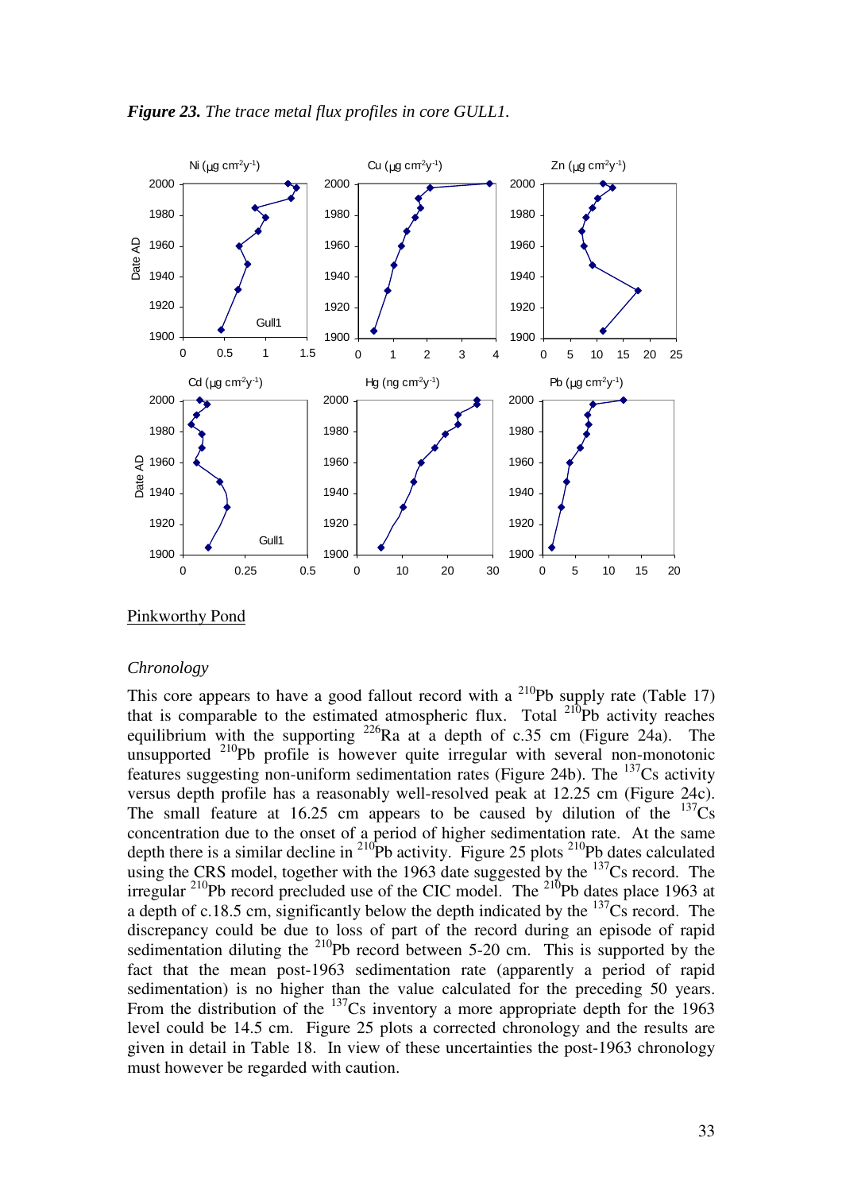*Figure 23. The trace metal flux profiles in core GULL1.*

Pinkworthy Pond

*Chronology*

This core appears to have a good fallout record with a $^{210}$Pb supply rate (Table 17) that is comparable to the estimated atmospheric flux. Total $^{210}$Pb activity reaches equilibrium with the supporting $^{226}$Ra at a depth of c.35 cm (Figure 24a). The unsupported $^{210}$Pb profile is however quite irregular with several non-monotonic features suggesting non-uniform sedimentation rates (Figure 24b). The $^{137}$Cs activity versus depth profile has a reasonably well-resolved peak at 12.25 cm (Figure 24c). The small feature at 16.25 cm appears to be caused by dilution of the $^{137}$Cs concentration due to the onset of a period of higher sedimentation rate. At the same depth there is a similar decline in $^{210}$Pb activity. Figure 25 plots $^{210}$Pb dates calculated using the CRS model, together with the 1963 date suggested by the $^{137}$Cs record. The irregular $^{210}$Pb record precluded use of the CIC model. The $^{210}$Pb dates place 1963 at a depth of c.18.5 cm, significantly below the depth indicated by the $^{137}$Cs record. The discrepancy could be due to loss of part of the record during an episode of rapid sedimentation diluting the $^{210}$Pb record between 5-20 cm. This is supported by the fact that the mean post-1963 sedimentation rate (apparently a period of rapid sedimentation) is no higher than the value calculated for the preceding 50 years. From the distribution of the $^{137}$Cs inventory a more appropriate depth for the 1963 level could be 14.5 cm. Figure 25 plots a corrected chronology and the results are given in detail in Table 18. In view of these uncertainties the post-1963 chronology must however be regarded with caution.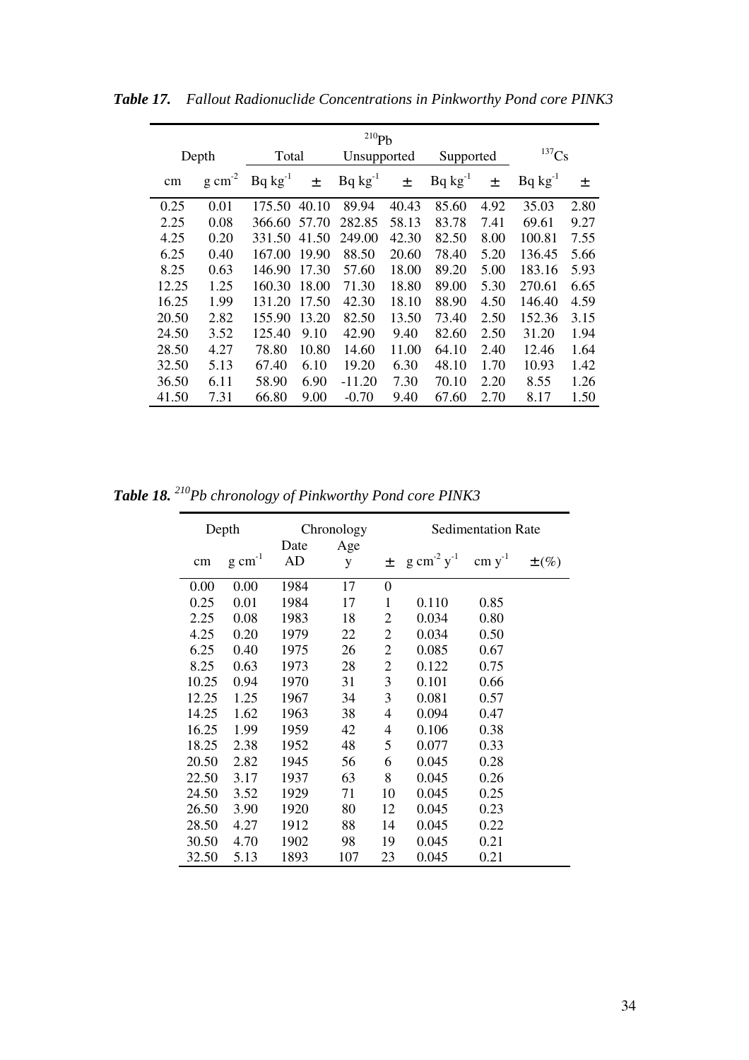***Table 17.*** *Fallout Radionuclide Concentrations in Pinkworthy Pond core PINK3*

| Depth | | $^{210}Pb$ Total | | $^{210}Pb$ Unsupported | | $^{210}Pb$ Supported | | $^{137}Cs$ | |
|---|---|---|---|---|---|---|---|---|---|
| cm | $g\ cm^{-2}$ | $Bq\ kg^{-1}$ | ± | $Bq\ kg^{-1}$ | ± | $Bq\ kg^{-1}$ | ± | $Bq\ kg^{-1}$ | ± |
| 0.25 | 0.01 | 175.50 | 40.10 | 89.94 | 40.43 | 85.60 | 4.92 | 35.03 | 2.80 |
| 2.25 | 0.08 | 366.60 | 57.70 | 282.85 | 58.13 | 83.78 | 7.41 | 69.61 | 9.27 |
| 4.25 | 0.20 | 331.50 | 41.50 | 249.00 | 42.30 | 82.50 | 8.00 | 100.81 | 7.55 |
| 6.25 | 0.40 | 167.00 | 19.90 | 88.50 | 20.60 | 78.40 | 5.20 | 136.45 | 5.66 |
| 8.25 | 0.63 | 146.90 | 17.30 | 57.60 | 18.00 | 89.20 | 5.00 | 183.16 | 5.93 |
| 12.25 | 1.25 | 160.30 | 18.00 | 71.30 | 18.80 | 89.00 | 5.30 | 270.61 | 6.65 |
| 16.25 | 1.99 | 131.20 | 17.50 | 42.30 | 18.10 | 88.90 | 4.50 | 146.40 | 4.59 |
| 20.50 | 2.82 | 155.90 | 13.20 | 82.50 | 13.50 | 73.40 | 2.50 | 152.36 | 3.15 |
| 24.50 | 3.52 | 125.40 | 9.10 | 42.90 | 9.40 | 82.60 | 2.50 | 31.20 | 1.94 |
| 28.50 | 4.27 | 78.80 | 10.80 | 14.60 | 11.00 | 64.10 | 2.40 | 12.46 | 1.64 |
| 32.50 | 5.13 | 67.40 | 6.10 | 19.20 | 6.30 | 48.10 | 1.70 | 10.93 | 1.42 |
| 36.50 | 6.11 | 58.90 | 6.90 | -11.20 | 7.30 | 70.10 | 2.20 | 8.55 | 1.26 |
| 41.50 | 7.31 | 66.80 | 9.00 | -0.70 | 9.40 | 67.60 | 2.70 | 8.17 | 1.50 |

***Table 18.*** ***$^{210}Pb$ chronology of Pinkworthy Pond core PINK3***

| Depth | | Chronology | | | Sedimentation Rate | | |
|---|---|---|---|---|---|---|---|
| cm | $g\ cm^{-1}$ | Date AD | Age y | ± | $g\ cm^{-2}\ y^{-1}$ | $cm\ y^{-1}$ | ±(%) |
| 0.00 | 0.00 | 1984 | 17 | 0 | | | |
| 0.25 | 0.01 | 1984 | 17 | 1 | 0.110 | 0.85 | |
| 2.25 | 0.08 | 1983 | 18 | 2 | 0.034 | 0.80 | |
| 4.25 | 0.20 | 1979 | 22 | 2 | 0.034 | 0.50 | |
| 6.25 | 0.40 | 1975 | 26 | 2 | 0.085 | 0.67 | |
| 8.25 | 0.63 | 1973 | 28 | 2 | 0.122 | 0.75 | |
| 10.25 | 0.94 | 1970 | 31 | 3 | 0.101 | 0.66 | |
| 12.25 | 1.25 | 1967 | 34 | 3 | 0.081 | 0.57 | |
| 14.25 | 1.62 | 1963 | 38 | 4 | 0.094 | 0.47 | |
| 16.25 | 1.99 | 1959 | 42 | 4 | 0.106 | 0.38 | |
| 18.25 | 2.38 | 1952 | 48 | 5 | 0.077 | 0.33 | |
| 20.50 | 2.82 | 1945 | 56 | 6 | 0.045 | 0.28 | |
| 22.50 | 3.17 | 1937 | 63 | 8 | 0.045 | 0.26 | |
| 24.50 | 3.52 | 1929 | 71 | 10 | 0.045 | 0.25 | |
| 26.50 | 3.90 | 1920 | 80 | 12 | 0.045 | 0.23 | |
| 28.50 | 4.27 | 1912 | 88 | 14 | 0.045 | 0.22 | |
| 30.50 | 4.70 | 1902 | 98 | 19 | 0.045 | 0.21 | |
| 32.50 | 5.13 | 1893 | 107 | 23 | 0.045 | 0.21 | |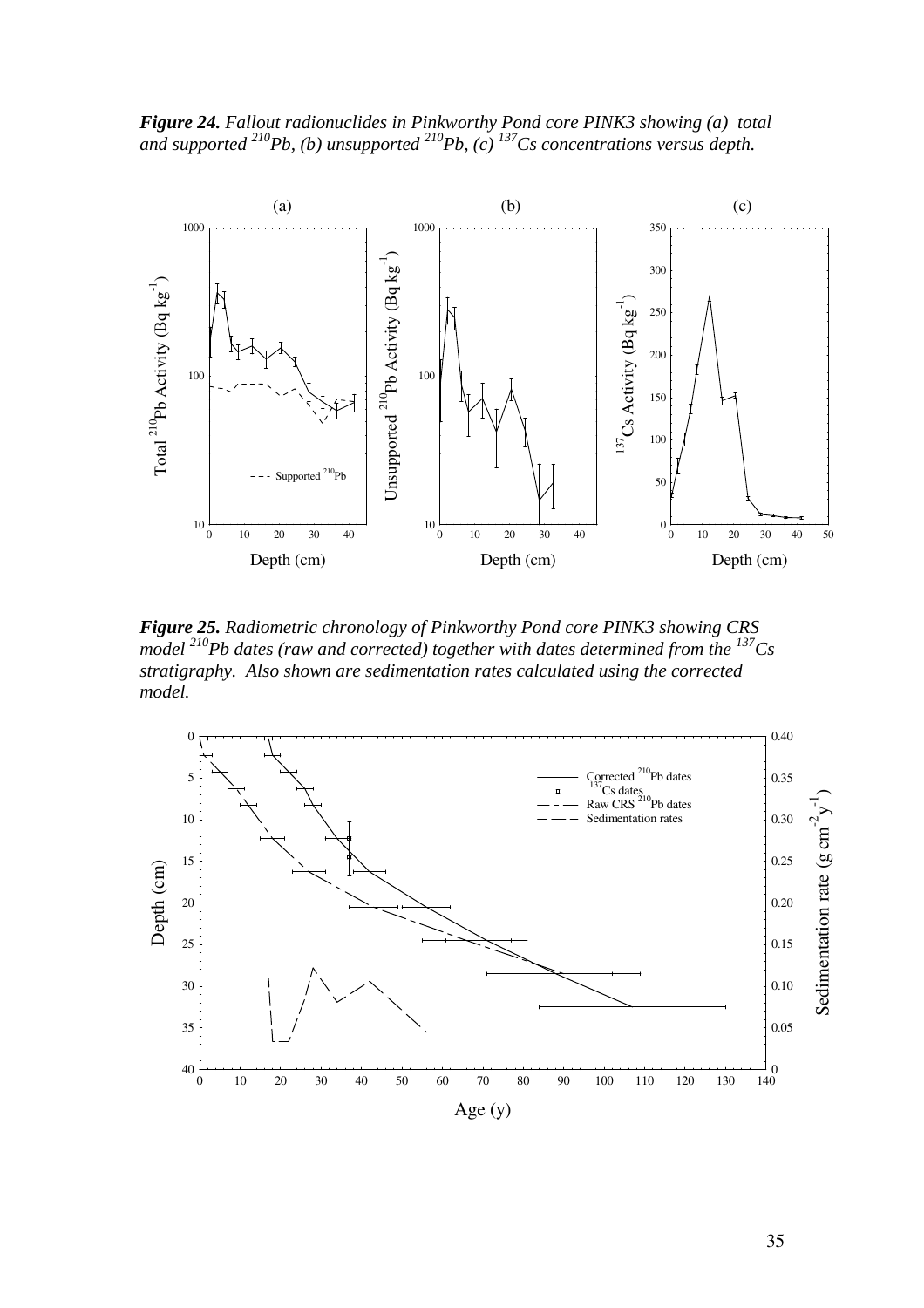***Figure 24.** Fallout radionuclides in Pinkworthy Pond core PINK3 showing (a) total and supported $^{210}Pb$, (b) unsupported $^{210}Pb$, (c) $^{137}Cs$ concentrations versus depth.*

***Figure 25.** Radiometric chronology of Pinkworthy Pond core PINK3 showing CRS model $^{210}Pb$ dates (raw and corrected) together with dates determined from the $^{137}Cs$ stratigraphy. Also shown are sedimentation rates calculated using the corrected model.*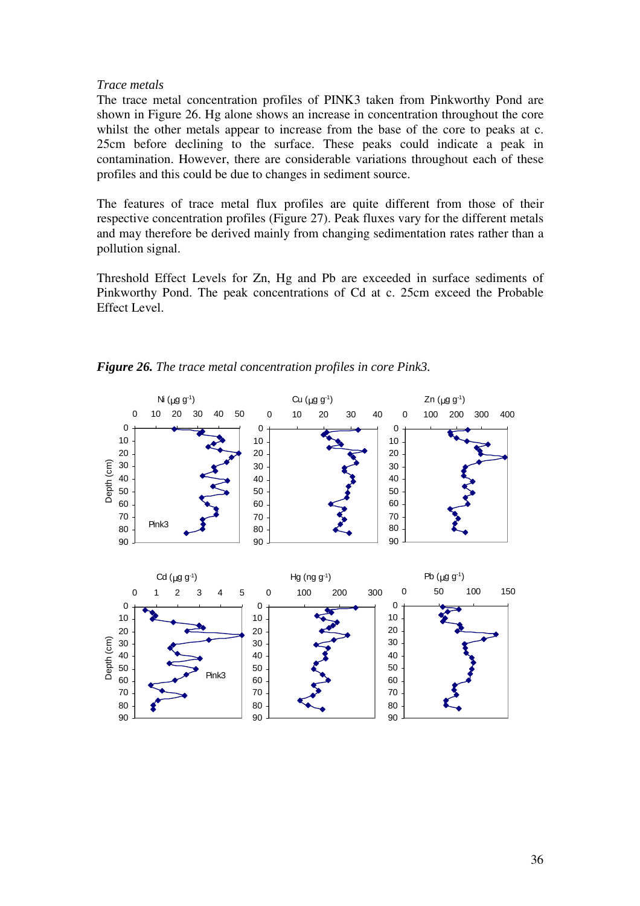*Trace metals*

The trace metal concentration profiles of PINK3 taken from Pinkworthy Pond are shown in Figure 26. Hg alone shows an increase in concentration throughout the core whilst the other metals appear to increase from the base of the core to peaks at c. 25cm before declining to the surface. These peaks could indicate a peak in contamination. However, there are considerable variations throughout each of these profiles and this could be due to changes in sediment source.

The features of trace metal flux profiles are quite different from those of their respective concentration profiles (Figure 27). Peak fluxes vary for the different metals and may therefore be derived mainly from changing sedimentation rates rather than a pollution signal.

Threshold Effect Levels for Zn, Hg and Pb are exceeded in surface sediments of Pinkworthy Pond. The peak concentrations of Cd at c. 25cm exceed the Probable Effect Level.

***Figure 26.*** *The trace metal concentration profiles in core Pink3.*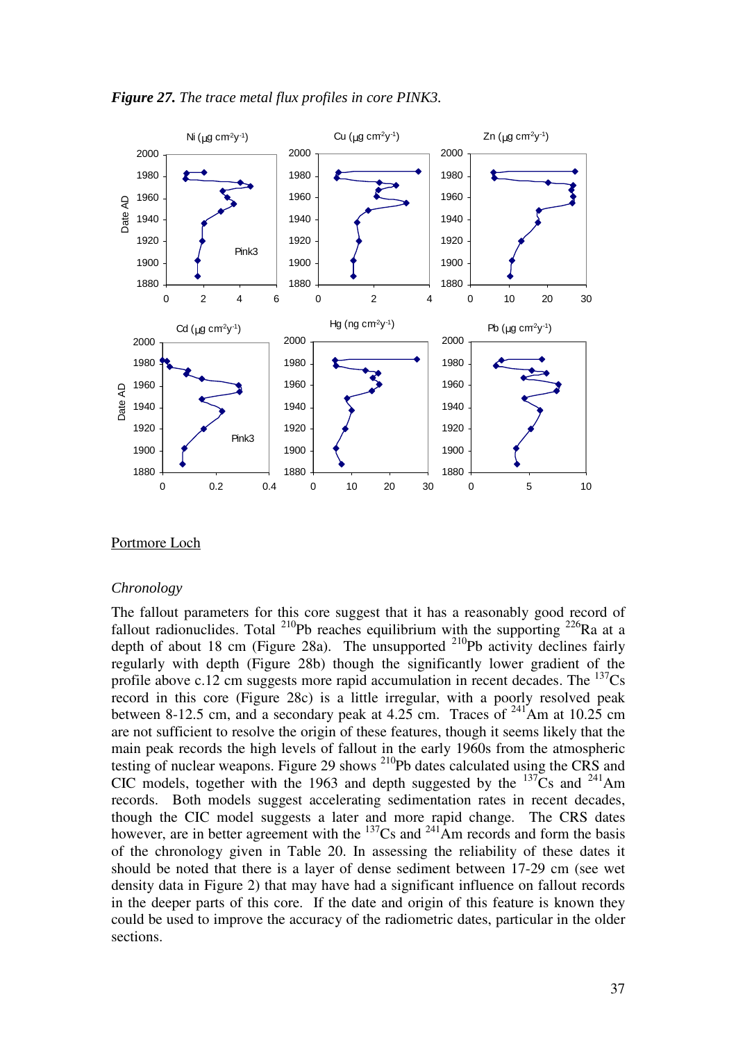*Figure 27. The trace metal flux profiles in core PINK3.*

Portmore Loch

*Chronology*

The fallout parameters for this core suggest that it has a reasonably good record of fallout radionuclides. Total $^{210}$Pb reaches equilibrium with the supporting $^{226}$Ra at a depth of about 18 cm (Figure 28a). The unsupported $^{210}$Pb activity declines fairly regularly with depth (Figure 28b) though the significantly lower gradient of the profile above c.12 cm suggests more rapid accumulation in recent decades. The $^{137}$Cs record in this core (Figure 28c) is a little irregular, with a poorly resolved peak between 8-12.5 cm, and a secondary peak at 4.25 cm. Traces of $^{241}$Am at 10.25 cm are not sufficient to resolve the origin of these features, though it seems likely that the main peak records the high levels of fallout in the early 1960s from the atmospheric testing of nuclear weapons. Figure 29 shows $^{210}$Pb dates calculated using the CRS and CIC models, together with the 1963 and depth suggested by the $^{137}$Cs and $^{241}$Am records. Both models suggest accelerating sedimentation rates in recent decades, though the CIC model suggests a later and more rapid change. The CRS dates however, are in better agreement with the $^{137}$Cs and $^{241}$Am records and form the basis of the chronology given in Table 20. In assessing the reliability of these dates it should be noted that there is a layer of dense sediment between 17-29 cm (see wet density data in Figure 2) that may have had a significant influence on fallout records in the deeper parts of this core. If the date and origin of this feature is known they could be used to improve the accuracy of the radiometric dates, particular in the older sections.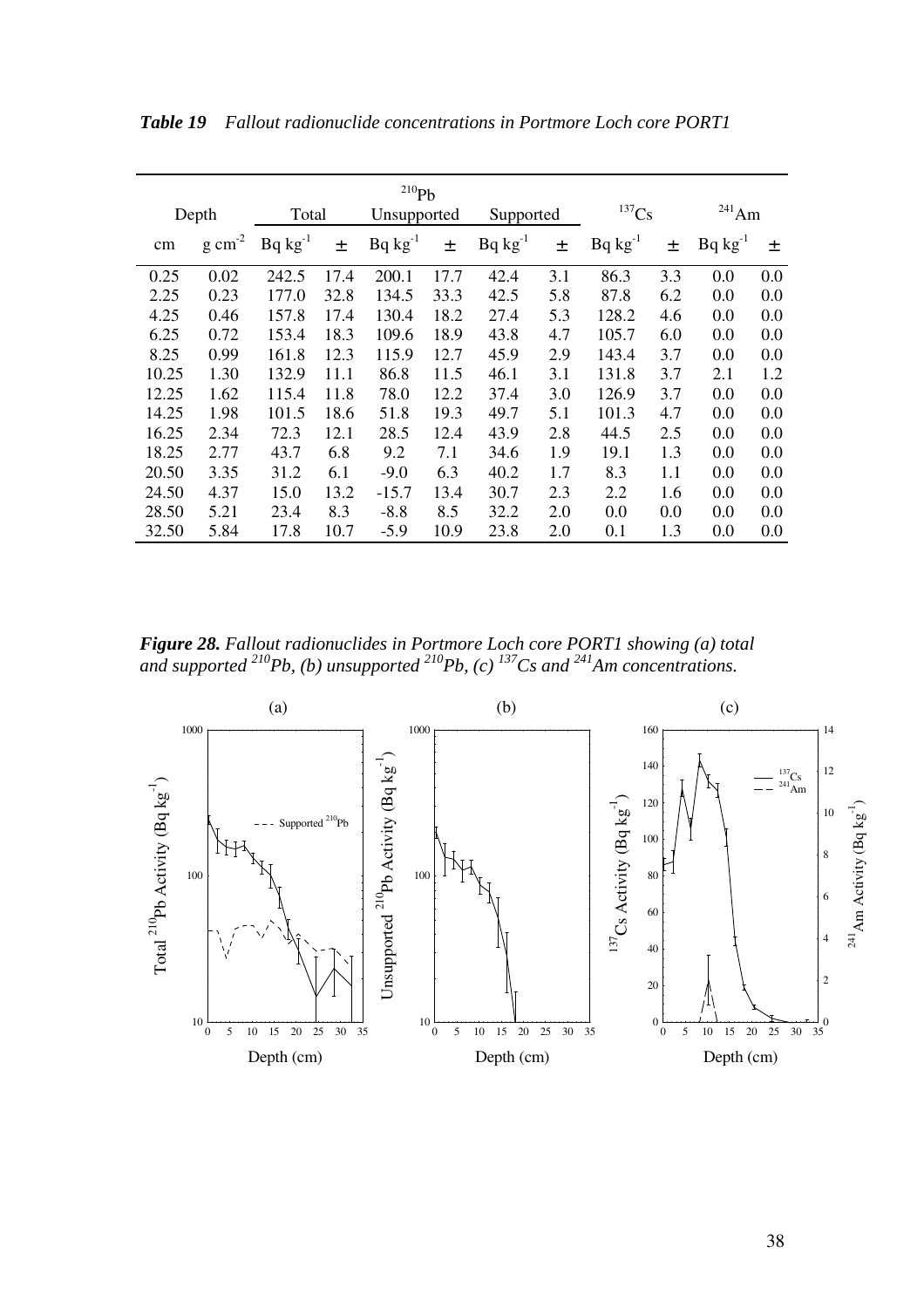***Table 19*** *Fallout radionuclide concentrations in Portmore Loch core PORT1*

| Depth | | $^{210}$Pb Total | | $^{210}$Pb Unsupported | | $^{210}$Pb Supported | | $^{137}$Cs | | $^{241}$Am | |
|---|---|---|---|---|---|---|---|---|---|---|---|
| cm | g cm$^{-2}$ | Bq kg$^{-1}$ | ± | Bq kg$^{-1}$ | ± | Bq kg$^{-1}$ | ± | Bq kg$^{-1}$ | ± | Bq kg$^{-1}$ | ± |
| 0.25 | 0.02 | 242.5 | 17.4 | 200.1 | 17.7 | 42.4 | 3.1 | 86.3 | 3.3 | 0.0 | 0.0 |
| 2.25 | 0.23 | 177.0 | 32.8 | 134.5 | 33.3 | 42.5 | 5.8 | 87.8 | 6.2 | 0.0 | 0.0 |
| 4.25 | 0.46 | 157.8 | 17.4 | 130.4 | 18.2 | 27.4 | 5.3 | 128.2 | 4.6 | 0.0 | 0.0 |
| 6.25 | 0.72 | 153.4 | 18.3 | 109.6 | 18.9 | 43.8 | 4.7 | 105.7 | 6.0 | 0.0 | 0.0 |
| 8.25 | 0.99 | 161.8 | 12.3 | 115.9 | 12.7 | 45.9 | 2.9 | 143.4 | 3.7 | 0.0 | 0.0 |
| 10.25 | 1.30 | 132.9 | 11.1 | 86.8 | 11.5 | 46.1 | 3.1 | 131.8 | 3.7 | 2.1 | 1.2 |
| 12.25 | 1.62 | 115.4 | 11.8 | 78.0 | 12.2 | 37.4 | 3.0 | 126.9 | 3.7 | 0.0 | 0.0 |
| 14.25 | 1.98 | 101.5 | 18.6 | 51.8 | 19.3 | 49.7 | 5.1 | 101.3 | 4.7 | 0.0 | 0.0 |
| 16.25 | 2.34 | 72.3 | 12.1 | 28.5 | 12.4 | 43.9 | 2.8 | 44.5 | 2.5 | 0.0 | 0.0 |
| 18.25 | 2.77 | 43.7 | 6.8 | 9.2 | 7.1 | 34.6 | 1.9 | 19.1 | 1.3 | 0.0 | 0.0 |
| 20.50 | 3.35 | 31.2 | 6.1 | -9.0 | 6.3 | 40.2 | 1.7 | 8.3 | 1.1 | 0.0 | 0.0 |
| 24.50 | 4.37 | 15.0 | 13.2 | -15.7 | 13.4 | 30.7 | 2.3 | 2.2 | 1.6 | 0.0 | 0.0 |
| 28.50 | 5.21 | 23.4 | 8.3 | -8.8 | 8.5 | 32.2 | 2.0 | 0.0 | 0.0 | 0.0 | 0.0 |
| 32.50 | 5.84 | 17.8 | 10.7 | -5.9 | 10.9 | 23.8 | 2.0 | 0.1 | 1.3 | 0.0 | 0.0 |

***Figure 28.*** ***Fallout radionuclides in Portmore Loch core PORT1 showing (a) total and supported $^{210}$Pb, (b) unsupported $^{210}$Pb, (c) $^{137}$Cs and $^{241}$Am concentrations.***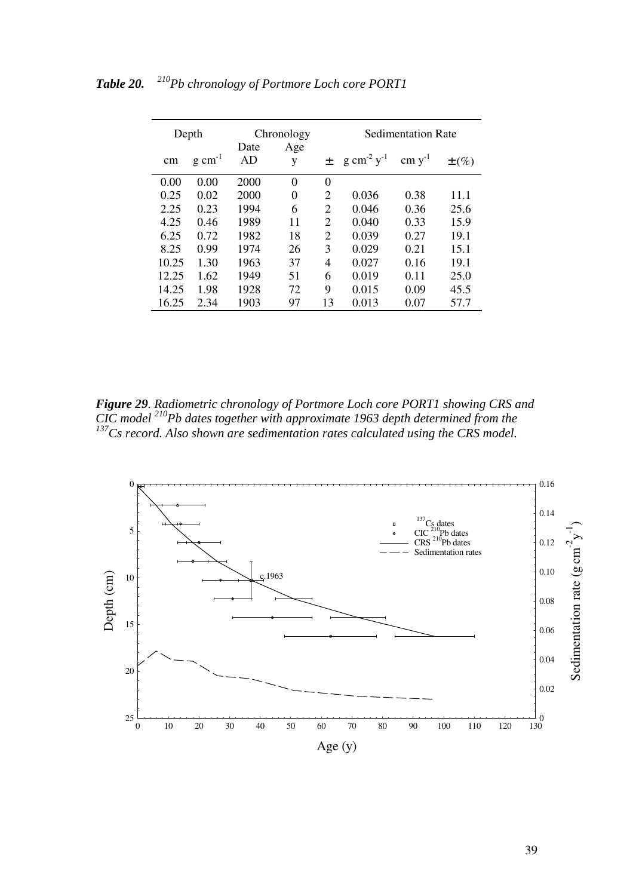***Table 20.*** *$^{210}Pb$ chronology of Portmore Loch core PORT1*

| Depth | | Chronology | | | Sedimentation Rate | | |
|---|---|---|---|---|---|---|---|
| cm | $g\ cm^{-1}$ | Date AD | Age y | ± | $g\ cm^{-2}\ y^{-1}$ | $cm\ y^{-1}$ | ±(%) |
| 0.00 | 0.00 | 2000 | 0 | 0 | | | |
| 0.25 | 0.02 | 2000 | 0 | 2 | 0.036 | 0.38 | 11.1 |
| 2.25 | 0.23 | 1994 | 6 | 2 | 0.046 | 0.36 | 25.6 |
| 4.25 | 0.46 | 1989 | 11 | 2 | 0.040 | 0.33 | 15.9 |
| 6.25 | 0.72 | 1982 | 18 | 2 | 0.039 | 0.27 | 19.1 |
| 8.25 | 0.99 | 1974 | 26 | 3 | 0.029 | 0.21 | 15.1 |
| 10.25 | 1.30 | 1963 | 37 | 4 | 0.027 | 0.16 | 19.1 |
| 12.25 | 1.62 | 1949 | 51 | 6 | 0.019 | 0.11 | 25.0 |
| 14.25 | 1.98 | 1928 | 72 | 9 | 0.015 | 0.09 | 45.5 |
| 16.25 | 2.34 | 1903 | 97 | 13 | 0.013 | 0.07 | 57.7 |

***Figure 29**. Radiometric chronology of Portmore Loch core PORT1 showing CRS and CIC model $^{210}Pb$ dates together with approximate 1963 depth determined from the $^{137}Cs$ record. Also shown are sedimentation rates calculated using the CRS model.*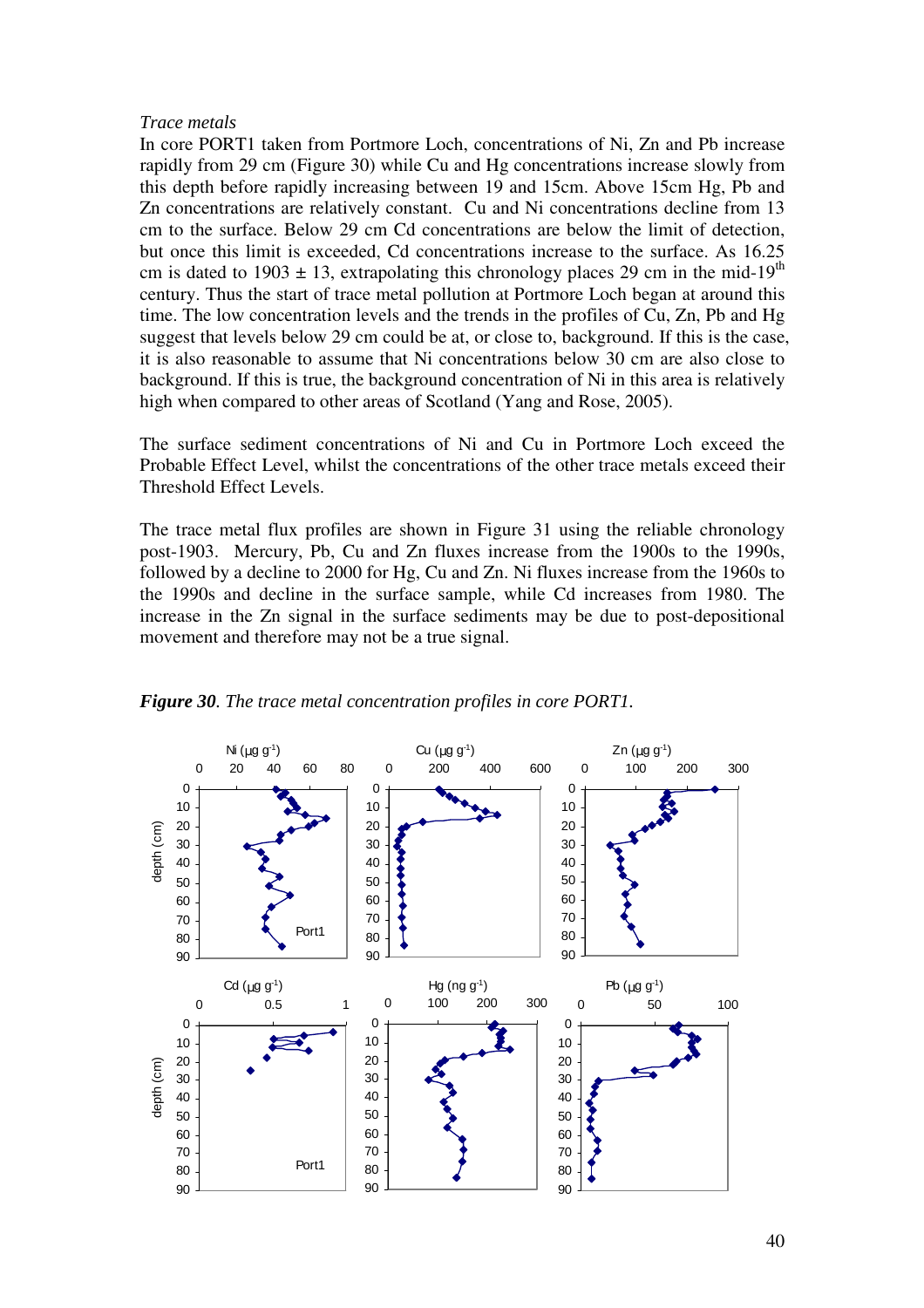*Trace metals*

In core PORT1 taken from Portmore Loch, concentrations of Ni, Zn and Pb increase rapidly from 29 cm (Figure 30) while Cu and Hg concentrations increase slowly from this depth before rapidly increasing between 19 and 15cm. Above 15cm Hg, Pb and Zn concentrations are relatively constant. Cu and Ni concentrations decline from 13 cm to the surface. Below 29 cm Cd concentrations are below the limit of detection, but once this limit is exceeded, Cd concentrations increase to the surface. As 16.25 cm is dated to 1903 ± 13, extrapolating this chronology places 29 cm in the mid-19th century. Thus the start of trace metal pollution at Portmore Loch began at around this time. The low concentration levels and the trends in the profiles of Cu, Zn, Pb and Hg suggest that levels below 29 cm could be at, or close to, background. If this is the case, it is also reasonable to assume that Ni concentrations below 30 cm are also close to background. If this is true, the background concentration of Ni in this area is relatively high when compared to other areas of Scotland (Yang and Rose, 2005).

The surface sediment concentrations of Ni and Cu in Portmore Loch exceed the Probable Effect Level, whilst the concentrations of the other trace metals exceed their Threshold Effect Levels.

The trace metal flux profiles are shown in Figure 31 using the reliable chronology post-1903. Mercury, Pb, Cu and Zn fluxes increase from the 1900s to the 1990s, followed by a decline to 2000 for Hg, Cu and Zn. Ni fluxes increase from the 1960s to the 1990s and decline in the surface sample, while Cd increases from 1980. The increase in the Zn signal in the surface sediments may be due to post-depositional movement and therefore may not be a true signal.

***Figure 30**. The trace metal concentration profiles in core PORT1.*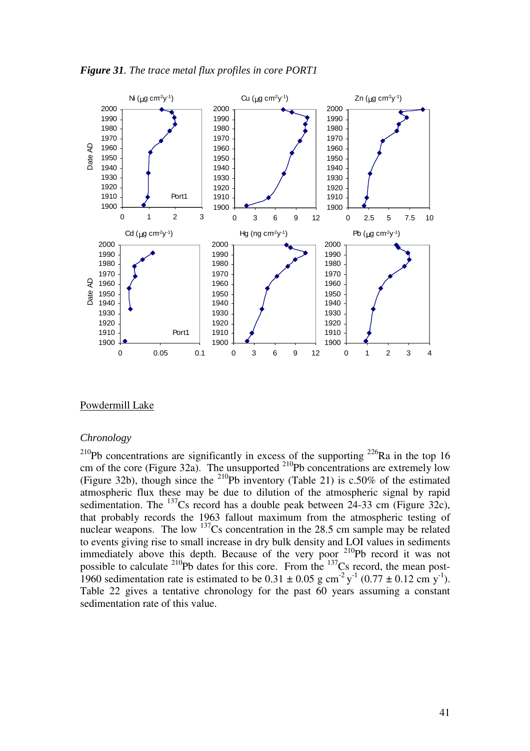*Figure 31. The trace metal flux profiles in core PORT1*

Powdermill Lake

*Chronology*

$^{210}$Pb concentrations are significantly in excess of the supporting $^{226}$Ra in the top 16 cm of the core (Figure 32a). The unsupported $^{210}$Pb concentrations are extremely low (Figure 32b), though since the $^{210}$Pb inventory (Table 21) is c.50% of the estimated atmospheric flux these may be due to dilution of the atmospheric signal by rapid sedimentation. The $^{137}$Cs record has a double peak between 24-33 cm (Figure 32c), that probably records the 1963 fallout maximum from the atmospheric testing of nuclear weapons. The low $^{137}$Cs concentration in the 28.5 cm sample may be related to events giving rise to small increase in dry bulk density and LOI values in sediments immediately above this depth. Because of the very poor $^{210}$Pb record it was not possible to calculate $^{210}$Pb dates for this core. From the $^{137}$Cs record, the mean post-1960 sedimentation rate is estimated to be $0.31 \pm 0.05$ g cm$^{-2}$ y$^{-1}$ ($0.77 \pm 0.12$ cm y$^{-1}$). Table 22 gives a tentative chronology for the past 60 years assuming a constant sedimentation rate of this value.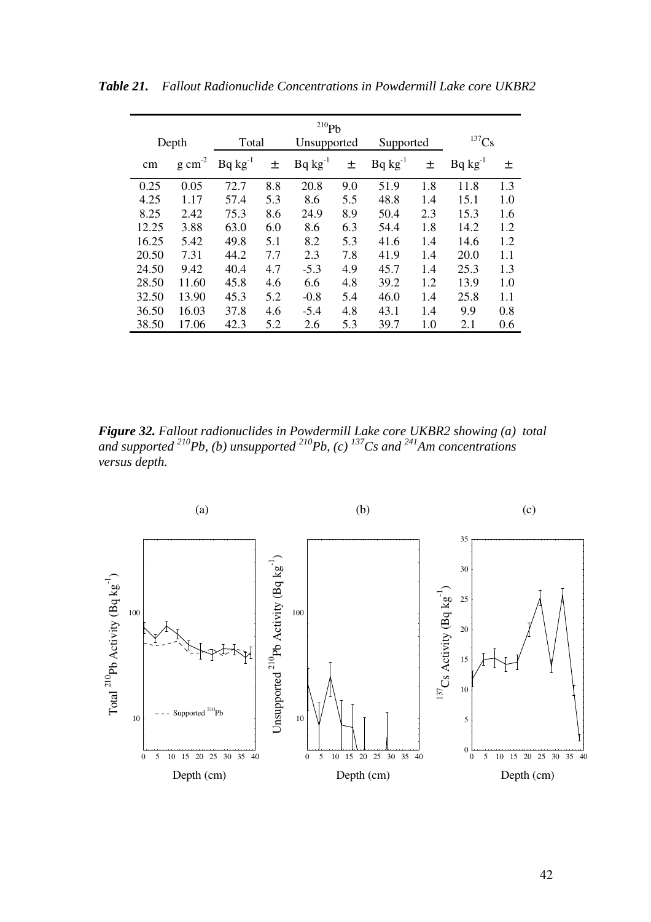***Table 21.*** *Fallout Radionuclide Concentrations in Powdermill Lake core UKBR2*

| Depth | | $^{210}Pb$ Total | | $^{210}Pb$ Unsupported | | $^{210}Pb$ Supported | | $^{137}Cs$ | |
|---|---|---|---|---|---|---|---|---|---|
| cm | g $cm^{-2}$ | Bq $kg^{-1}$ | ± | Bq $kg^{-1}$ | ± | Bq $kg^{-1}$ | ± | Bq $kg^{-1}$ | ± |
| 0.25 | 0.05 | 72.7 | 8.8 | 20.8 | 9.0 | 51.9 | 1.8 | 11.8 | 1.3 |
| 4.25 | 1.17 | 57.4 | 5.3 | 8.6 | 5.5 | 48.8 | 1.4 | 15.1 | 1.0 |
| 8.25 | 2.42 | 75.3 | 8.6 | 24.9 | 8.9 | 50.4 | 2.3 | 15.3 | 1.6 |
| 12.25 | 3.88 | 63.0 | 6.0 | 8.6 | 6.3 | 54.4 | 1.8 | 14.2 | 1.2 |
| 16.25 | 5.42 | 49.8 | 5.1 | 8.2 | 5.3 | 41.6 | 1.4 | 14.6 | 1.2 |
| 20.50 | 7.31 | 44.2 | 7.7 | 2.3 | 7.8 | 41.9 | 1.4 | 20.0 | 1.1 |
| 24.50 | 9.42 | 40.4 | 4.7 | -5.3 | 4.9 | 45.7 | 1.4 | 25.3 | 1.3 |
| 28.50 | 11.60 | 45.8 | 4.6 | 6.6 | 4.8 | 39.2 | 1.2 | 13.9 | 1.0 |
| 32.50 | 13.90 | 45.3 | 5.2 | -0.8 | 5.4 | 46.0 | 1.4 | 25.8 | 1.1 |
| 36.50 | 16.03 | 37.8 | 4.6 | -5.4 | 4.8 | 43.1 | 1.4 | 9.9 | 0.8 |
| 38.50 | 17.06 | 42.3 | 5.2 | 2.6 | 5.3 | 39.7 | 1.0 | 2.1 | 0.6 |

***Figure 32.*** *Fallout radionuclides in Powdermill Lake core UKBR2 showing (a) total and supported $^{210}Pb$, (b) unsupported $^{210}Pb$, (c) $^{137}Cs$ and $^{241}Am$ concentrations versus depth.*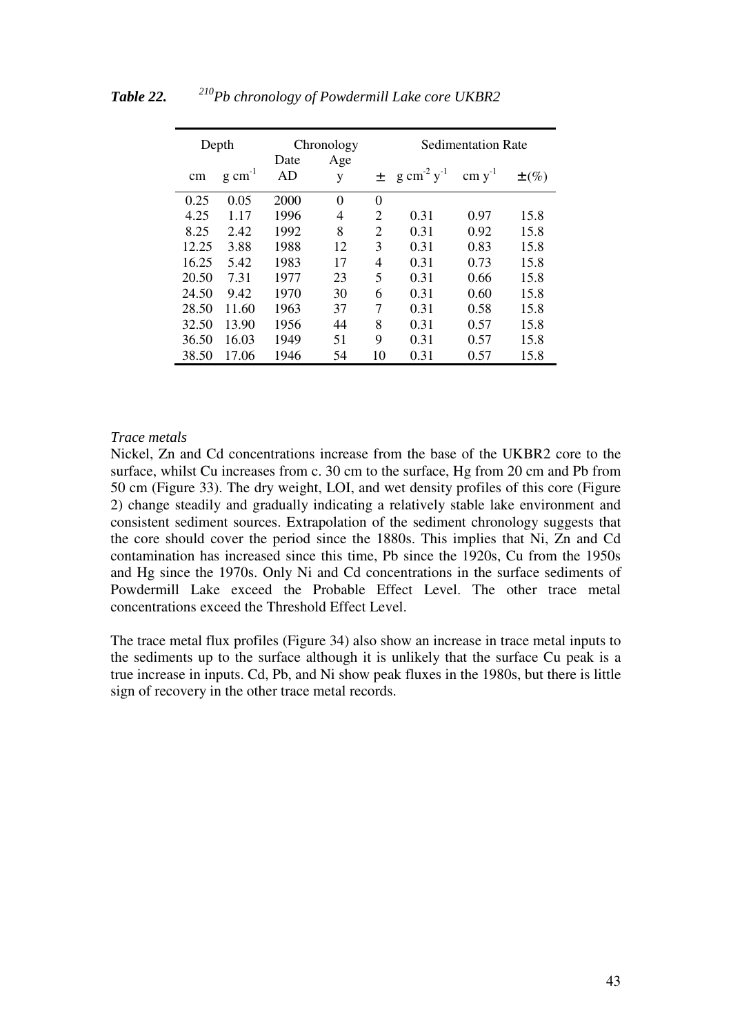***Table 22.*** *$^{210}Pb$ chronology of Powdermill Lake core UKBR2*

| Depth | | Chronology | | | Sedimentation Rate | | |
|---|---|---|---|---|---|---|---|
| cm | $g\ cm^{-1}$ | Date AD | Age y | ± | $g\ cm^{-2}\ y^{-1}$ | $cm\ y^{-1}$ | ±(%) |
| 0.25 | 0.05 | 2000 | 0 | 0 | | | |
| 4.25 | 1.17 | 1996 | 4 | 2 | 0.31 | 0.97 | 15.8 |
| 8.25 | 2.42 | 1992 | 8 | 2 | 0.31 | 0.92 | 15.8 |
| 12.25 | 3.88 | 1988 | 12 | 3 | 0.31 | 0.83 | 15.8 |
| 16.25 | 5.42 | 1983 | 17 | 4 | 0.31 | 0.73 | 15.8 |
| 20.50 | 7.31 | 1977 | 23 | 5 | 0.31 | 0.66 | 15.8 |
| 24.50 | 9.42 | 1970 | 30 | 6 | 0.31 | 0.60 | 15.8 |
| 28.50 | 11.60 | 1963 | 37 | 7 | 0.31 | 0.58 | 15.8 |
| 32.50 | 13.90 | 1956 | 44 | 8 | 0.31 | 0.57 | 15.8 |
| 36.50 | 16.03 | 1949 | 51 | 9 | 0.31 | 0.57 | 15.8 |
| 38.50 | 17.06 | 1946 | 54 | 10 | 0.31 | 0.57 | 15.8 |

*Trace metals*

Nickel, Zn and Cd concentrations increase from the base of the UKBR2 core to the surface, whilst Cu increases from c. 30 cm to the surface, Hg from 20 cm and Pb from 50 cm (Figure 33). The dry weight, LOI, and wet density profiles of this core (Figure 2) change steadily and gradually indicating a relatively stable lake environment and consistent sediment sources. Extrapolation of the sediment chronology suggests that the core should cover the period since the 1880s. This implies that Ni, Zn and Cd contamination has increased since this time, Pb since the 1920s, Cu from the 1950s and Hg since the 1970s. Only Ni and Cd concentrations in the surface sediments of Powdermill Lake exceed the Probable Effect Level. The other trace metal concentrations exceed the Threshold Effect Level.

The trace metal flux profiles (Figure 34) also show an increase in trace metal inputs to the sediments up to the surface although it is unlikely that the surface Cu peak is a true increase in inputs. Cd, Pb, and Ni show peak fluxes in the 1980s, but there is little sign of recovery in the other trace metal records.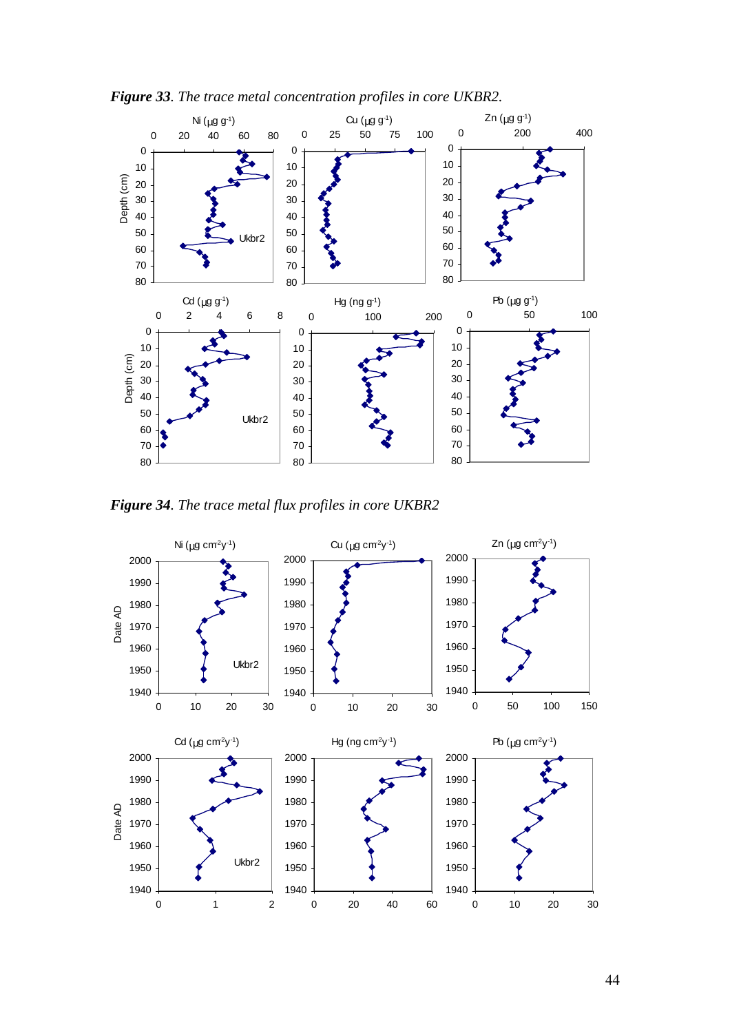***Figure 33**. The trace metal concentration profiles in core UKBR2.*

***Figure 34**. The trace metal flux profiles in core UKBR2*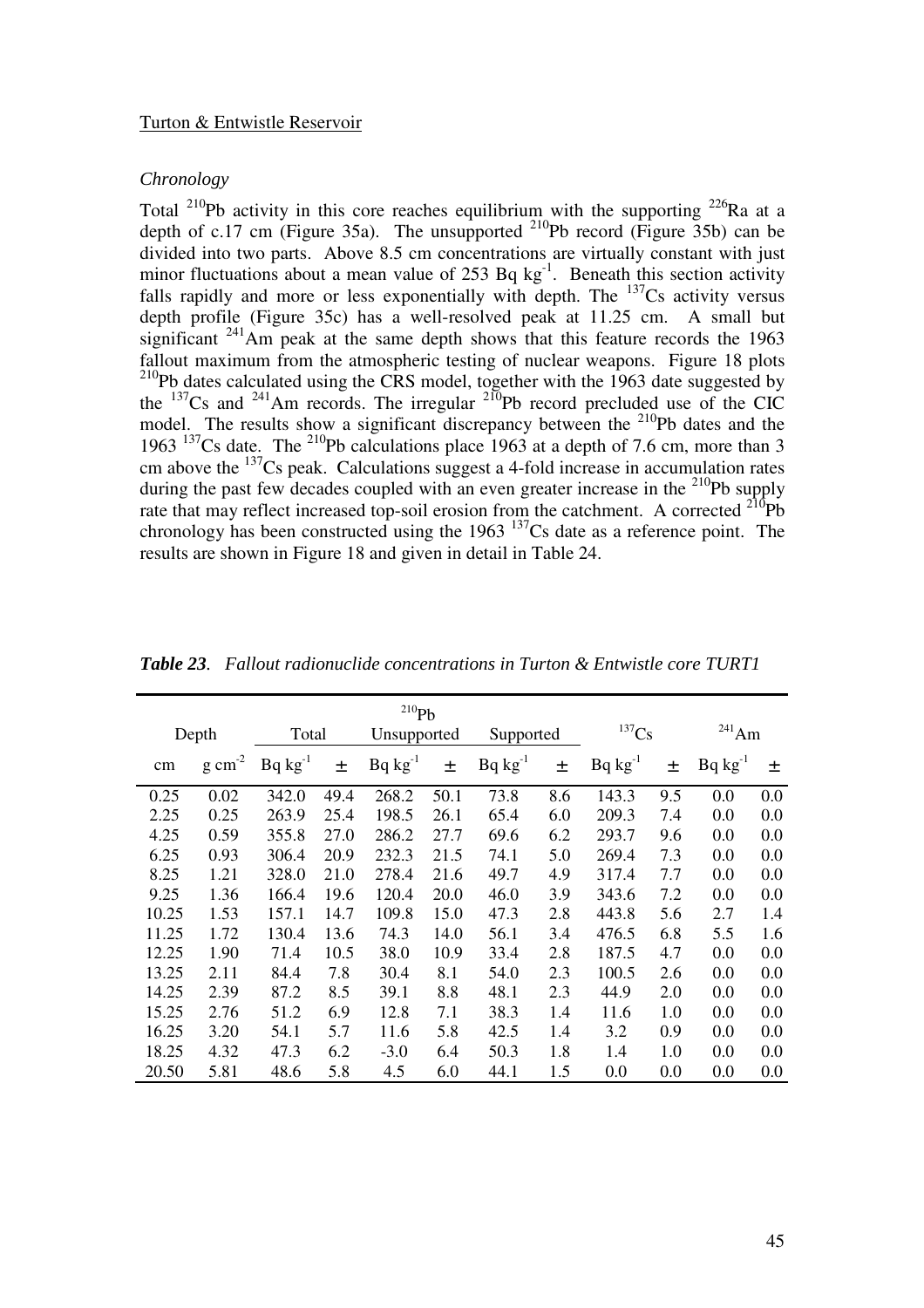Turton & Entwistle Reservoir

*Chronology*

Total $^{210}Pb$ activity in this core reaches equilibrium with the supporting $^{226}Ra$ at a depth of c.17 cm (Figure 35a). The unsupported $^{210}Pb$ record (Figure 35b) can be divided into two parts. Above 8.5 cm concentrations are virtually constant with just minor fluctuations about a mean value of 253 Bq kg$^{-1}$. Beneath this section activity falls rapidly and more or less exponentially with depth. The $^{137}Cs$ activity versus depth profile (Figure 35c) has a well-resolved peak at 11.25 cm. A small but significant $^{241}Am$ peak at the same depth shows that this feature records the 1963 fallout maximum from the atmospheric testing of nuclear weapons. Figure 18 plots $^{210}Pb$ dates calculated using the CRS model, together with the 1963 date suggested by the $^{137}Cs$ and $^{241}Am$ records. The irregular $^{210}Pb$ record precluded use of the CIC model. The results show a significant discrepancy between the $^{210}Pb$ dates and the 1963 $^{137}Cs$ date. The $^{210}Pb$ calculations place 1963 at a depth of 7.6 cm, more than 3 cm above the $^{137}Cs$ peak. Calculations suggest a 4-fold increase in accumulation rates during the past few decades coupled with an even greater increase in the $^{210}Pb$ supply rate that may reflect increased top-soil erosion from the catchment. A corrected $^{210}Pb$ chronology has been constructed using the 1963 $^{137}Cs$ date as a reference point. The results are shown in Figure 18 and given in detail in Table 24.

***Table 23**. Fallout radionuclide concentrations in Turton & Entwistle core TURT1*

| Depth | | $^{210}Pb$ Total | | $^{210}Pb$ Unsupported | | $^{210}Pb$ Supported | | $^{137}Cs$ | | $^{241}Am$ | |
|---|---|---|---|---|---|---|---|---|---|---|---|
| cm | g cm$^{-2}$ | Bq kg$^{-1}$ | ± | Bq kg$^{-1}$ | ± | Bq kg$^{-1}$ | ± | Bq kg$^{-1}$ | ± | Bq kg$^{-1}$ | ± |
| 0.25 | 0.02 | 342.0 | 49.4 | 268.2 | 50.1 | 73.8 | 8.6 | 143.3 | 9.5 | 0.0 | 0.0 |
| 2.25 | 0.25 | 263.9 | 25.4 | 198.5 | 26.1 | 65.4 | 6.0 | 209.3 | 7.4 | 0.0 | 0.0 |
| 4.25 | 0.59 | 355.8 | 27.0 | 286.2 | 27.7 | 69.6 | 6.2 | 293.7 | 9.6 | 0.0 | 0.0 |
| 6.25 | 0.93 | 306.4 | 20.9 | 232.3 | 21.5 | 74.1 | 5.0 | 269.4 | 7.3 | 0.0 | 0.0 |
| 8.25 | 1.21 | 328.0 | 21.0 | 278.4 | 21.6 | 49.7 | 4.9 | 317.4 | 7.7 | 0.0 | 0.0 |
| 9.25 | 1.36 | 166.4 | 19.6 | 120.4 | 20.0 | 46.0 | 3.9 | 343.6 | 7.2 | 0.0 | 0.0 |
| 10.25 | 1.53 | 157.1 | 14.7 | 109.8 | 15.0 | 47.3 | 2.8 | 443.8 | 5.6 | 2.7 | 1.4 |
| 11.25 | 1.72 | 130.4 | 13.6 | 74.3 | 14.0 | 56.1 | 3.4 | 476.5 | 6.8 | 5.5 | 1.6 |
| 12.25 | 1.90 | 71.4 | 10.5 | 38.0 | 10.9 | 33.4 | 2.8 | 187.5 | 4.7 | 0.0 | 0.0 |
| 13.25 | 2.11 | 84.4 | 7.8 | 30.4 | 8.1 | 54.0 | 2.3 | 100.5 | 2.6 | 0.0 | 0.0 |
| 14.25 | 2.39 | 87.2 | 8.5 | 39.1 | 8.8 | 48.1 | 2.3 | 44.9 | 2.0 | 0.0 | 0.0 |
| 15.25 | 2.76 | 51.2 | 6.9 | 12.8 | 7.1 | 38.3 | 1.4 | 11.6 | 1.0 | 0.0 | 0.0 |
| 16.25 | 3.20 | 54.1 | 5.7 | 11.6 | 5.8 | 42.5 | 1.4 | 3.2 | 0.9 | 0.0 | 0.0 |
| 18.25 | 4.32 | 47.3 | 6.2 | -3.0 | 6.4 | 50.3 | 1.8 | 1.4 | 1.0 | 0.0 | 0.0 |
| 20.50 | 5.81 | 48.6 | 5.8 | 4.5 | 6.0 | 44.1 | 1.5 | 0.0 | 0.0 | 0.0 | 0.0 |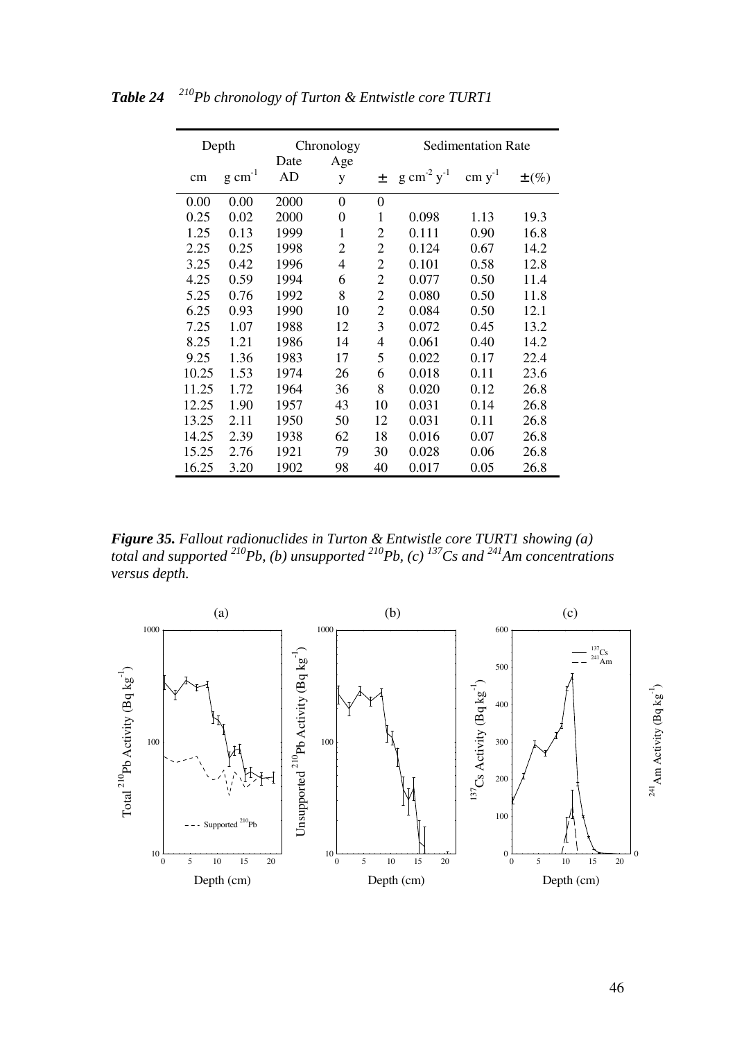***Table 24*** *$^{210}Pb$ chronology of Turton & Entwistle core TURT1*

| Depth | | Chronology | | | Sedimentation Rate | | |
|---|---|---|---|---|---|---|---|
| cm | $g\ cm^{-1}$ | Date AD | Age y | ± | $g\ cm^{-2}\ y^{-1}$ | $cm\ y^{-1}$ | ±(%) |
| 0.00 | 0.00 | 2000 | 0 | 0 | | | |
| 0.25 | 0.02 | 2000 | 0 | 1 | 0.098 | 1.13 | 19.3 |
| 1.25 | 0.13 | 1999 | 1 | 2 | 0.111 | 0.90 | 16.8 |
| 2.25 | 0.25 | 1998 | 2 | 2 | 0.124 | 0.67 | 14.2 |
| 3.25 | 0.42 | 1996 | 4 | 2 | 0.101 | 0.58 | 12.8 |
| 4.25 | 0.59 | 1994 | 6 | 2 | 0.077 | 0.50 | 11.4 |
| 5.25 | 0.76 | 1992 | 8 | 2 | 0.080 | 0.50 | 11.8 |
| 6.25 | 0.93 | 1990 | 10 | 2 | 0.084 | 0.50 | 12.1 |
| 7.25 | 1.07 | 1988 | 12 | 3 | 0.072 | 0.45 | 13.2 |
| 8.25 | 1.21 | 1986 | 14 | 4 | 0.061 | 0.40 | 14.2 |
| 9.25 | 1.36 | 1983 | 17 | 5 | 0.022 | 0.17 | 22.4 |
| 10.25 | 1.53 | 1974 | 26 | 6 | 0.018 | 0.11 | 23.6 |
| 11.25 | 1.72 | 1964 | 36 | 8 | 0.020 | 0.12 | 26.8 |
| 12.25 | 1.90 | 1957 | 43 | 10 | 0.031 | 0.14 | 26.8 |
| 13.25 | 2.11 | 1950 | 50 | 12 | 0.031 | 0.11 | 26.8 |
| 14.25 | 2.39 | 1938 | 62 | 18 | 0.016 | 0.07 | 26.8 |
| 15.25 | 2.76 | 1921 | 79 | 30 | 0.028 | 0.06 | 26.8 |
| 16.25 | 3.20 | 1902 | 98 | 40 | 0.017 | 0.05 | 26.8 |

***Figure 35.*** *Fallout radionuclides in Turton & Entwistle core TURT1 showing (a) total and supported $^{210}Pb$, (b) unsupported $^{210}Pb$, (c) $^{137}Cs$ and $^{241}Am$ concentrations versus depth.*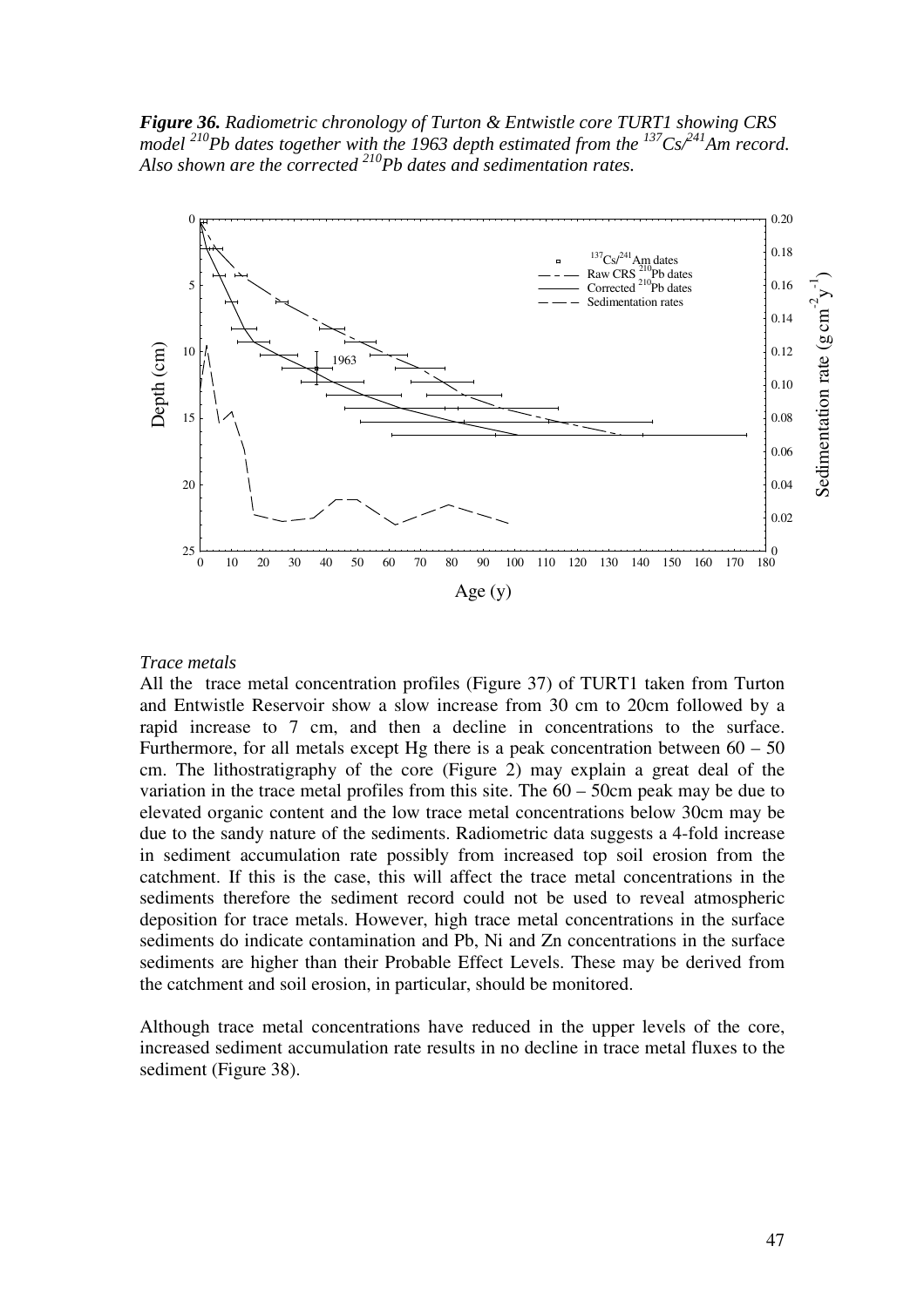***Figure 36.*** *Radiometric chronology of Turton & Entwistle core TURT1 showing CRS model $^{210}Pb$ dates together with the 1963 depth estimated from the $^{137}Cs/^{241}Am$ record. Also shown are the corrected $^{210}Pb$ dates and sedimentation rates.*

*Trace metals*

All the trace metal concentration profiles (Figure 37) of TURT1 taken from Turton and Entwistle Reservoir show a slow increase from 30 cm to 20cm followed by a rapid increase to 7 cm, and then a decline in concentrations to the surface. Furthermore, for all metals except Hg there is a peak concentration between 60 – 50 cm. The lithostratigraphy of the core (Figure 2) may explain a great deal of the variation in the trace metal profiles from this site. The 60 – 50cm peak may be due to elevated organic content and the low trace metal concentrations below 30cm may be due to the sandy nature of the sediments. Radiometric data suggests a 4-fold increase in sediment accumulation rate possibly from increased top soil erosion from the catchment. If this is the case, this will affect the trace metal concentrations in the sediments therefore the sediment record could not be used to reveal atmospheric deposition for trace metals. However, high trace metal concentrations in the surface sediments do indicate contamination and Pb, Ni and Zn concentrations in the surface sediments are higher than their Probable Effect Levels. These may be derived from the catchment and soil erosion, in particular, should be monitored.

Although trace metal concentrations have reduced in the upper levels of the core, increased sediment accumulation rate results in no decline in trace metal fluxes to the sediment (Figure 38).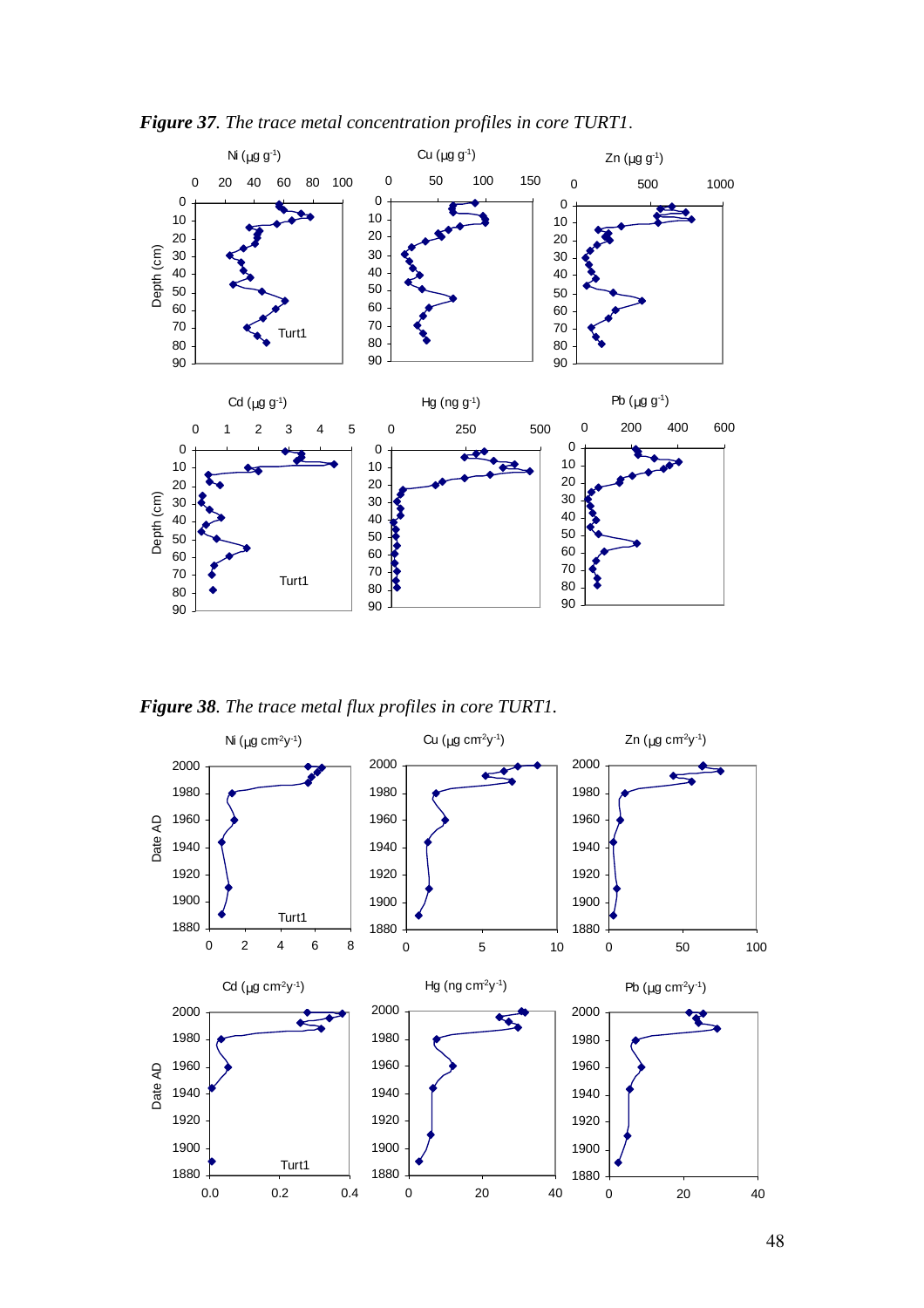*Figure 37. The trace metal concentration profiles in core TURT1.*

*Figure 38. The trace metal flux profiles in core TURT1.*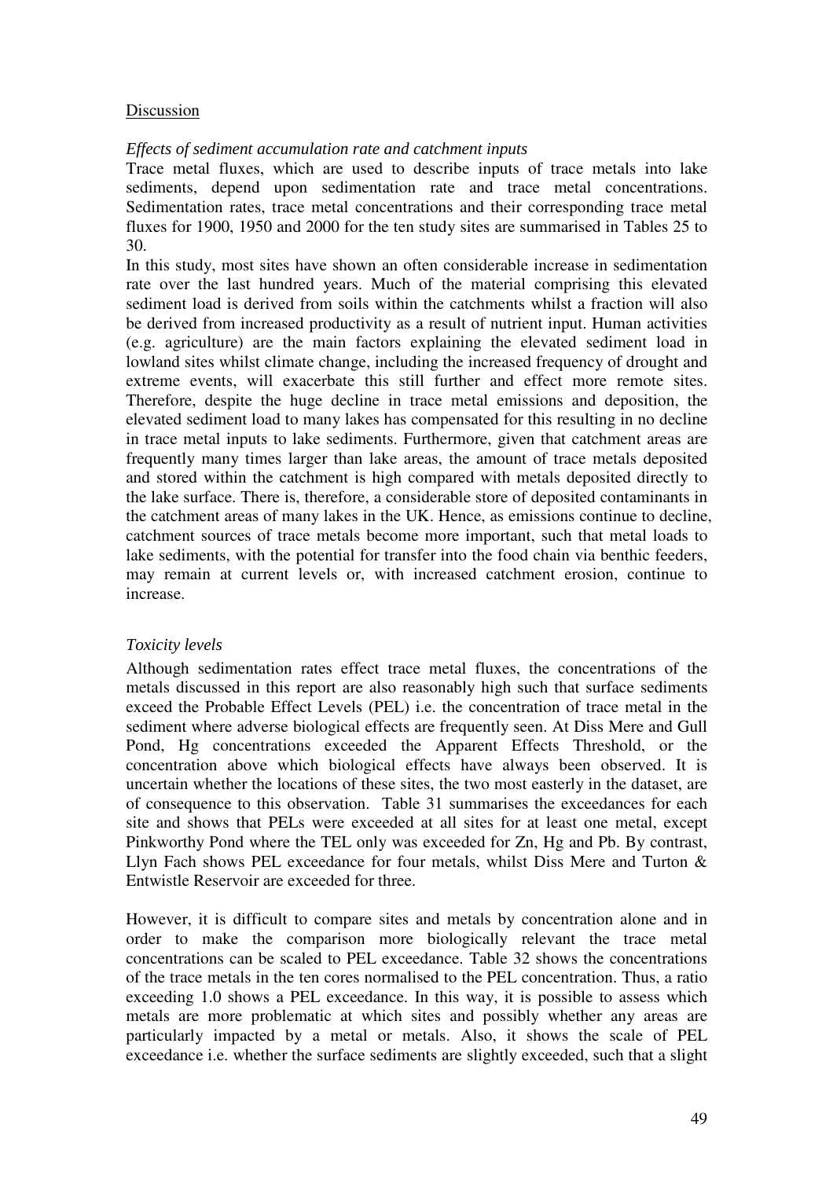## Discussion

*Effects of sediment accumulation rate and catchment inputs*

Trace metal fluxes, which are used to describe inputs of trace metals into lake sediments, depend upon sedimentation rate and trace metal concentrations. Sedimentation rates, trace metal concentrations and their corresponding trace metal fluxes for 1900, 1950 and 2000 for the ten study sites are summarised in Tables 25 to 30.

In this study, most sites have shown an often considerable increase in sedimentation rate over the last hundred years. Much of the material comprising this elevated sediment load is derived from soils within the catchments whilst a fraction will also be derived from increased productivity as a result of nutrient input. Human activities (e.g. agriculture) are the main factors explaining the elevated sediment load in lowland sites whilst climate change, including the increased frequency of drought and extreme events, will exacerbate this still further and effect more remote sites. Therefore, despite the huge decline in trace metal emissions and deposition, the elevated sediment load to many lakes has compensated for this resulting in no decline in trace metal inputs to lake sediments. Furthermore, given that catchment areas are frequently many times larger than lake areas, the amount of trace metals deposited and stored within the catchment is high compared with metals deposited directly to the lake surface. There is, therefore, a considerable store of deposited contaminants in the catchment areas of many lakes in the UK. Hence, as emissions continue to decline, catchment sources of trace metals become more important, such that metal loads to lake sediments, with the potential for transfer into the food chain via benthic feeders, may remain at current levels or, with increased catchment erosion, continue to increase.

*Toxicity levels*

Although sedimentation rates effect trace metal fluxes, the concentrations of the metals discussed in this report are also reasonably high such that surface sediments exceed the Probable Effect Levels (PEL) i.e. the concentration of trace metal in the sediment where adverse biological effects are frequently seen. At Diss Mere and Gull Pond, Hg concentrations exceeded the Apparent Effects Threshold, or the concentration above which biological effects have always been observed. It is uncertain whether the locations of these sites, the two most easterly in the dataset, are of consequence to this observation. Table 31 summarises the exceedances for each site and shows that PELs were exceeded at all sites for at least one metal, except Pinkworthy Pond where the TEL only was exceeded for Zn, Hg and Pb. By contrast, Llyn Fach shows PEL exceedance for four metals, whilst Diss Mere and Turton & Entwistle Reservoir are exceeded for three.

However, it is difficult to compare sites and metals by concentration alone and in order to make the comparison more biologically relevant the trace metal concentrations can be scaled to PEL exceedance. Table 32 shows the concentrations of the trace metals in the ten cores normalised to the PEL concentration. Thus, a ratio exceeding 1.0 shows a PEL exceedance. In this way, it is possible to assess which metals are more problematic at which sites and possibly whether any areas are particularly impacted by a metal or metals. Also, it shows the scale of PEL exceedance i.e. whether the surface sediments are slightly exceeded, such that a slight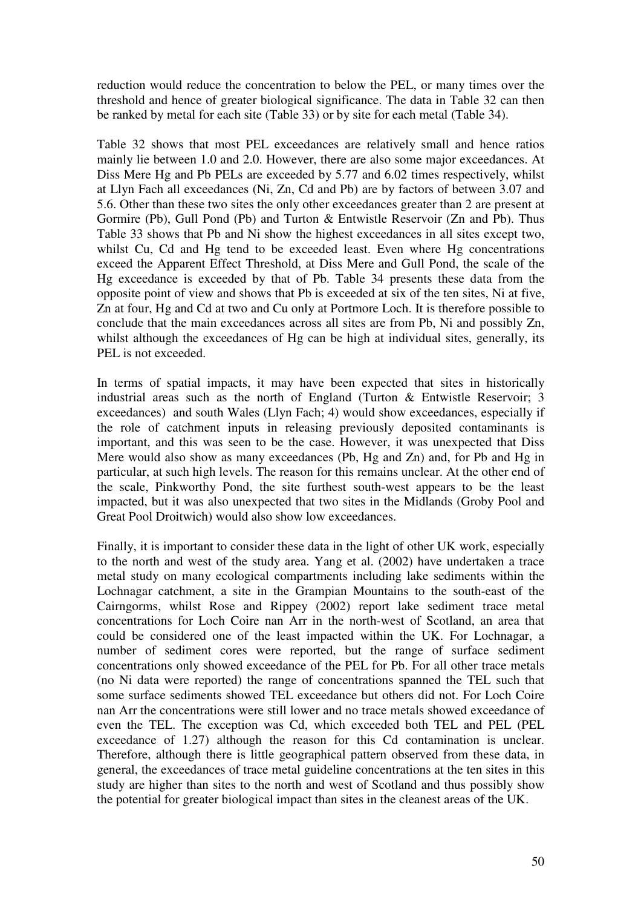reduction would reduce the concentration to below the PEL, or many times over the threshold and hence of greater biological significance. The data in Table 32 can then be ranked by metal for each site (Table 33) or by site for each metal (Table 34).

Table 32 shows that most PEL exceedances are relatively small and hence ratios mainly lie between 1.0 and 2.0. However, there are also some major exceedances. At Diss Mere Hg and Pb PELs are exceeded by 5.77 and 6.02 times respectively, whilst at Llyn Fach all exceedances (Ni, Zn, Cd and Pb) are by factors of between 3.07 and 5.6. Other than these two sites the only other exceedances greater than 2 are present at Gormire (Pb), Gull Pond (Pb) and Turton & Entwistle Reservoir (Zn and Pb). Thus Table 33 shows that Pb and Ni show the highest exceedances in all sites except two, whilst Cu, Cd and Hg tend to be exceeded least. Even where Hg concentrations exceed the Apparent Effect Threshold, at Diss Mere and Gull Pond, the scale of the Hg exceedance is exceeded by that of Pb. Table 34 presents these data from the opposite point of view and shows that Pb is exceeded at six of the ten sites, Ni at five, Zn at four, Hg and Cd at two and Cu only at Portmore Loch. It is therefore possible to conclude that the main exceedances across all sites are from Pb, Ni and possibly Zn, whilst although the exceedances of Hg can be high at individual sites, generally, its PEL is not exceeded.

In terms of spatial impacts, it may have been expected that sites in historically industrial areas such as the north of England (Turton & Entwistle Reservoir; 3 exceedances) and south Wales (Llyn Fach; 4) would show exceedances, especially if the role of catchment inputs in releasing previously deposited contaminants is important, and this was seen to be the case. However, it was unexpected that Diss Mere would also show as many exceedances (Pb, Hg and Zn) and, for Pb and Hg in particular, at such high levels. The reason for this remains unclear. At the other end of the scale, Pinkworthy Pond, the site furthest south-west appears to be the least impacted, but it was also unexpected that two sites in the Midlands (Groby Pool and Great Pool Droitwich) would also show low exceedances.

Finally, it is important to consider these data in the light of other UK work, especially to the north and west of the study area. Yang et al. (2002) have undertaken a trace metal study on many ecological compartments including lake sediments within the Lochnagar catchment, a site in the Grampian Mountains to the south-east of the Cairngorms, whilst Rose and Rippey (2002) report lake sediment trace metal concentrations for Loch Coire nan Arr in the north-west of Scotland, an area that could be considered one of the least impacted within the UK. For Lochnagar, a number of sediment cores were reported, but the range of surface sediment concentrations only showed exceedance of the PEL for Pb. For all other trace metals (no Ni data were reported) the range of concentrations spanned the TEL such that some surface sediments showed TEL exceedance but others did not. For Loch Coire nan Arr the concentrations were still lower and no trace metals showed exceedance of even the TEL. The exception was Cd, which exceeded both TEL and PEL (PEL exceedance of 1.27) although the reason for this Cd contamination is unclear. Therefore, although there is little geographical pattern observed from these data, in general, the exceedances of trace metal guideline concentrations at the ten sites in this study are higher than sites to the north and west of Scotland and thus possibly show the potential for greater biological impact than sites in the cleanest areas of the UK.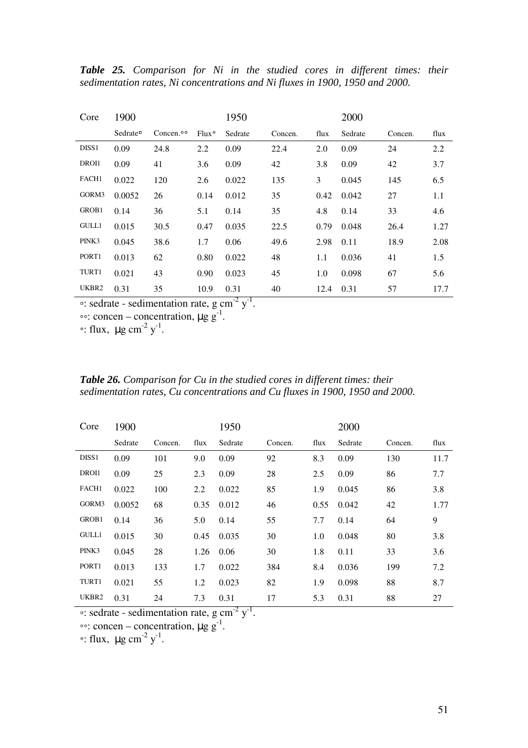***Table 25.*** *Comparison for Ni in the studied cores in different times: their sedimentation rates, Ni concentrations and Ni fluxes in 1900, 1950 and 2000.*

| Core | 1900 | | | 1950 | | | 2000 | | |
|---|---|---|---|---|---|---|---|---|---|
| | Sedrate▫ | Concen.∘∘ | Flux* | Sedrate | Concen. | flux | Sedrate | Concen. | flux |
| DISS1 | 0.09 | 24.8 | 2.2 | 0.09 | 22.4 | 2.0 | 0.09 | 24 | 2.2 |
| DROI1 | 0.09 | 41 | 3.6 | 0.09 | 42 | 3.8 | 0.09 | 42 | 3.7 |
| FACH1 | 0.022 | 120 | 2.6 | 0.022 | 135 | 3 | 0.045 | 145 | 6.5 |
| GORM3 | 0.0052 | 26 | 0.14 | 0.012 | 35 | 0.42 | 0.042 | 27 | 1.1 |
| GROB1 | 0.14 | 36 | 5.1 | 0.14 | 35 | 4.8 | 0.14 | 33 | 4.6 |
| GULL1 | 0.015 | 30.5 | 0.47 | 0.035 | 22.5 | 0.79 | 0.048 | 26.4 | 1.27 |
| PINK3 | 0.045 | 38.6 | 1.7 | 0.06 | 49.6 | 2.98 | 0.11 | 18.9 | 2.08 |
| PORT1 | 0.013 | 62 | 0.80 | 0.022 | 48 | 1.1 | 0.036 | 41 | 1.5 |
| TURT1 | 0.021 | 43 | 0.90 | 0.023 | 45 | 1.0 | 0.098 | 67 | 5.6 |
| UKBR2 | 0.31 | 35 | 10.9 | 0.31 | 40 | 12.4 | 0.31 | 57 | 17.7 |

▫: sedrate - sedimentation rate, g $cm^{-2}$ $y^{-1}$.
∘∘: concen – concentration, μg $g^{-1}$.
*: flux, μg $cm^{-2}$ $y^{-1}$.

***Table 26.*** *Comparison for Cu in the studied cores in different times: their sedimentation rates, Cu concentrations and Cu fluxes in 1900, 1950 and 2000.*

| Core | 1900 | | | 1950 | | | 2000 | | |
|---|---|---|---|---|---|---|---|---|---|
| | Sedrate | Concen. | flux | Sedrate | Concen. | flux | Sedrate | Concen. | flux |
| DISS1 | 0.09 | 101 | 9.0 | 0.09 | 92 | 8.3 | 0.09 | 130 | 11.7 |
| DROI1 | 0.09 | 25 | 2.3 | 0.09 | 28 | 2.5 | 0.09 | 86 | 7.7 |
| FACH1 | 0.022 | 100 | 2.2 | 0.022 | 85 | 1.9 | 0.045 | 86 | 3.8 |
| GORM3 | 0.0052 | 68 | 0.35 | 0.012 | 46 | 0.55 | 0.042 | 42 | 1.77 |
| GROB1 | 0.14 | 36 | 5.0 | 0.14 | 55 | 7.7 | 0.14 | 64 | 9 |
| GULL1 | 0.015 | 30 | 0.45 | 0.035 | 30 | 1.0 | 0.048 | 80 | 3.8 |
| PINK3 | 0.045 | 28 | 1.26 | 0.06 | 30 | 1.8 | 0.11 | 33 | 3.6 |
| PORT1 | 0.013 | 133 | 1.7 | 0.022 | 384 | 8.4 | 0.036 | 199 | 7.2 |
| TURT1 | 0.021 | 55 | 1.2 | 0.023 | 82 | 1.9 | 0.098 | 88 | 8.7 |
| UKBR2 | 0.31 | 24 | 7.3 | 0.31 | 17 | 5.3 | 0.31 | 88 | 27 |

▫: sedrate - sedimentation rate, g $cm^{-2}$ $y^{-1}$.
∘∘: concen – concentration, μg $g^{-1}$.
*: flux, μg $cm^{-2}$ $y^{-1}$.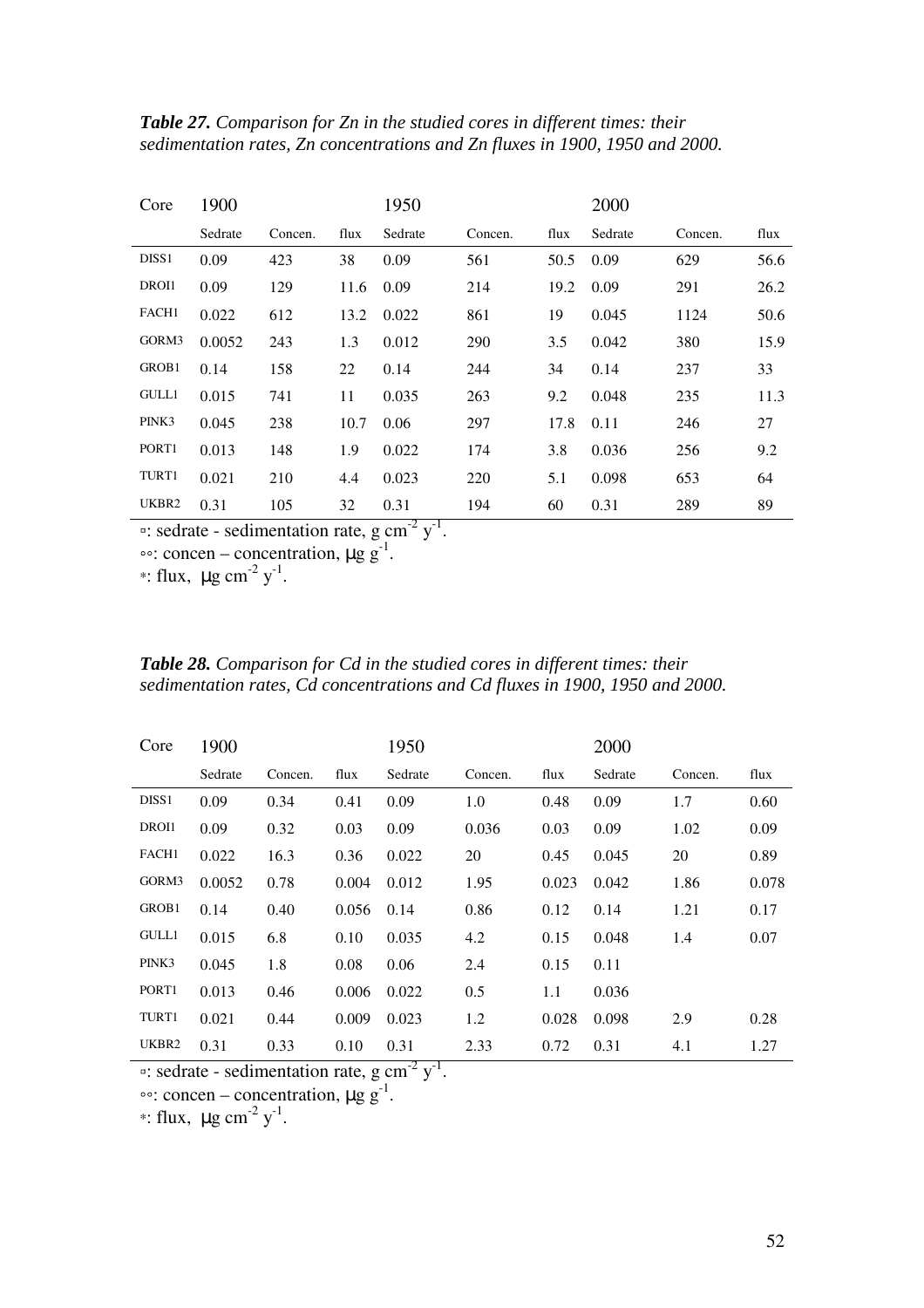*Table 27. Comparison for Zn in the studied cores in different times: their sedimentation rates, Zn concentrations and Zn fluxes in 1900, 1950 and 2000.*

| Core | 1900 | | | 1950 | | | 2000 | | |
|---|---|---|---|---|---|---|---|---|---|
| | Sedrate | Concen. | flux | Sedrate | Concen. | flux | Sedrate | Concen. | flux |
| DISS1 | 0.09 | 423 | 38 | 0.09 | 561 | 50.5 | 0.09 | 629 | 56.6 |
| DROI1 | 0.09 | 129 | 11.6 | 0.09 | 214 | 19.2 | 0.09 | 291 | 26.2 |
| FACH1 | 0.022 | 612 | 13.2 | 0.022 | 861 | 19 | 0.045 | 1124 | 50.6 |
| GORM3 | 0.0052 | 243 | 1.3 | 0.012 | 290 | 3.5 | 0.042 | 380 | 15.9 |
| GROB1 | 0.14 | 158 | 22 | 0.14 | 244 | 34 | 0.14 | 237 | 33 |
| GULL1 | 0.015 | 741 | 11 | 0.035 | 263 | 9.2 | 0.048 | 235 | 11.3 |
| PINK3 | 0.045 | 238 | 10.7 | 0.06 | 297 | 17.8 | 0.11 | 246 | 27 |
| PORT1 | 0.013 | 148 | 1.9 | 0.022 | 174 | 3.8 | 0.036 | 256 | 9.2 |
| TURT1 | 0.021 | 210 | 4.4 | 0.023 | 220 | 5.1 | 0.098 | 653 | 64 |
| UKBR2 | 0.31 | 105 | 32 | 0.31 | 194 | 60 | 0.31 | 289 | 89 |

▫: sedrate - sedimentation rate, g $cm^{-2}$ $y^{-1}$.
◦◦: concen – concentration, μg $g^{-1}$.
*: flux, μg $cm^{-2}$ $y^{-1}$.

*Table 28. Comparison for Cd in the studied cores in different times: their sedimentation rates, Cd concentrations and Cd fluxes in 1900, 1950 and 2000.*

| Core | 1900 | | | 1950 | | | 2000 | | |
|---|---|---|---|---|---|---|---|---|---|
| | Sedrate | Concen. | flux | Sedrate | Concen. | flux | Sedrate | Concen. | flux |
| DISS1 | 0.09 | 0.34 | 0.41 | 0.09 | 1.0 | 0.48 | 0.09 | 1.7 | 0.60 |
| DROI1 | 0.09 | 0.32 | 0.03 | 0.09 | 0.036 | 0.03 | 0.09 | 1.02 | 0.09 |
| FACH1 | 0.022 | 16.3 | 0.36 | 0.022 | 20 | 0.45 | 0.045 | 20 | 0.89 |
| GORM3 | 0.0052 | 0.78 | 0.004 | 0.012 | 1.95 | 0.023 | 0.042 | 1.86 | 0.078 |
| GROB1 | 0.14 | 0.40 | 0.056 | 0.14 | 0.86 | 0.12 | 0.14 | 1.21 | 0.17 |
| GULL1 | 0.015 | 6.8 | 0.10 | 0.035 | 4.2 | 0.15 | 0.048 | 1.4 | 0.07 |
| PINK3 | 0.045 | 1.8 | 0.08 | 0.06 | 2.4 | 0.15 | 0.11 | | |
| PORT1 | 0.013 | 0.46 | 0.006 | 0.022 | 0.5 | 1.1 | 0.036 | | |
| TURT1 | 0.021 | 0.44 | 0.009 | 0.023 | 1.2 | 0.028 | 0.098 | 2.9 | 0.28 |
| UKBR2 | 0.31 | 0.33 | 0.10 | 0.31 | 2.33 | 0.72 | 0.31 | 4.1 | 1.27 |

▫: sedrate - sedimentation rate, g $cm^{-2}$ $y^{-1}$.
◦◦: concen – concentration, μg $g^{-1}$.
*: flux, μg $cm^{-2}$ $y^{-1}$.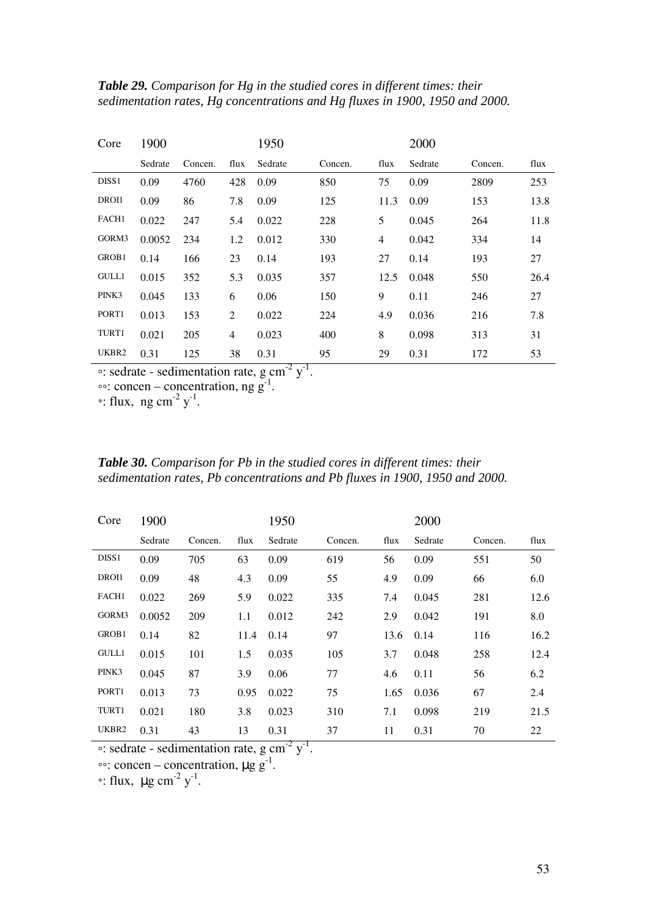***Table 29.*** *Comparison for Hg in the studied cores in different times: their sedimentation rates, Hg concentrations and Hg fluxes in 1900, 1950 and 2000.*

| Core | 1900 | | | 1950 | | | 2000 | | |
|---|---|---|---|---|---|---|---|---|---|
| | Sedrate | Concen. | flux | Sedrate | Concen. | flux | Sedrate | Concen. | flux |
| DISS1 | 0.09 | 4760 | 428 | 0.09 | 850 | 75 | 0.09 | 2809 | 253 |
| DROI1 | 0.09 | 86 | 7.8 | 0.09 | 125 | 11.3 | 0.09 | 153 | 13.8 |
| FACH1 | 0.022 | 247 | 5.4 | 0.022 | 228 | 5 | 0.045 | 264 | 11.8 |
| GORM3 | 0.0052 | 234 | 1.2 | 0.012 | 330 | 4 | 0.042 | 334 | 14 |
| GROB1 | 0.14 | 166 | 23 | 0.14 | 193 | 27 | 0.14 | 193 | 27 |
| GULL1 | 0.015 | 352 | 5.3 | 0.035 | 357 | 12.5 | 0.048 | 550 | 26.4 |
| PINK3 | 0.045 | 133 | 6 | 0.06 | 150 | 9 | 0.11 | 246 | 27 |
| PORT1 | 0.013 | 153 | 2 | 0.022 | 224 | 4.9 | 0.036 | 216 | 7.8 |
| TURT1 | 0.021 | 205 | 4 | 0.023 | 400 | 8 | 0.098 | 313 | 31 |
| UKBR2 | 0.31 | 125 | 38 | 0.31 | 95 | 29 | 0.31 | 172 | 53 |

▫: sedrate - sedimentation rate, g $cm^{-2}$ $y^{-1}$.
◦◦: concen – concentration, ng $g^{-1}$.
*: flux, ng $cm^{-2}$ $y^{-1}$.

***Table 30.*** *Comparison for Pb in the studied cores in different times: their sedimentation rates, Pb concentrations and Pb fluxes in 1900, 1950 and 2000.*

| Core | 1900 | | | 1950 | | | 2000 | | |
|---|---|---|---|---|---|---|---|---|---|
| | Sedrate | Concen. | flux | Sedrate | Concen. | flux | Sedrate | Concen. | flux |
| DISS1 | 0.09 | 705 | 63 | 0.09 | 619 | 56 | 0.09 | 551 | 50 |
| DROI1 | 0.09 | 48 | 4.3 | 0.09 | 55 | 4.9 | 0.09 | 66 | 6.0 |
| FACH1 | 0.022 | 269 | 5.9 | 0.022 | 335 | 7.4 | 0.045 | 281 | 12.6 |
| GORM3 | 0.0052 | 209 | 1.1 | 0.012 | 242 | 2.9 | 0.042 | 191 | 8.0 |
| GROB1 | 0.14 | 82 | 11.4 | 0.14 | 97 | 13.6 | 0.14 | 116 | 16.2 |
| GULL1 | 0.015 | 101 | 1.5 | 0.035 | 105 | 3.7 | 0.048 | 258 | 12.4 |
| PINK3 | 0.045 | 87 | 3.9 | 0.06 | 77 | 4.6 | 0.11 | 56 | 6.2 |
| PORT1 | 0.013 | 73 | 0.95 | 0.022 | 75 | 1.65 | 0.036 | 67 | 2.4 |
| TURT1 | 0.021 | 180 | 3.8 | 0.023 | 310 | 7.1 | 0.098 | 219 | 21.5 |
| UKBR2 | 0.31 | 43 | 13 | 0.31 | 37 | 11 | 0.31 | 70 | 22 |

▫: sedrate - sedimentation rate, g $cm^{-2}$ $y^{-1}$.
◦◦: concen – concentration, μg $g^{-1}$.
*: flux, μg $cm^{-2}$ $y^{-1}$.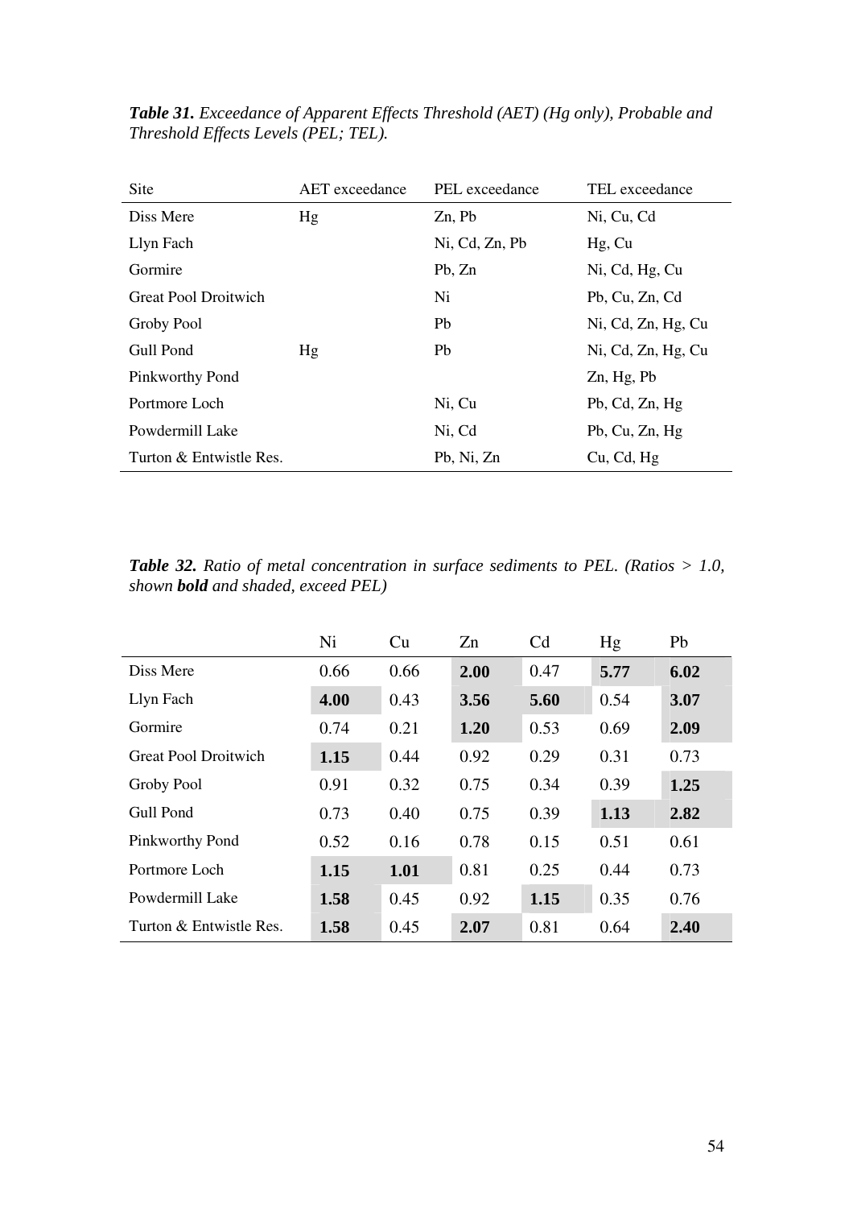***Table 31.*** *Exceedance of Apparent Effects Threshold (AET) (Hg only), Probable and Threshold Effects Levels (PEL; TEL).*

| Site | AET exceedance | PEL exceedance | TEL exceedance |
|---|---|---|---|
| Diss Mere | Hg | Zn, Pb | Ni, Cu, Cd |
| Llyn Fach | | Ni, Cd, Zn, Pb | Hg, Cu |
| Gormire | | Pb, Zn | Ni, Cd, Hg, Cu |
| Great Pool Droitwich | | Ni | Pb, Cu, Zn, Cd |
| Groby Pool | | Pb | Ni, Cd, Zn, Hg, Cu |
| Gull Pond | Hg | Pb | Ni, Cd, Zn, Hg, Cu |
| Pinkworthy Pond | | | Zn, Hg, Pb |
| Portmore Loch | | Ni, Cu | Pb, Cd, Zn, Hg |
| Powdermill Lake | | Ni, Cd | Pb, Cu, Zn, Hg |
| Turton & Entwistle Res. | | Pb, Ni, Zn | Cu, Cd, Hg |

***Table 32.*** *Ratio of metal concentration in surface sediments to PEL. (Ratios > 1.0, shown **bold** and shaded, exceed PEL)*

| | Ni | Cu | Zn | Cd | Hg | Pb |
|---|---|---|---|---|---|---|
| Diss Mere | 0.66 | 0.66 | **2.00** | 0.47 | **5.77** | **6.02** |
| Llyn Fach | **4.00** | 0.43 | **3.56** | **5.60** | 0.54 | **3.07** |
| Gormire | 0.74 | 0.21 | **1.20** | 0.53 | 0.69 | **2.09** |
| Great Pool Droitwich | **1.15** | 0.44 | 0.92 | 0.29 | 0.31 | 0.73 |
| Groby Pool | 0.91 | 0.32 | 0.75 | 0.34 | 0.39 | **1.25** |
| Gull Pond | 0.73 | 0.40 | 0.75 | 0.39 | **1.13** | **2.82** |
| Pinkworthy Pond | 0.52 | 0.16 | 0.78 | 0.15 | 0.51 | 0.61 |
| Portmore Loch | **1.15** | **1.01** | 0.81 | 0.25 | 0.44 | 0.73 |
| Powdermill Lake | **1.58** | 0.45 | 0.92 | **1.15** | 0.35 | 0.76 |
| Turton & Entwistle Res. | **1.58** | 0.45 | **2.07** | 0.81 | 0.64 | **2.40** |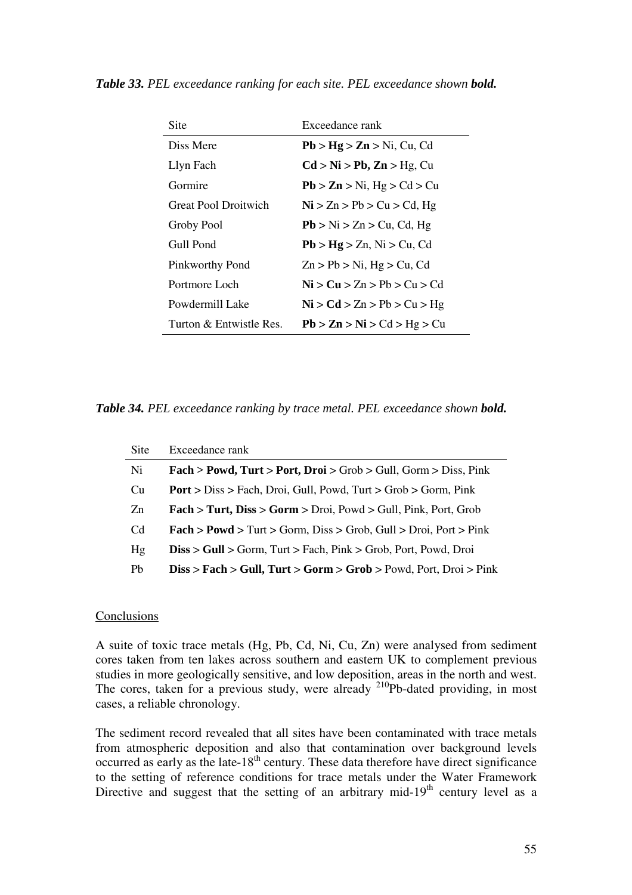***Table 33.** PEL exceedance ranking for each site. PEL exceedance shown **bold.***

| Site | Exceedance rank |
|---|---|
| Diss Mere | **Pb > Hg > Zn >** Ni, Cu, Cd |
| Llyn Fach | **Cd > Ni > Pb, Zn >** Hg, Cu |
| Gormire | **Pb > Zn >** Ni, Hg > Cd > Cu |
| Great Pool Droitwich | **Ni >** Zn > Pb > Cu > Cd, Hg |
| Groby Pool | **Pb >** Ni > Zn > Cu, Cd, Hg |
| Gull Pond | **Pb > Hg >** Zn, Ni > Cu, Cd |
| Pinkworthy Pond | Zn > Pb > Ni, Hg > Cu, Cd |
| Portmore Loch | **Ni > Cu >** Zn > Pb > Cu > Cd |
| Powdermill Lake | **Ni > Cd >** Zn > Pb > Cu > Hg |
| Turton & Entwistle Res. | **Pb > Zn > Ni >** Cd > Hg > Cu |

***Table 34.** PEL exceedance ranking by trace metal. PEL exceedance shown **bold.***

| Site | Exceedance rank |
|---|---|
| Ni | **Fach > Powd, Turt > Port, Droi >** Grob > Gull, Gorm > Diss, Pink |
| Cu | **Port >** Diss > Fach, Droi, Gull, Powd, Turt > Grob > Gorm, Pink |
| Zn | **Fach > Turt, Diss > Gorm >** Droi, Powd > Gull, Pink, Port, Grob |
| Cd | **Fach > Powd >** Turt > Gorm, Diss > Grob, Gull > Droi, Port > Pink |
| Hg | **Diss > Gull >** Gorm, Turt > Fach, Pink > Grob, Port, Powd, Droi |
| Pb | **Diss > Fach > Gull, Turt > Gorm > Grob >** Powd, Port, Droi > Pink |

## Conclusions

A suite of toxic trace metals (Hg, Pb, Cd, Ni, Cu, Zn) were analysed from sediment cores taken from ten lakes across southern and eastern UK to complement previous studies in more geologically sensitive, and low deposition, areas in the north and west. The cores, taken for a previous study, were already $^{210}$Pb-dated providing, in most cases, a reliable chronology.

The sediment record revealed that all sites have been contaminated with trace metals from atmospheric deposition and also that contamination over background levels occurred as early as the late-18$^{th}$ century. These data therefore have direct significance to the setting of reference conditions for trace metals under the Water Framework Directive and suggest that the setting of an arbitrary mid-19$^{th}$ century level as a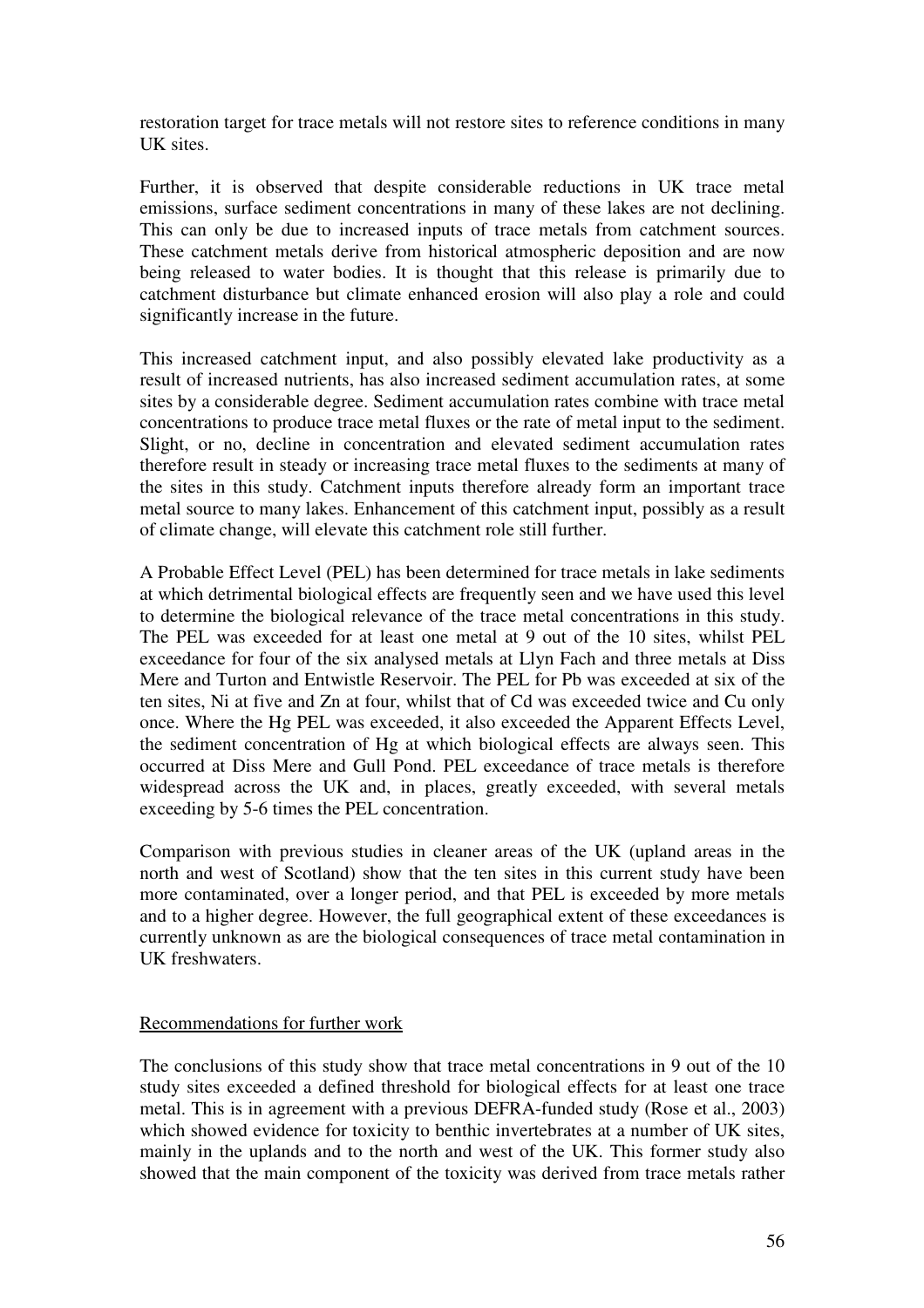restoration target for trace metals will not restore sites to reference conditions in many UK sites.

Further, it is observed that despite considerable reductions in UK trace metal emissions, surface sediment concentrations in many of these lakes are not declining. This can only be due to increased inputs of trace metals from catchment sources. These catchment metals derive from historical atmospheric deposition and are now being released to water bodies. It is thought that this release is primarily due to catchment disturbance but climate enhanced erosion will also play a role and could significantly increase in the future.

This increased catchment input, and also possibly elevated lake productivity as a result of increased nutrients, has also increased sediment accumulation rates, at some sites by a considerable degree. Sediment accumulation rates combine with trace metal concentrations to produce trace metal fluxes or the rate of metal input to the sediment. Slight, or no, decline in concentration and elevated sediment accumulation rates therefore result in steady or increasing trace metal fluxes to the sediments at many of the sites in this study. Catchment inputs therefore already form an important trace metal source to many lakes. Enhancement of this catchment input, possibly as a result of climate change, will elevate this catchment role still further.

A Probable Effect Level (PEL) has been determined for trace metals in lake sediments at which detrimental biological effects are frequently seen and we have used this level to determine the biological relevance of the trace metal concentrations in this study. The PEL was exceeded for at least one metal at 9 out of the 10 sites, whilst PEL exceedance for four of the six analysed metals at Llyn Fach and three metals at Diss Mere and Turton and Entwistle Reservoir. The PEL for Pb was exceeded at six of the ten sites, Ni at five and Zn at four, whilst that of Cd was exceeded twice and Cu only once. Where the Hg PEL was exceeded, it also exceeded the Apparent Effects Level, the sediment concentration of Hg at which biological effects are always seen. This occurred at Diss Mere and Gull Pond. PEL exceedance of trace metals is therefore widespread across the UK and, in places, greatly exceeded, with several metals exceeding by 5-6 times the PEL concentration.

Comparison with previous studies in cleaner areas of the UK (upland areas in the north and west of Scotland) show that the ten sites in this current study have been more contaminated, over a longer period, and that PEL is exceeded by more metals and to a higher degree. However, the full geographical extent of these exceedances is currently unknown as are the biological consequences of trace metal contamination in UK freshwaters.

## Recommendations for further work

The conclusions of this study show that trace metal concentrations in 9 out of the 10 study sites exceeded a defined threshold for biological effects for at least one trace metal. This is in agreement with a previous DEFRA-funded study (Rose et al., 2003) which showed evidence for toxicity to benthic invertebrates at a number of UK sites, mainly in the uplands and to the north and west of the UK. This former study also showed that the main component of the toxicity was derived from trace metals rather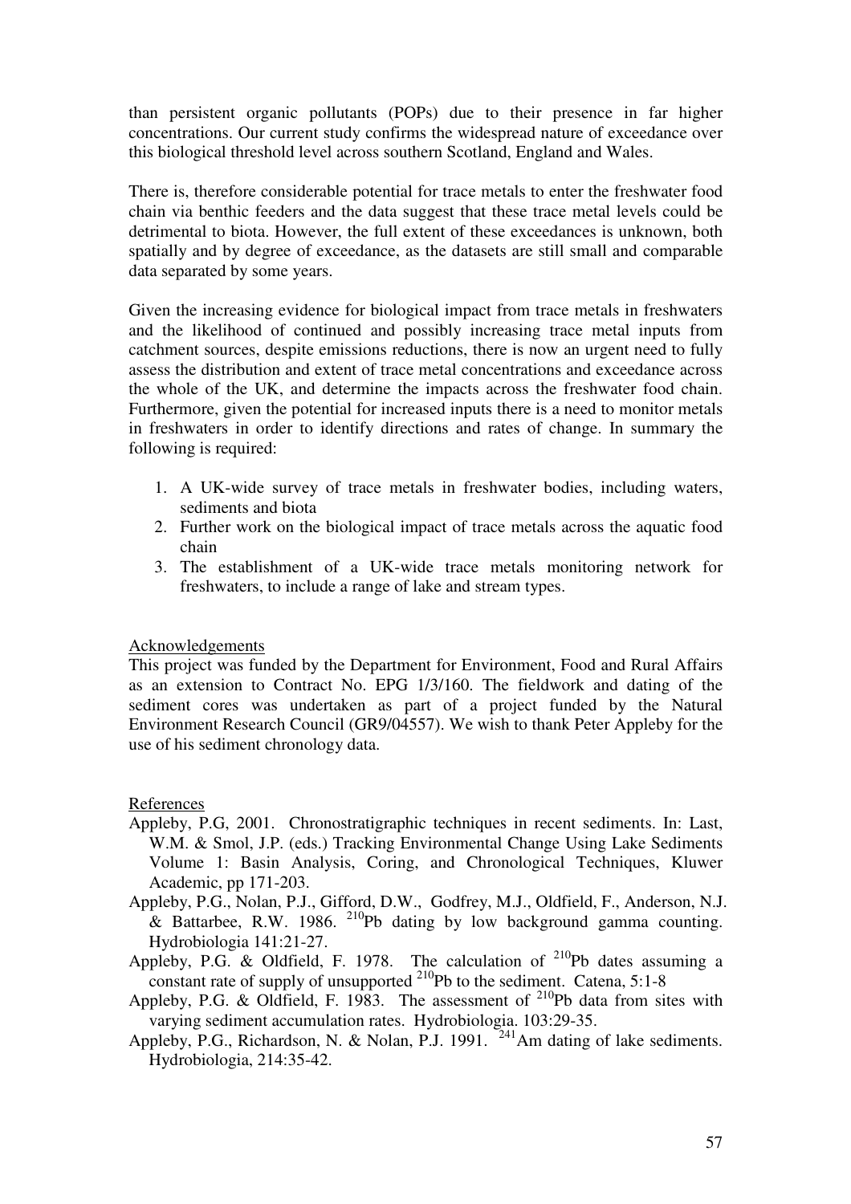than persistent organic pollutants (POPs) due to their presence in far higher concentrations. Our current study confirms the widespread nature of exceedance over this biological threshold level across southern Scotland, England and Wales.

There is, therefore considerable potential for trace metals to enter the freshwater food chain via benthic feeders and the data suggest that these trace metal levels could be detrimental to biota. However, the full extent of these exceedances is unknown, both spatially and by degree of exceedance, as the datasets are still small and comparable data separated by some years.

Given the increasing evidence for biological impact from trace metals in freshwaters and the likelihood of continued and possibly increasing trace metal inputs from catchment sources, despite emissions reductions, there is now an urgent need to fully assess the distribution and extent of trace metal concentrations and exceedance across the whole of the UK, and determine the impacts across the freshwater food chain. Furthermore, given the potential for increased inputs there is a need to monitor metals in freshwaters in order to identify directions and rates of change. In summary the following is required:

1. A UK-wide survey of trace metals in freshwater bodies, including waters, sediments and biota
2. Further work on the biological impact of trace metals across the aquatic food chain
3. The establishment of a UK-wide trace metals monitoring network for freshwaters, to include a range of lake and stream types.

## Acknowledgements

This project was funded by the Department for Environment, Food and Rural Affairs as an extension to Contract No. EPG 1/3/160. The fieldwork and dating of the sediment cores was undertaken as part of a project funded by the Natural Environment Research Council (GR9/04557). We wish to thank Peter Appleby for the use of his sediment chronology data.

## References

Appleby, P.G, 2001. Chronostratigraphic techniques in recent sediments. In: Last, W.M. & Smol, J.P. (eds.) Tracking Environmental Change Using Lake Sediments Volume 1: Basin Analysis, Coring, and Chronological Techniques, Kluwer Academic, pp 171-203.

Appleby, P.G., Nolan, P.J., Gifford, D.W., Godfrey, M.J., Oldfield, F., Anderson, N.J. & Battarbee, R.W. 1986. $^{210}$Pb dating by low background gamma counting. Hydrobiologia 141:21-27.

Appleby, P.G. & Oldfield, F. 1978. The calculation of $^{210}$Pb dates assuming a constant rate of supply of unsupported $^{210}$Pb to the sediment. Catena, 5:1-8

Appleby, P.G. & Oldfield, F. 1983. The assessment of $^{210}$Pb data from sites with varying sediment accumulation rates. Hydrobiologia. 103:29-35.

Appleby, P.G., Richardson, N. & Nolan, P.J. 1991. $^{241}$Am dating of lake sediments. Hydrobiologia, 214:35-42.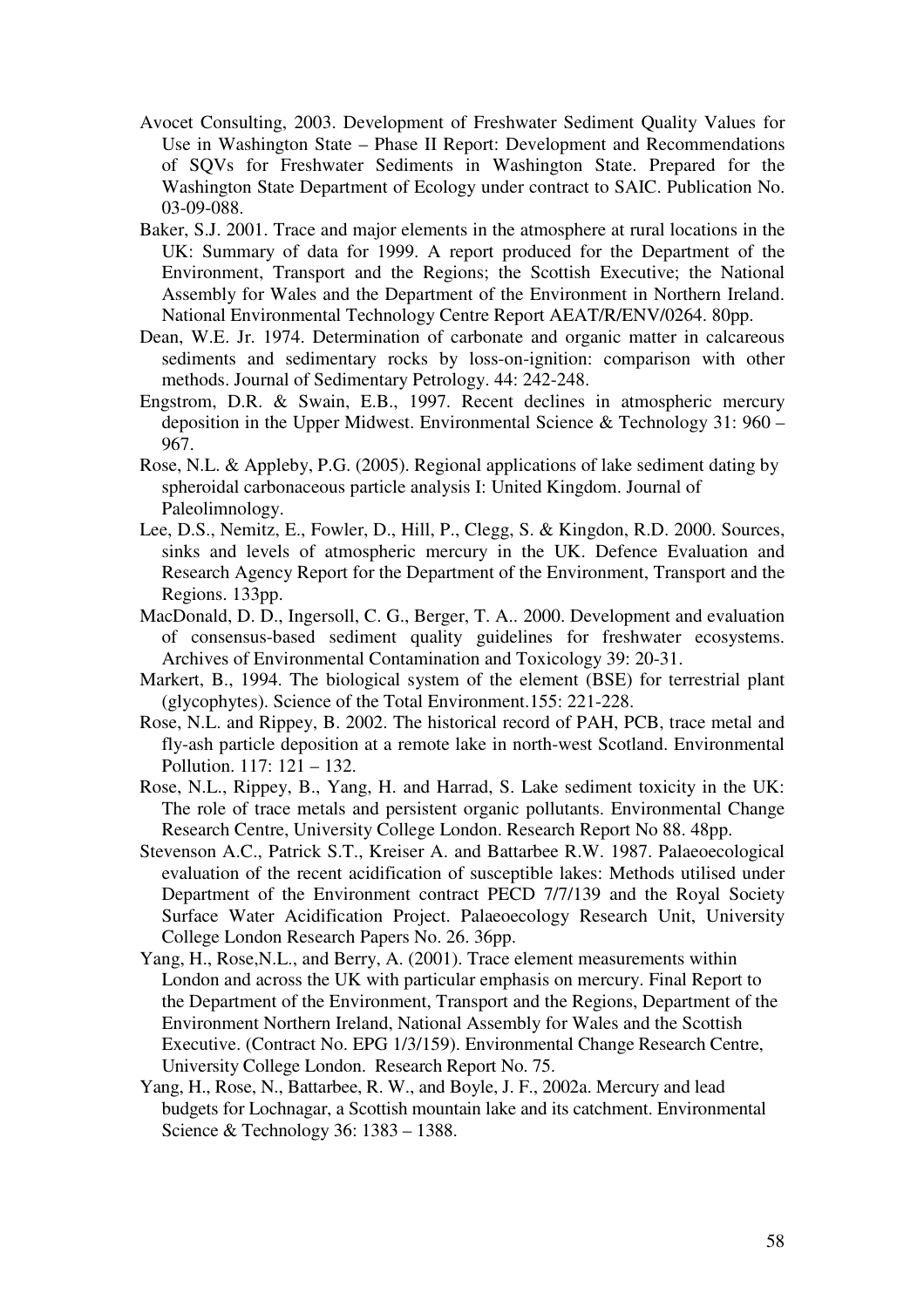Avocet Consulting, 2003. Development of Freshwater Sediment Quality Values for Use in Washington State – Phase II Report: Development and Recommendations of SQVs for Freshwater Sediments in Washington State. Prepared for the Washington State Department of Ecology under contract to SAIC. Publication No. 03-09-088.

Baker, S.J. 2001. Trace and major elements in the atmosphere at rural locations in the UK: Summary of data for 1999. A report produced for the Department of the Environment, Transport and the Regions; the Scottish Executive; the National Assembly for Wales and the Department of the Environment in Northern Ireland. National Environmental Technology Centre Report AEAT/R/ENV/0264. 80pp.

Dean, W.E. Jr. 1974. Determination of carbonate and organic matter in calcareous sediments and sedimentary rocks by loss-on-ignition: comparison with other methods. Journal of Sedimentary Petrology. 44: 242-248.

Engstrom, D.R. & Swain, E.B., 1997. Recent declines in atmospheric mercury deposition in the Upper Midwest. Environmental Science & Technology 31: 960 – 967.

Rose, N.L. & Appleby, P.G. (2005). Regional applications of lake sediment dating by spheroidal carbonaceous particle analysis I: United Kingdom. Journal of Paleolimnology.

Lee, D.S., Nemitz, E., Fowler, D., Hill, P., Clegg, S. & Kingdon, R.D. 2000. Sources, sinks and levels of atmospheric mercury in the UK. Defence Evaluation and Research Agency Report for the Department of the Environment, Transport and the Regions. 133pp.

MacDonald, D. D., Ingersoll, C. G., Berger, T. A.. 2000. Development and evaluation of consensus-based sediment quality guidelines for freshwater ecosystems. Archives of Environmental Contamination and Toxicology 39: 20-31.

Markert, B., 1994. The biological system of the element (BSE) for terrestrial plant (glycophytes). Science of the Total Environment.155: 221-228.

Rose, N.L. and Rippey, B. 2002. The historical record of PAH, PCB, trace metal and fly-ash particle deposition at a remote lake in north-west Scotland. Environmental Pollution. 117: 121 – 132.

Rose, N.L., Rippey, B., Yang, H. and Harrad, S. Lake sediment toxicity in the UK: The role of trace metals and persistent organic pollutants. Environmental Change Research Centre, University College London. Research Report No 88. 48pp.

Stevenson A.C., Patrick S.T., Kreiser A. and Battarbee R.W. 1987. Palaeoecological evaluation of the recent acidification of susceptible lakes: Methods utilised under Department of the Environment contract PECD 7/7/139 and the Royal Society Surface Water Acidification Project. Palaeoecology Research Unit, University College London Research Papers No. 26. 36pp.

Yang, H., Rose,N.L., and Berry, A. (2001). Trace element measurements within London and across the UK with particular emphasis on mercury. Final Report to the Department of the Environment, Transport and the Regions, Department of the Environment Northern Ireland, National Assembly for Wales and the Scottish Executive. (Contract No. EPG 1/3/159). Environmental Change Research Centre, University College London. Research Report No. 75.

Yang, H., Rose, N., Battarbee, R. W., and Boyle, J. F., 2002a. Mercury and lead budgets for Lochnagar, a Scottish mountain lake and its catchment. Environmental Science & Technology 36: 1383 – 1388.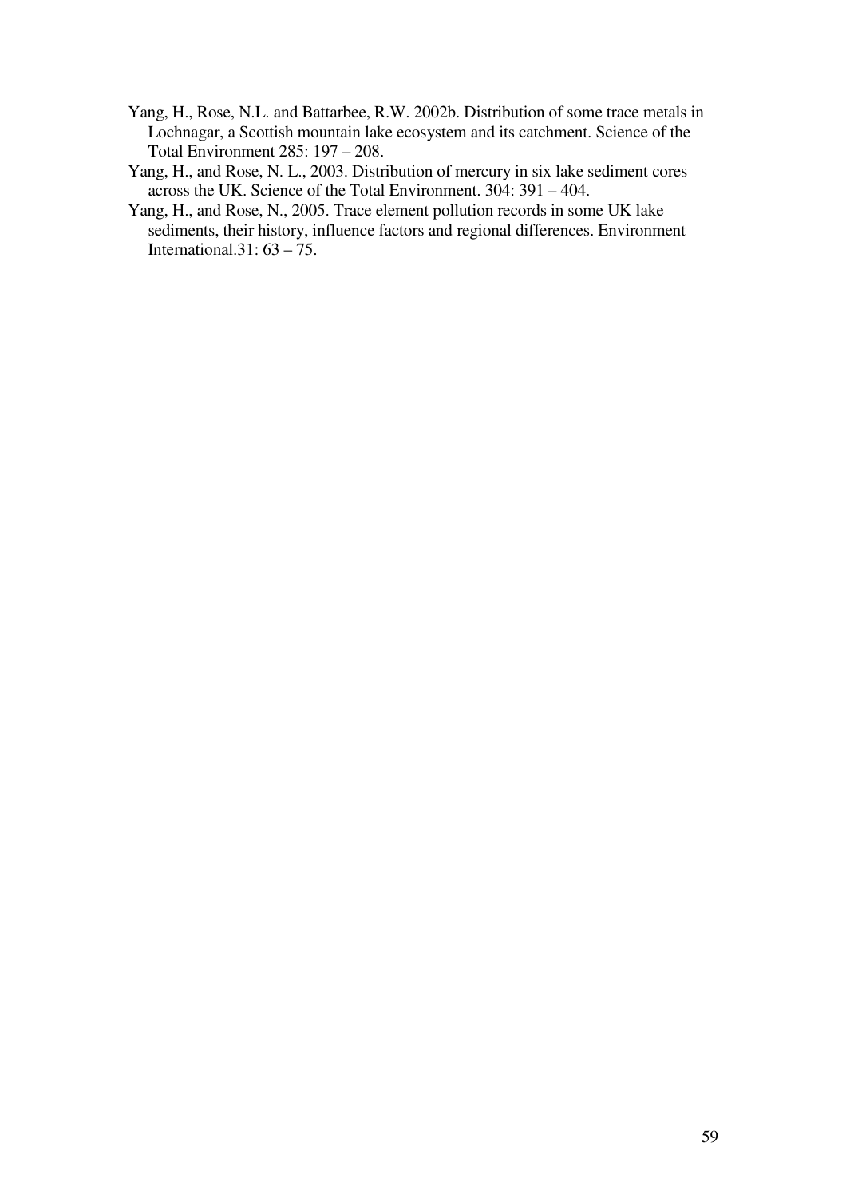Yang, H., Rose, N.L. and Battarbee, R.W. 2002b. Distribution of some trace metals in Lochnagar, a Scottish mountain lake ecosystem and its catchment. Science of the Total Environment 285: 197 – 208.

Yang, H., and Rose, N. L., 2003. Distribution of mercury in six lake sediment cores across the UK. Science of the Total Environment. 304: 391 – 404.

Yang, H., and Rose, N., 2005. Trace element pollution records in some UK lake sediments, their history, influence factors and regional differences. Environment International.31: 63 – 75.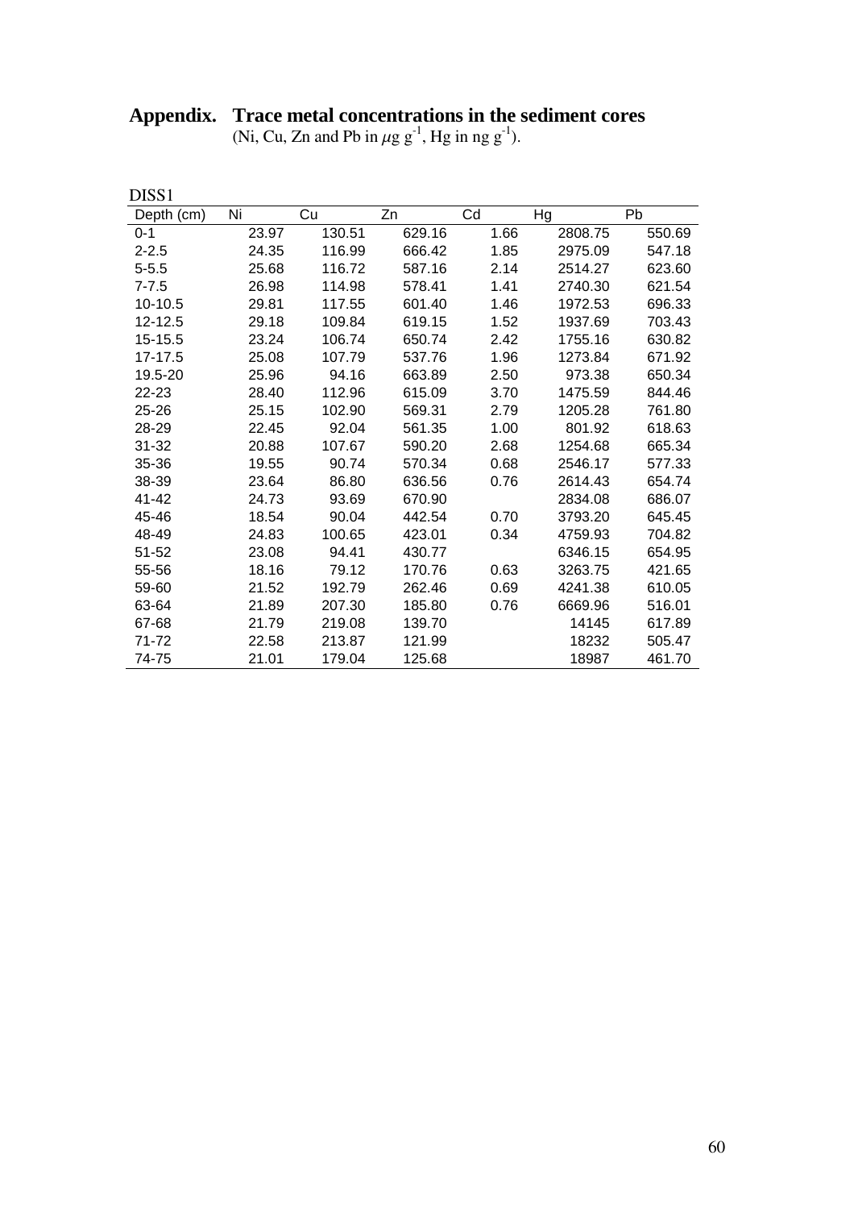# Appendix. Trace metal concentrations in the sediment cores

(Ni, Cu, Zn and Pb in $\mu g\ g^{-1}$, Hg in ng $g^{-1}$).

DISS1

| Depth (cm) | Ni | Cu | Zn | Cd | Hg | Pb |
|---|---|---|---|---|---|---|
| 0-1 | 23.97 | 130.51 | 629.16 | 1.66 | 2808.75 | 550.69 |
| 2-2.5 | 24.35 | 116.99 | 666.42 | 1.85 | 2975.09 | 547.18 |
| 5-5.5 | 25.68 | 116.72 | 587.16 | 2.14 | 2514.27 | 623.60 |
| 7-7.5 | 26.98 | 114.98 | 578.41 | 1.41 | 2740.30 | 621.54 |
| 10-10.5 | 29.81 | 117.55 | 601.40 | 1.46 | 1972.53 | 696.33 |
| 12-12.5 | 29.18 | 109.84 | 619.15 | 1.52 | 1937.69 | 703.43 |
| 15-15.5 | 23.24 | 106.74 | 650.74 | 2.42 | 1755.16 | 630.82 |
| 17-17.5 | 25.08 | 107.79 | 537.76 | 1.96 | 1273.84 | 671.92 |
| 19.5-20 | 25.96 | 94.16 | 663.89 | 2.50 | 973.38 | 650.34 |
| 22-23 | 28.40 | 112.96 | 615.09 | 3.70 | 1475.59 | 844.46 |
| 25-26 | 25.15 | 102.90 | 569.31 | 2.79 | 1205.28 | 761.80 |
| 28-29 | 22.45 | 92.04 | 561.35 | 1.00 | 801.92 | 618.63 |
| 31-32 | 20.88 | 107.67 | 590.20 | 2.68 | 1254.68 | 665.34 |
| 35-36 | 19.55 | 90.74 | 570.34 | 0.68 | 2546.17 | 577.33 |
| 38-39 | 23.64 | 86.80 | 636.56 | 0.76 | 2614.43 | 654.74 |
| 41-42 | 24.73 | 93.69 | 670.90 | | 2834.08 | 686.07 |
| 45-46 | 18.54 | 90.04 | 442.54 | 0.70 | 3793.20 | 645.45 |
| 48-49 | 24.83 | 100.65 | 423.01 | 0.34 | 4759.93 | 704.82 |
| 51-52 | 23.08 | 94.41 | 430.77 | | 6346.15 | 654.95 |
| 55-56 | 18.16 | 79.12 | 170.76 | 0.63 | 3263.75 | 421.65 |
| 59-60 | 21.52 | 192.79 | 262.46 | 0.69 | 4241.38 | 610.05 |
| 63-64 | 21.89 | 207.30 | 185.80 | 0.76 | 6669.96 | 516.01 |
| 67-68 | 21.79 | 219.08 | 139.70 | | 14145 | 617.89 |
| 71-72 | 22.58 | 213.87 | 121.99 | | 18232 | 505.47 |
| 74-75 | 21.01 | 179.04 | 125.68 | | 18987 | 461.70 |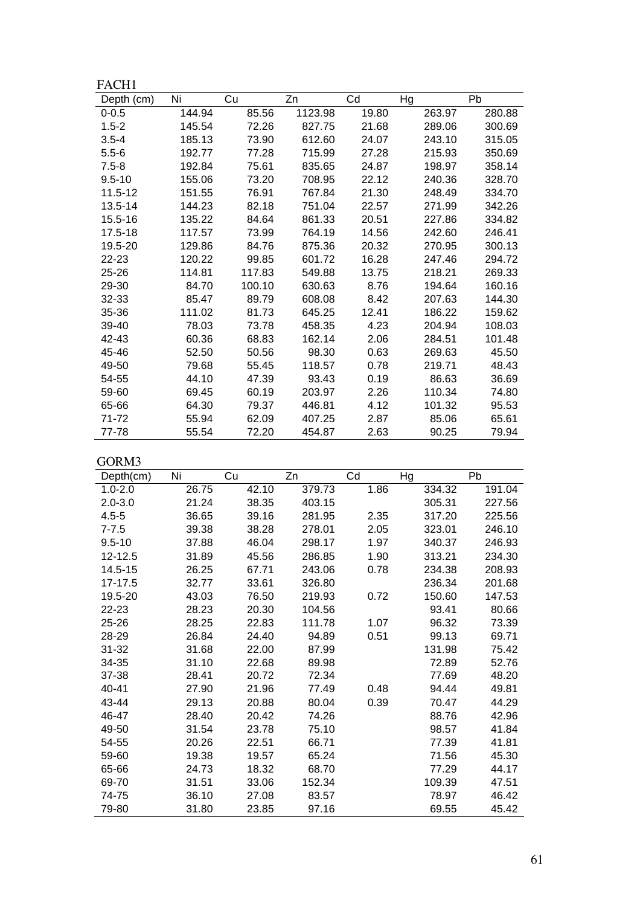FACH1

| Depth (cm) | Ni | Cu | Zn | Cd | Hg | Pb |
|---|---|---|---|---|---|---|
| 0-0.5 | 144.94 | 85.56 | 1123.98 | 19.80 | 263.97 | 280.88 |
| 1.5-2 | 145.54 | 72.26 | 827.75 | 21.68 | 289.06 | 300.69 |
| 3.5-4 | 185.13 | 73.90 | 612.60 | 24.07 | 243.10 | 315.05 |
| 5.5-6 | 192.77 | 77.28 | 715.99 | 27.28 | 215.93 | 350.69 |
| 7.5-8 | 192.84 | 75.61 | 835.65 | 24.87 | 198.97 | 358.14 |
| 9.5-10 | 155.06 | 73.20 | 708.95 | 22.12 | 240.36 | 328.70 |
| 11.5-12 | 151.55 | 76.91 | 767.84 | 21.30 | 248.49 | 334.70 |
| 13.5-14 | 144.23 | 82.18 | 751.04 | 22.57 | 271.99 | 342.26 |
| 15.5-16 | 135.22 | 84.64 | 861.33 | 20.51 | 227.86 | 334.82 |
| 17.5-18 | 117.57 | 73.99 | 764.19 | 14.56 | 242.60 | 246.41 |
| 19.5-20 | 129.86 | 84.76 | 875.36 | 20.32 | 270.95 | 300.13 |
| 22-23 | 120.22 | 99.85 | 601.72 | 16.28 | 247.46 | 294.72 |
| 25-26 | 114.81 | 117.83 | 549.88 | 13.75 | 218.21 | 269.33 |
| 29-30 | 84.70 | 100.10 | 630.63 | 8.76 | 194.64 | 160.16 |
| 32-33 | 85.47 | 89.79 | 608.08 | 8.42 | 207.63 | 144.30 |
| 35-36 | 111.02 | 81.73 | 645.25 | 12.41 | 186.22 | 159.62 |
| 39-40 | 78.03 | 73.78 | 458.35 | 4.23 | 204.94 | 108.03 |
| 42-43 | 60.36 | 68.83 | 162.14 | 2.06 | 284.51 | 101.48 |
| 45-46 | 52.50 | 50.56 | 98.30 | 0.63 | 269.63 | 45.50 |
| 49-50 | 79.68 | 55.45 | 118.57 | 0.78 | 219.71 | 48.43 |
| 54-55 | 44.10 | 47.39 | 93.43 | 0.19 | 86.63 | 36.69 |
| 59-60 | 69.45 | 60.19 | 203.97 | 2.26 | 110.34 | 74.80 |
| 65-66 | 64.30 | 79.37 | 446.81 | 4.12 | 101.32 | 95.53 |
| 71-72 | 55.94 | 62.09 | 407.25 | 2.87 | 85.06 | 65.61 |
| 77-78 | 55.54 | 72.20 | 454.87 | 2.63 | 90.25 | 79.94 |

GORM3

| Depth(cm) | Ni | Cu | Zn | Cd | Hg | Pb |
|---|---|---|---|---|---|---|
| 1.0-2.0 | 26.75 | 42.10 | 379.73 | 1.86 | 334.32 | 191.04 |
| 2.0-3.0 | 21.24 | 38.35 | 403.15 | | 305.31 | 227.56 |
| 4.5-5 | 36.65 | 39.16 | 281.95 | 2.35 | 317.20 | 225.56 |
| 7-7.5 | 39.38 | 38.28 | 278.01 | 2.05 | 323.01 | 246.10 |
| 9.5-10 | 37.88 | 46.04 | 298.17 | 1.97 | 340.37 | 246.93 |
| 12-12.5 | 31.89 | 45.56 | 286.85 | 1.90 | 313.21 | 234.30 |
| 14.5-15 | 26.25 | 67.71 | 243.06 | 0.78 | 234.38 | 208.93 |
| 17-17.5 | 32.77 | 33.61 | 326.80 | | 236.34 | 201.68 |
| 19.5-20 | 43.03 | 76.50 | 219.93 | 0.72 | 150.60 | 147.53 |
| 22-23 | 28.23 | 20.30 | 104.56 | | 93.41 | 80.66 |
| 25-26 | 28.25 | 22.83 | 111.78 | 1.07 | 96.32 | 73.39 |
| 28-29 | 26.84 | 24.40 | 94.89 | 0.51 | 99.13 | 69.71 |
| 31-32 | 31.68 | 22.00 | 87.99 | | 131.98 | 75.42 |
| 34-35 | 31.10 | 22.68 | 89.98 | | 72.89 | 52.76 |
| 37-38 | 28.41 | 20.72 | 72.34 | | 77.69 | 48.20 |
| 40-41 | 27.90 | 21.96 | 77.49 | 0.48 | 94.44 | 49.81 |
| 43-44 | 29.13 | 20.88 | 80.04 | 0.39 | 70.47 | 44.29 |
| 46-47 | 28.40 | 20.42 | 74.26 | | 88.76 | 42.96 |
| 49-50 | 31.54 | 23.78 | 75.10 | | 98.57 | 41.84 |
| 54-55 | 20.26 | 22.51 | 66.71 | | 77.39 | 41.81 |
| 59-60 | 19.38 | 19.57 | 65.24 | | 71.56 | 45.30 |
| 65-66 | 24.73 | 18.32 | 68.70 | | 77.29 | 44.17 |
| 69-70 | 31.51 | 33.06 | 152.34 | | 109.39 | 47.51 |
| 74-75 | 36.10 | 27.08 | 83.57 | | 78.97 | 46.42 |
| 79-80 | 31.80 | 23.85 | 97.16 | | 69.55 | 45.42 |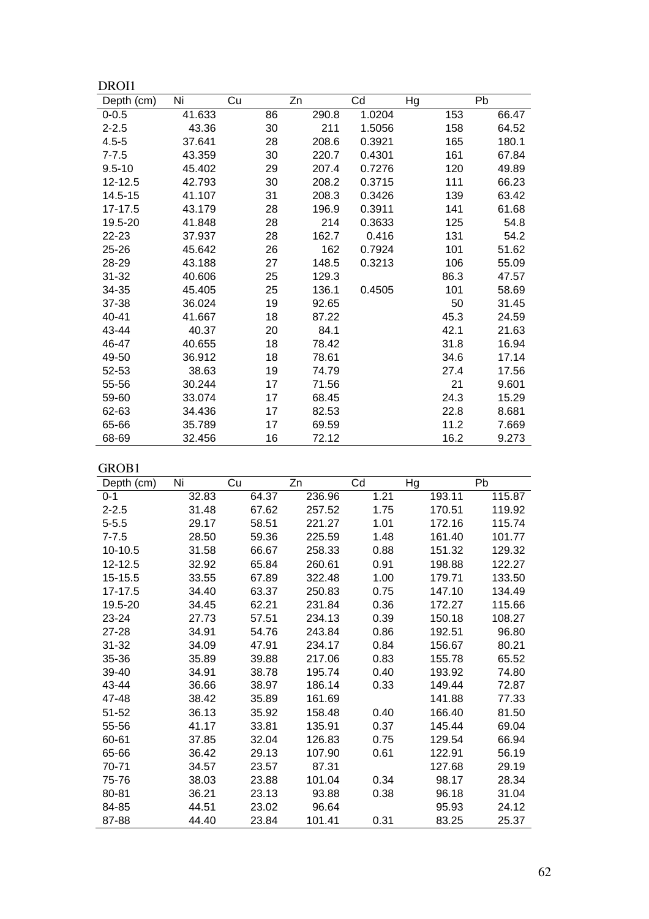DROI1

| Depth (cm) | Ni | Cu | Zn | Cd | Hg | Pb |
|---|---|---|---|---|---|---|
| 0-0.5 | 41.633 | 86 | 290.8 | 1.0204 | 153 | 66.47 |
| 2-2.5 | 43.36 | 30 | 211 | 1.5056 | 158 | 64.52 |
| 4.5-5 | 37.641 | 28 | 208.6 | 0.3921 | 165 | 180.1 |
| 7-7.5 | 43.359 | 30 | 220.7 | 0.4301 | 161 | 67.84 |
| 9.5-10 | 45.402 | 29 | 207.4 | 0.7276 | 120 | 49.89 |
| 12-12.5 | 42.793 | 30 | 208.2 | 0.3715 | 111 | 66.23 |
| 14.5-15 | 41.107 | 31 | 208.3 | 0.3426 | 139 | 63.42 |
| 17-17.5 | 43.179 | 28 | 196.9 | 0.3911 | 141 | 61.68 |
| 19.5-20 | 41.848 | 28 | 214 | 0.3633 | 125 | 54.8 |
| 22-23 | 37.937 | 28 | 162.7 | 0.416 | 131 | 54.2 |
| 25-26 | 45.642 | 26 | 162 | 0.7924 | 101 | 51.62 |
| 28-29 | 43.188 | 27 | 148.5 | 0.3213 | 106 | 55.09 |
| 31-32 | 40.606 | 25 | 129.3 | | 86.3 | 47.57 |
| 34-35 | 45.405 | 25 | 136.1 | 0.4505 | 101 | 58.69 |
| 37-38 | 36.024 | 19 | 92.65 | | 50 | 31.45 |
| 40-41 | 41.667 | 18 | 87.22 | | 45.3 | 24.59 |
| 43-44 | 40.37 | 20 | 84.1 | | 42.1 | 21.63 |
| 46-47 | 40.655 | 18 | 78.42 | | 31.8 | 16.94 |
| 49-50 | 36.912 | 18 | 78.61 | | 34.6 | 17.14 |
| 52-53 | 38.63 | 19 | 74.79 | | 27.4 | 17.56 |
| 55-56 | 30.244 | 17 | 71.56 | | 21 | 9.601 |
| 59-60 | 33.074 | 17 | 68.45 | | 24.3 | 15.29 |
| 62-63 | 34.436 | 17 | 82.53 | | 22.8 | 8.681 |
| 65-66 | 35.789 | 17 | 69.59 | | 11.2 | 7.669 |
| 68-69 | 32.456 | 16 | 72.12 | | 16.2 | 9.273 |

GROB1

| Depth (cm) | Ni | Cu | Zn | Cd | Hg | Pb |
|---|---|---|---|---|---|---|
| 0-1 | 32.83 | 64.37 | 236.96 | 1.21 | 193.11 | 115.87 |
| 2-2.5 | 31.48 | 67.62 | 257.52 | 1.75 | 170.51 | 119.92 |
| 5-5.5 | 29.17 | 58.51 | 221.27 | 1.01 | 172.16 | 115.74 |
| 7-7.5 | 28.50 | 59.36 | 225.59 | 1.48 | 161.40 | 101.77 |
| 10-10.5 | 31.58 | 66.67 | 258.33 | 0.88 | 151.32 | 129.32 |
| 12-12.5 | 32.92 | 65.84 | 260.61 | 0.91 | 198.88 | 122.27 |
| 15-15.5 | 33.55 | 67.89 | 322.48 | 1.00 | 179.71 | 133.50 |
| 17-17.5 | 34.40 | 63.37 | 250.83 | 0.75 | 147.10 | 134.49 |
| 19.5-20 | 34.45 | 62.21 | 231.84 | 0.36 | 172.27 | 115.66 |
| 23-24 | 27.73 | 57.51 | 234.13 | 0.39 | 150.18 | 108.27 |
| 27-28 | 34.91 | 54.76 | 243.84 | 0.86 | 192.51 | 96.80 |
| 31-32 | 34.09 | 47.91 | 234.17 | 0.84 | 156.67 | 80.21 |
| 35-36 | 35.89 | 39.88 | 217.06 | 0.83 | 155.78 | 65.52 |
| 39-40 | 34.91 | 38.78 | 195.74 | 0.40 | 193.92 | 74.80 |
| 43-44 | 36.66 | 38.97 | 186.14 | 0.33 | 149.44 | 72.87 |
| 47-48 | 38.42 | 35.89 | 161.69 | | 141.88 | 77.33 |
| 51-52 | 36.13 | 35.92 | 158.48 | 0.40 | 166.40 | 81.50 |
| 55-56 | 41.17 | 33.81 | 135.91 | 0.37 | 145.44 | 69.04 |
| 60-61 | 37.85 | 32.04 | 126.83 | 0.75 | 129.54 | 66.94 |
| 65-66 | 36.42 | 29.13 | 107.90 | 0.61 | 122.91 | 56.19 |
| 70-71 | 34.57 | 23.57 | 87.31 | | 127.68 | 29.19 |
| 75-76 | 38.03 | 23.88 | 101.04 | 0.34 | 98.17 | 28.34 |
| 80-81 | 36.21 | 23.13 | 93.88 | 0.38 | 96.18 | 31.04 |
| 84-85 | 44.51 | 23.02 | 96.64 | | 95.93 | 24.12 |
| 87-88 | 44.40 | 23.84 | 101.41 | 0.31 | 83.25 | 25.37 |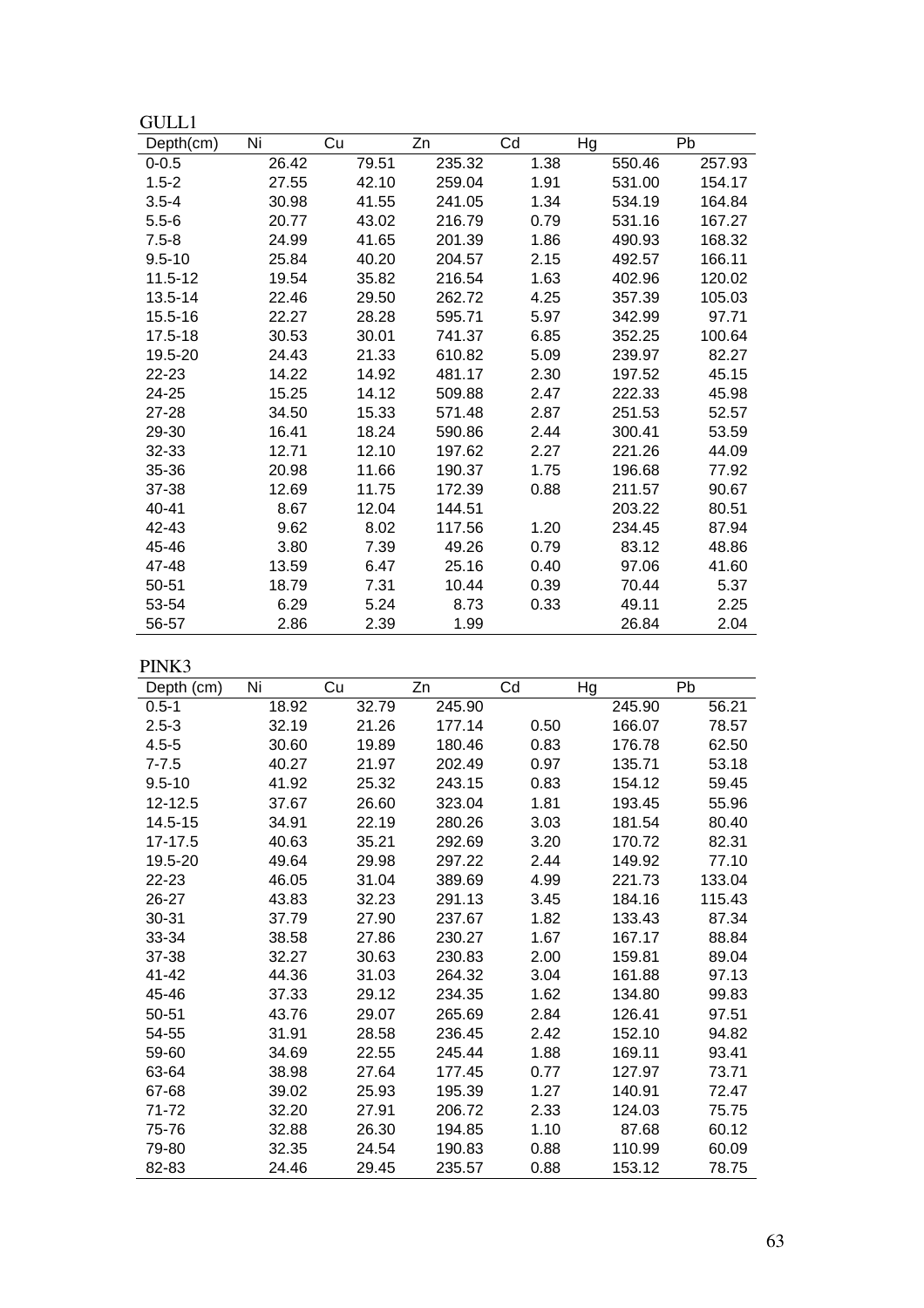GULL1

| Depth(cm) | Ni | Cu | Zn | Cd | Hg | Pb |
|---|---|---|---|---|---|---|
| 0-0.5 | 26.42 | 79.51 | 235.32 | 1.38 | 550.46 | 257.93 |
| 1.5-2 | 27.55 | 42.10 | 259.04 | 1.91 | 531.00 | 154.17 |
| 3.5-4 | 30.98 | 41.55 | 241.05 | 1.34 | 534.19 | 164.84 |
| 5.5-6 | 20.77 | 43.02 | 216.79 | 0.79 | 531.16 | 167.27 |
| 7.5-8 | 24.99 | 41.65 | 201.39 | 1.86 | 490.93 | 168.32 |
| 9.5-10 | 25.84 | 40.20 | 204.57 | 2.15 | 492.57 | 166.11 |
| 11.5-12 | 19.54 | 35.82 | 216.54 | 1.63 | 402.96 | 120.02 |
| 13.5-14 | 22.46 | 29.50 | 262.72 | 4.25 | 357.39 | 105.03 |
| 15.5-16 | 22.27 | 28.28 | 595.71 | 5.97 | 342.99 | 97.71 |
| 17.5-18 | 30.53 | 30.01 | 741.37 | 6.85 | 352.25 | 100.64 |
| 19.5-20 | 24.43 | 21.33 | 610.82 | 5.09 | 239.97 | 82.27 |
| 22-23 | 14.22 | 14.92 | 481.17 | 2.30 | 197.52 | 45.15 |
| 24-25 | 15.25 | 14.12 | 509.88 | 2.47 | 222.33 | 45.98 |
| 27-28 | 34.50 | 15.33 | 571.48 | 2.87 | 251.53 | 52.57 |
| 29-30 | 16.41 | 18.24 | 590.86 | 2.44 | 300.41 | 53.59 |
| 32-33 | 12.71 | 12.10 | 197.62 | 2.27 | 221.26 | 44.09 |
| 35-36 | 20.98 | 11.66 | 190.37 | 1.75 | 196.68 | 77.92 |
| 37-38 | 12.69 | 11.75 | 172.39 | 0.88 | 211.57 | 90.67 |
| 40-41 | 8.67 | 12.04 | 144.51 | | 203.22 | 80.51 |
| 42-43 | 9.62 | 8.02 | 117.56 | 1.20 | 234.45 | 87.94 |
| 45-46 | 3.80 | 7.39 | 49.26 | 0.79 | 83.12 | 48.86 |
| 47-48 | 13.59 | 6.47 | 25.16 | 0.40 | 97.06 | 41.60 |
| 50-51 | 18.79 | 7.31 | 10.44 | 0.39 | 70.44 | 5.37 |
| 53-54 | 6.29 | 5.24 | 8.73 | 0.33 | 49.11 | 2.25 |
| 56-57 | 2.86 | 2.39 | 1.99 | | 26.84 | 2.04 |

PINK3

| Depth (cm) | Ni | Cu | Zn | Cd | Hg | Pb |
|---|---|---|---|---|---|---|
| 0.5-1 | 18.92 | 32.79 | 245.90 | | 245.90 | 56.21 |
| 2.5-3 | 32.19 | 21.26 | 177.14 | 0.50 | 166.07 | 78.57 |
| 4.5-5 | 30.60 | 19.89 | 180.46 | 0.83 | 176.78 | 62.50 |
| 7-7.5 | 40.27 | 21.97 | 202.49 | 0.97 | 135.71 | 53.18 |
| 9.5-10 | 41.92 | 25.32 | 243.15 | 0.83 | 154.12 | 59.45 |
| 12-12.5 | 37.67 | 26.60 | 323.04 | 1.81 | 193.45 | 55.96 |
| 14.5-15 | 34.91 | 22.19 | 280.26 | 3.03 | 181.54 | 80.40 |
| 17-17.5 | 40.63 | 35.21 | 292.69 | 3.20 | 170.72 | 82.31 |
| 19.5-20 | 49.64 | 29.98 | 297.22 | 2.44 | 149.92 | 77.10 |
| 22-23 | 46.05 | 31.04 | 389.69 | 4.99 | 221.73 | 133.04 |
| 26-27 | 43.83 | 32.23 | 291.13 | 3.45 | 184.16 | 115.43 |
| 30-31 | 37.79 | 27.90 | 237.67 | 1.82 | 133.43 | 87.34 |
| 33-34 | 38.58 | 27.86 | 230.27 | 1.67 | 167.17 | 88.84 |
| 37-38 | 32.27 | 30.63 | 230.83 | 2.00 | 159.81 | 89.04 |
| 41-42 | 44.36 | 31.03 | 264.32 | 3.04 | 161.88 | 97.13 |
| 45-46 | 37.33 | 29.12 | 234.35 | 1.62 | 134.80 | 99.83 |
| 50-51 | 43.76 | 29.07 | 265.69 | 2.84 | 126.41 | 97.51 |
| 54-55 | 31.91 | 28.58 | 236.45 | 2.42 | 152.10 | 94.82 |
| 59-60 | 34.69 | 22.55 | 245.44 | 1.88 | 169.11 | 93.41 |
| 63-64 | 38.98 | 27.64 | 177.45 | 0.77 | 127.97 | 73.71 |
| 67-68 | 39.02 | 25.93 | 195.39 | 1.27 | 140.91 | 72.47 |
| 71-72 | 32.20 | 27.91 | 206.72 | 2.33 | 124.03 | 75.75 |
| 75-76 | 32.88 | 26.30 | 194.85 | 1.10 | 87.68 | 60.12 |
| 79-80 | 32.35 | 24.54 | 190.83 | 0.88 | 110.99 | 60.09 |
| 82-83 | 24.46 | 29.45 | 235.57 | 0.88 | 153.12 | 78.75 |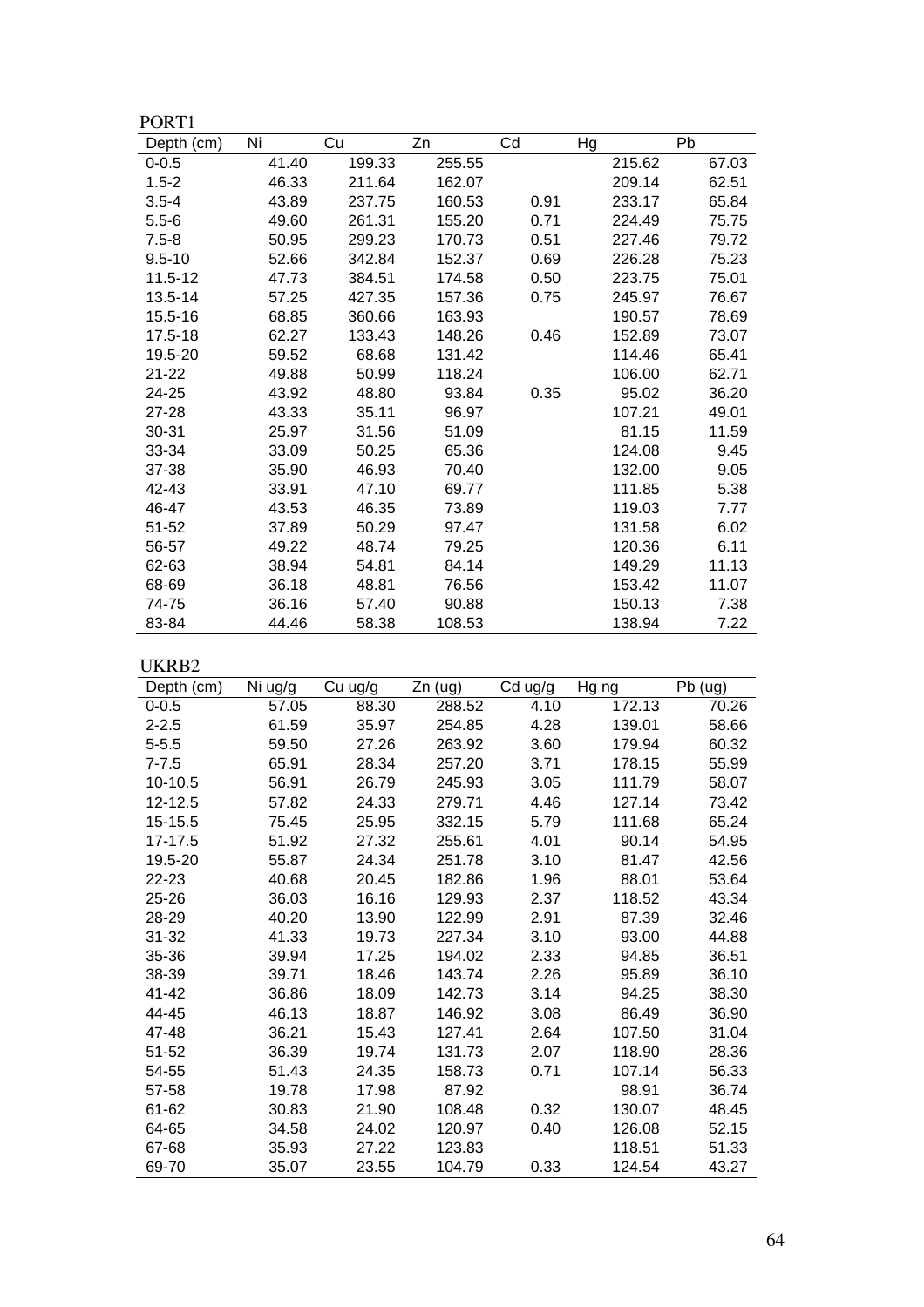PORT1

| Depth (cm) | Ni | Cu | Zn | Cd | Hg | Pb |
|---|---|---|---|---|---|---|
| 0-0.5 | 41.40 | 199.33 | 255.55 | | 215.62 | 67.03 |
| 1.5-2 | 46.33 | 211.64 | 162.07 | | 209.14 | 62.51 |
| 3.5-4 | 43.89 | 237.75 | 160.53 | 0.91 | 233.17 | 65.84 |
| 5.5-6 | 49.60 | 261.31 | 155.20 | 0.71 | 224.49 | 75.75 |
| 7.5-8 | 50.95 | 299.23 | 170.73 | 0.51 | 227.46 | 79.72 |
| 9.5-10 | 52.66 | 342.84 | 152.37 | 0.69 | 226.28 | 75.23 |
| 11.5-12 | 47.73 | 384.51 | 174.58 | 0.50 | 223.75 | 75.01 |
| 13.5-14 | 57.25 | 427.35 | 157.36 | 0.75 | 245.97 | 76.67 |
| 15.5-16 | 68.85 | 360.66 | 163.93 | | 190.57 | 78.69 |
| 17.5-18 | 62.27 | 133.43 | 148.26 | 0.46 | 152.89 | 73.07 |
| 19.5-20 | 59.52 | 68.68 | 131.42 | | 114.46 | 65.41 |
| 21-22 | 49.88 | 50.99 | 118.24 | | 106.00 | 62.71 |
| 24-25 | 43.92 | 48.80 | 93.84 | 0.35 | 95.02 | 36.20 |
| 27-28 | 43.33 | 35.11 | 96.97 | | 107.21 | 49.01 |
| 30-31 | 25.97 | 31.56 | 51.09 | | 81.15 | 11.59 |
| 33-34 | 33.09 | 50.25 | 65.36 | | 124.08 | 9.45 |
| 37-38 | 35.90 | 46.93 | 70.40 | | 132.00 | 9.05 |
| 42-43 | 33.91 | 47.10 | 69.77 | | 111.85 | 5.38 |
| 46-47 | 43.53 | 46.35 | 73.89 | | 119.03 | 7.77 |
| 51-52 | 37.89 | 50.29 | 97.47 | | 131.58 | 6.02 |
| 56-57 | 49.22 | 48.74 | 79.25 | | 120.36 | 6.11 |
| 62-63 | 38.94 | 54.81 | 84.14 | | 149.29 | 11.13 |
| 68-69 | 36.18 | 48.81 | 76.56 | | 153.42 | 11.07 |
| 74-75 | 36.16 | 57.40 | 90.88 | | 150.13 | 7.38 |
| 83-84 | 44.46 | 58.38 | 108.53 | | 138.94 | 7.22 |

UKRB2

| Depth (cm) | Ni ug/g | Cu ug/g | Zn (ug) | Cd ug/g | Hg ng | Pb (ug) |
|---|---|---|---|---|---|---|
| 0-0.5 | 57.05 | 88.30 | 288.52 | 4.10 | 172.13 | 70.26 |
| 2-2.5 | 61.59 | 35.97 | 254.85 | 4.28 | 139.01 | 58.66 |
| 5-5.5 | 59.50 | 27.26 | 263.92 | 3.60 | 179.94 | 60.32 |
| 7-7.5 | 65.91 | 28.34 | 257.20 | 3.71 | 178.15 | 55.99 |
| 10-10.5 | 56.91 | 26.79 | 245.93 | 3.05 | 111.79 | 58.07 |
| 12-12.5 | 57.82 | 24.33 | 279.71 | 4.46 | 127.14 | 73.42 |
| 15-15.5 | 75.45 | 25.95 | 332.15 | 5.79 | 111.68 | 65.24 |
| 17-17.5 | 51.92 | 27.32 | 255.61 | 4.01 | 90.14 | 54.95 |
| 19.5-20 | 55.87 | 24.34 | 251.78 | 3.10 | 81.47 | 42.56 |
| 22-23 | 40.68 | 20.45 | 182.86 | 1.96 | 88.01 | 53.64 |
| 25-26 | 36.03 | 16.16 | 129.93 | 2.37 | 118.52 | 43.34 |
| 28-29 | 40.20 | 13.90 | 122.99 | 2.91 | 87.39 | 32.46 |
| 31-32 | 41.33 | 19.73 | 227.34 | 3.10 | 93.00 | 44.88 |
| 35-36 | 39.94 | 17.25 | 194.02 | 2.33 | 94.85 | 36.51 |
| 38-39 | 39.71 | 18.46 | 143.74 | 2.26 | 95.89 | 36.10 |
| 41-42 | 36.86 | 18.09 | 142.73 | 3.14 | 94.25 | 38.30 |
| 44-45 | 46.13 | 18.87 | 146.92 | 3.08 | 86.49 | 36.90 |
| 47-48 | 36.21 | 15.43 | 127.41 | 2.64 | 107.50 | 31.04 |
| 51-52 | 36.39 | 19.74 | 131.73 | 2.07 | 118.90 | 28.36 |
| 54-55 | 51.43 | 24.35 | 158.73 | 0.71 | 107.14 | 56.33 |
| 57-58 | 19.78 | 17.98 | 87.92 | | 98.91 | 36.74 |
| 61-62 | 30.83 | 21.90 | 108.48 | 0.32 | 130.07 | 48.45 |
| 64-65 | 34.58 | 24.02 | 120.97 | 0.40 | 126.08 | 52.15 |
| 67-68 | 35.93 | 27.22 | 123.83 | | 118.51 | 51.33 |
| 69-70 | 35.07 | 23.55 | 104.79 | 0.33 | 124.54 | 43.27 |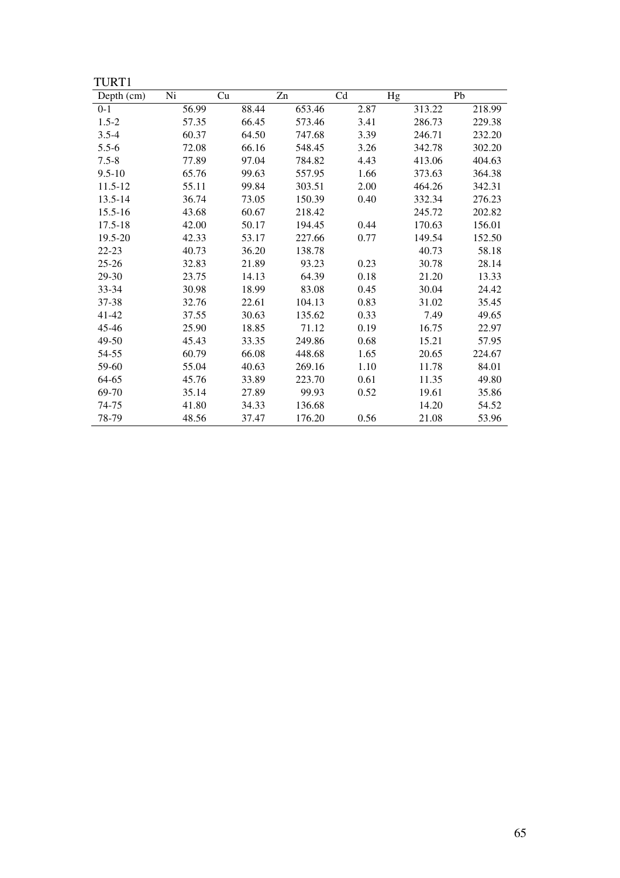TURT1

| Depth (cm) | Ni | Cu | Zn | Cd | Hg | Pb |
|---|---|---|---|---|---|---|
| 0-1 | 56.99 | 88.44 | 653.46 | 2.87 | 313.22 | 218.99 |
| 1.5-2 | 57.35 | 66.45 | 573.46 | 3.41 | 286.73 | 229.38 |
| 3.5-4 | 60.37 | 64.50 | 747.68 | 3.39 | 246.71 | 232.20 |
| 5.5-6 | 72.08 | 66.16 | 548.45 | 3.26 | 342.78 | 302.20 |
| 7.5-8 | 77.89 | 97.04 | 784.82 | 4.43 | 413.06 | 404.63 |
| 9.5-10 | 65.76 | 99.63 | 557.95 | 1.66 | 373.63 | 364.38 |
| 11.5-12 | 55.11 | 99.84 | 303.51 | 2.00 | 464.26 | 342.31 |
| 13.5-14 | 36.74 | 73.05 | 150.39 | 0.40 | 332.34 | 276.23 |
| 15.5-16 | 43.68 | 60.67 | 218.42 | | 245.72 | 202.82 |
| 17.5-18 | 42.00 | 50.17 | 194.45 | 0.44 | 170.63 | 156.01 |
| 19.5-20 | 42.33 | 53.17 | 227.66 | 0.77 | 149.54 | 152.50 |
| 22-23 | 40.73 | 36.20 | 138.78 | | 40.73 | 58.18 |
| 25-26 | 32.83 | 21.89 | 93.23 | 0.23 | 30.78 | 28.14 |
| 29-30 | 23.75 | 14.13 | 64.39 | 0.18 | 21.20 | 13.33 |
| 33-34 | 30.98 | 18.99 | 83.08 | 0.45 | 30.04 | 24.42 |
| 37-38 | 32.76 | 22.61 | 104.13 | 0.83 | 31.02 | 35.45 |
| 41-42 | 37.55 | 30.63 | 135.62 | 0.33 | 7.49 | 49.65 |
| 45-46 | 25.90 | 18.85 | 71.12 | 0.19 | 16.75 | 22.97 |
| 49-50 | 45.43 | 33.35 | 249.86 | 0.68 | 15.21 | 57.95 |
| 54-55 | 60.79 | 66.08 | 448.68 | 1.65 | 20.65 | 224.67 |
| 59-60 | 55.04 | 40.63 | 269.16 | 1.10 | 11.78 | 84.01 |
| 64-65 | 45.76 | 33.89 | 223.70 | 0.61 | 11.35 | 49.80 |
| 69-70 | 35.14 | 27.89 | 99.93 | 0.52 | 19.61 | 35.86 |
| 74-75 | 41.80 | 34.33 | 136.68 | | 14.20 | 54.52 |
| 78-79 | 48.56 | 37.47 | 176.20 | 0.56 | 21.08 | 53.96 |